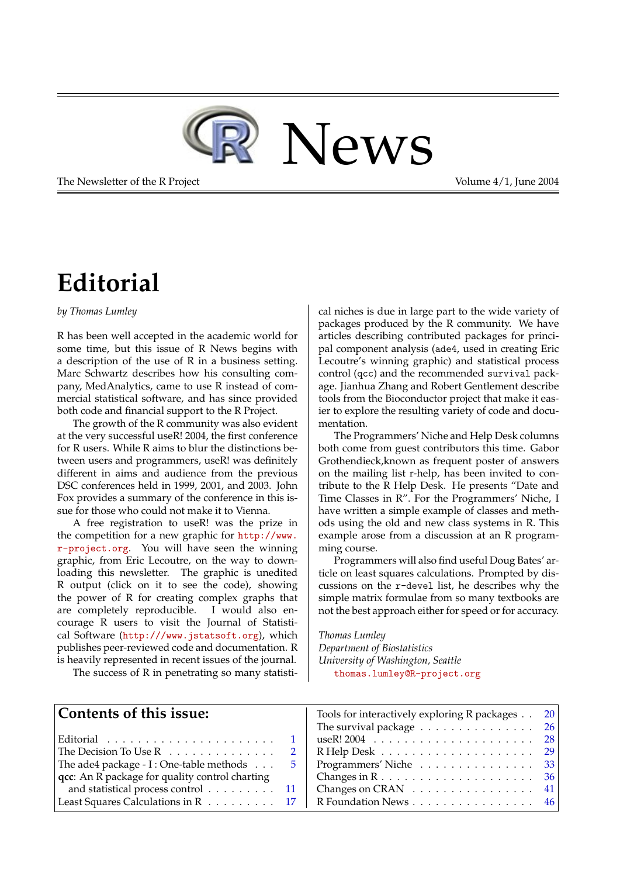# R News

The Newsletter of the R Project — Volume 4/1, June 2004

## Editorial

*by Thomas Lumley*

R has been well accepted in the academic world for some time, but this issue of R News begins with a description of the use of R in a business setting. Marc Schwartz describes how his consulting company, MedAnalytics, came to use R instead of commercial statistical software, and has since provided both code and financial support to the R Project.

The growth of the R community was also evident at the very successful useR! 2004, the first conference for R users. While R aims to blur the distinctions between users and programmers, useR! was definitely different in aims and audience from the previous DSC conferences held in 1999, 2001, and 2003. John Fox provides a summary of the conference in this issue for those who could not make it to Vienna.

A free registration to useR! was the prize in the competition for a new graphic for http://www.r-project.org. You will have seen the winning graphic, from Eric Lecoutre, on the way to downloading this newsletter. The graphic is unedited R output (click on it to see the code), showing the power of R for creating complex graphs that are completely reproducible. I would also encourage R users to visit the Journal of Statistical Software (http:///www.jstatsoft.org), which publishes peer-reviewed code and documentation. R is heavily represented in recent issues of the journal.

The success of R in penetrating so many statistical niches is due in large part to the wide variety of packages produced by the R community. We have articles describing contributed packages for principal component analysis (`ade4`, used in creating Eric Lecoutre's winning graphic) and statistical process control (`qcc`) and the recommended `survival` package. Jianhua Zhang and Robert Gentlement describe tools from the Bioconductor project that make it easier to explore the resulting variety of code and documentation.

The Programmers' Niche and Help Desk columns both come from guest contributors this time. Gabor Grothendieck,known as frequent poster of answers on the mailing list r-help, has been invited to contribute to the R Help Desk. He presents "Date and Time Classes in R". For the Programmers' Niche, I have written a simple example of classes and methods using the old and new class systems in R. This example arose from a discussion at an R programming course.

Programmers will also find useful Doug Bates' article on least squares calculations. Prompted by discussions on the `r-devel` list, he describes why the simple matrix formulae from so many textbooks are not the best approach either for speed or for accuracy.

*Thomas Lumley*
*Department of Biostatistics*
*University of Washington, Seattle*
thomas.lumley@R-project.org

## Contents of this issue:

| | |
|---|---|
| Editorial | 1 |
| The Decision To Use R | 2 |
| The ade4 package - I : One-table methods | 5 |
| **qcc**: An R package for quality control charting and statistical process control | 11 |
| Least Squares Calculations in R | 17 |
| Tools for interactively exploring R packages | 20 |
| The survival package | 26 |
| useR! 2004 | 28 |
| R Help Desk | 29 |
| Programmers' Niche | 33 |
| Changes in R | 36 |
| Changes on CRAN | 41 |
| R Foundation News | 46 |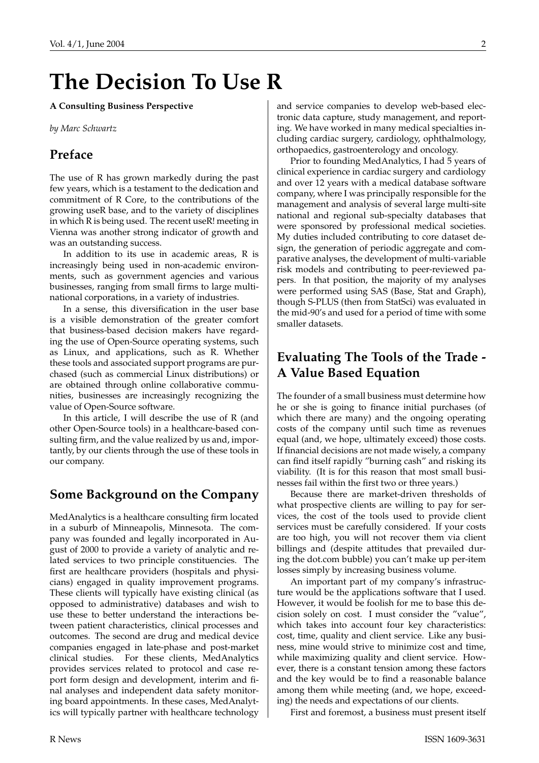# The Decision To Use R

**A Consulting Business Perspective**

*by Marc Schwartz*

## Preface

The use of R has grown markedly during the past few years, which is a testament to the dedication and commitment of R Core, to the contributions of the growing useR base, and to the variety of disciplines in which R is being used. The recent useR! meeting in Vienna was another strong indicator of growth and was an outstanding success.

In addition to its use in academic areas, R is increasingly being used in non-academic environments, such as government agencies and various businesses, ranging from small firms to large multinational corporations, in a variety of industries.

In a sense, this diversification in the user base is a visible demonstration of the greater comfort that business-based decision makers have regarding the use of Open-Source operating systems, such as Linux, and applications, such as R. Whether these tools and associated support programs are purchased (such as commercial Linux distributions) or are obtained through online collaborative communities, businesses are increasingly recognizing the value of Open-Source software.

In this article, I will describe the use of R (and other Open-Source tools) in a healthcare-based consulting firm, and the value realized by us and, importantly, by our clients through the use of these tools in our company.

## Some Background on the Company

MedAnalytics is a healthcare consulting firm located in a suburb of Minneapolis, Minnesota. The company was founded and legally incorporated in August of 2000 to provide a variety of analytic and related services to two principle constituencies. The first are healthcare providers (hospitals and physicians) engaged in quality improvement programs. These clients will typically have existing clinical (as opposed to administrative) databases and wish to use these to better understand the interactions between patient characteristics, clinical processes and outcomes. The second are drug and medical device companies engaged in late-phase and post-market clinical studies. For these clients, MedAnalytics provides services related to protocol and case report form design and development, interim and final analyses and independent data safety monitoring board appointments. In these cases, MedAnalytics will typically partner with healthcare technology and service companies to develop web-based electronic data capture, study management, and reporting. We have worked in many medical specialties including cardiac surgery, cardiology, ophthalmology, orthopaedics, gastroenterology and oncology.

Prior to founding MedAnalytics, I had 5 years of clinical experience in cardiac surgery and cardiology and over 12 years with a medical database software company, where I was principally responsible for the management and analysis of several large multi-site national and regional sub-specialty databases that were sponsored by professional medical societies. My duties included contributing to core dataset design, the generation of periodic aggregate and comparative analyses, the development of multi-variable risk models and contributing to peer-reviewed papers. In that position, the majority of my analyses were performed using SAS (Base, Stat and Graph), though S-PLUS (then from StatSci) was evaluated in the mid-90's and used for a period of time with some smaller datasets.

## Evaluating The Tools of the Trade - A Value Based Equation

The founder of a small business must determine how he or she is going to finance initial purchases (of which there are many) and the ongoing operating costs of the company until such time as revenues equal (and, we hope, ultimately exceed) those costs. If financial decisions are not made wisely, a company can find itself rapidly "burning cash" and risking its viability. (It is for this reason that most small businesses fail within the first two or three years.)

Because there are market-driven thresholds of what prospective clients are willing to pay for services, the cost of the tools used to provide client services must be carefully considered. If your costs are too high, you will not recover them via client billings and (despite attitudes that prevailed during the dot.com bubble) you can't make up per-item losses simply by increasing business volume.

An important part of my company's infrastructure would be the applications software that I used. However, it would be foolish for me to base this decision solely on cost. I must consider the "value", which takes into account four key characteristics: cost, time, quality and client service. Like any business, mine would strive to minimize cost and time, while maximizing quality and client service. However, there is a constant tension among these factors and the key would be to find a reasonable balance among them while meeting (and, we hope, exceeding) the needs and expectations of our clients.

First and foremost, a business must present itself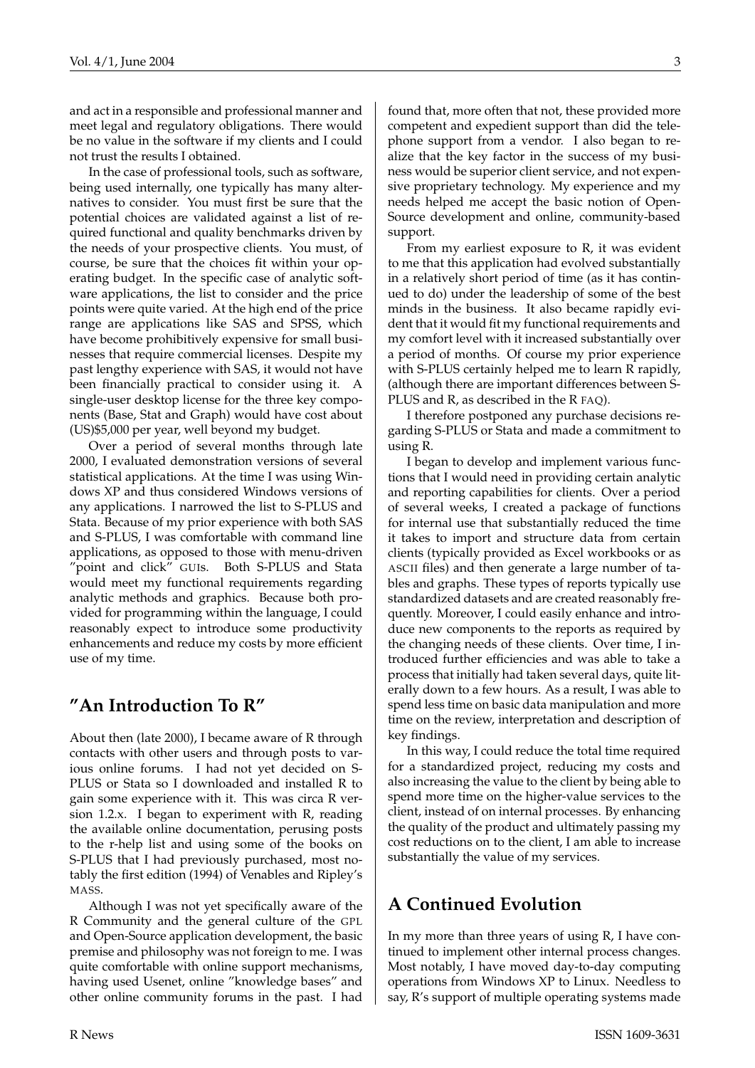and act in a responsible and professional manner and meet legal and regulatory obligations. There would be no value in the software if my clients and I could not trust the results I obtained.

In the case of professional tools, such as software, being used internally, one typically has many alternatives to consider. You must first be sure that the potential choices are validated against a list of required functional and quality benchmarks driven by the needs of your prospective clients. You must, of course, be sure that the choices fit within your operating budget. In the specific case of analytic software applications, the list to consider and the price points were quite varied. At the high end of the price range are applications like SAS and SPSS, which have become prohibitively expensive for small businesses that require commercial licenses. Despite my past lengthy experience with SAS, it would not have been financially practical to consider using it. A single-user desktop license for the three key components (Base, Stat and Graph) would have cost about (US)$5,000 per year, well beyond my budget.

Over a period of several months through late 2000, I evaluated demonstration versions of several statistical applications. At the time I was using Windows XP and thus considered Windows versions of any applications. I narrowed the list to S-PLUS and Stata. Because of my prior experience with both SAS and S-PLUS, I was comfortable with command line applications, as opposed to those with menu-driven "point and click" GUIs. Both S-PLUS and Stata would meet my functional requirements regarding analytic methods and graphics. Because both provided for programming within the language, I could reasonably expect to introduce some productivity enhancements and reduce my costs by more efficient use of my time.

## "An Introduction To R"

About then (late 2000), I became aware of R through contacts with other users and through posts to various online forums. I had not yet decided on S-PLUS or Stata so I downloaded and installed R to gain some experience with it. This was circa R version 1.2.x. I began to experiment with R, reading the available online documentation, perusing posts to the r-help list and using some of the books on S-PLUS that I had previously purchased, most notably the first edition (1994) of Venables and Ripley's MASS.

Although I was not yet specifically aware of the R Community and the general culture of the GPL and Open-Source application development, the basic premise and philosophy was not foreign to me. I was quite comfortable with online support mechanisms, having used Usenet, online "knowledge bases" and other online community forums in the past. I had found that, more often that not, these provided more competent and expedient support than did the telephone support from a vendor. I also began to realize that the key factor in the success of my business would be superior client service, and not expensive proprietary technology. My experience and my needs helped me accept the basic notion of Open-Source development and online, community-based support.

From my earliest exposure to R, it was evident to me that this application had evolved substantially in a relatively short period of time (as it has continued to do) under the leadership of some of the best minds in the business. It also became rapidly evident that it would fit my functional requirements and my comfort level with it increased substantially over a period of months. Of course my prior experience with S-PLUS certainly helped me to learn R rapidly, (although there are important differences between S-PLUS and R, as described in the R FAQ).

I therefore postponed any purchase decisions regarding S-PLUS or Stata and made a commitment to using R.

I began to develop and implement various functions that I would need in providing certain analytic and reporting capabilities for clients. Over a period of several weeks, I created a package of functions for internal use that substantially reduced the time it takes to import and structure data from certain clients (typically provided as Excel workbooks or as ASCII files) and then generate a large number of tables and graphs. These types of reports typically use standardized datasets and are created reasonably frequently. Moreover, I could easily enhance and introduce new components to the reports as required by the changing needs of these clients. Over time, I introduced further efficiencies and was able to take a process that initially had taken several days, quite literally down to a few hours. As a result, I was able to spend less time on basic data manipulation and more time on the review, interpretation and description of key findings.

In this way, I could reduce the total time required for a standardized project, reducing my costs and also increasing the value to the client by being able to spend more time on the higher-value services to the client, instead of on internal processes. By enhancing the quality of the product and ultimately passing my cost reductions on to the client, I am able to increase substantially the value of my services.

## A Continued Evolution

In my more than three years of using R, I have continued to implement other internal process changes. Most notably, I have moved day-to-day computing operations from Windows XP to Linux. Needless to say, R's support of multiple operating systems made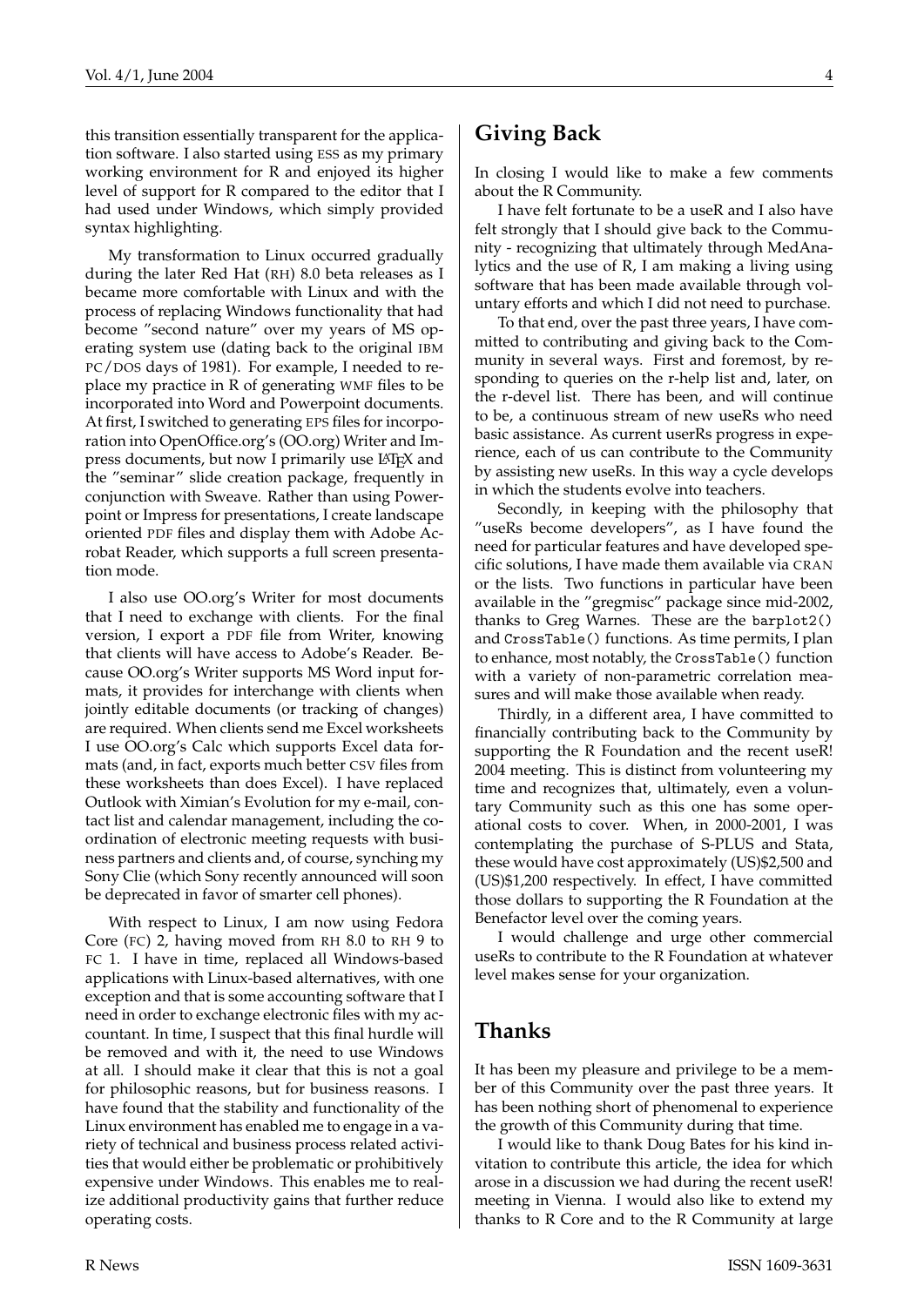this transition essentially transparent for the application software. I also started using ESS as my primary working environment for R and enjoyed its higher level of support for R compared to the editor that I had used under Windows, which simply provided syntax highlighting.

My transformation to Linux occurred gradually during the later Red Hat (RH) 8.0 beta releases as I became more comfortable with Linux and with the process of replacing Windows functionality that had become "second nature" over my years of MS operating system use (dating back to the original IBM PC/DOS days of 1981). For example, I needed to replace my practice in R of generating WMF files to be incorporated into Word and Powerpoint documents. At first, I switched to generating EPS files for incorporation into OpenOffice.org's (OO.org) Writer and Impress documents, but now I primarily use LaTeX and the "seminar" slide creation package, frequently in conjunction with Sweave. Rather than using Powerpoint or Impress for presentations, I create landscape oriented PDF files and display them with Adobe Acrobat Reader, which supports a full screen presentation mode.

I also use OO.org's Writer for most documents that I need to exchange with clients. For the final version, I export a PDF file from Writer, knowing that clients will have access to Adobe's Reader. Because OO.org's Writer supports MS Word input formats, it provides for interchange with clients when jointly editable documents (or tracking of changes) are required. When clients send me Excel worksheets I use OO.org's Calc which supports Excel data formats (and, in fact, exports much better CSV files from these worksheets than does Excel). I have replaced Outlook with Ximian's Evolution for my e-mail, contact list and calendar management, including the coordination of electronic meeting requests with business partners and clients and, of course, synching my Sony Clie (which Sony recently announced will soon be deprecated in favor of smarter cell phones).

With respect to Linux, I am now using Fedora Core (FC) 2, having moved from RH 8.0 to RH 9 to FC 1. I have in time, replaced all Windows-based applications with Linux-based alternatives, with one exception and that is some accounting software that I need in order to exchange electronic files with my accountant. In time, I suspect that this final hurdle will be removed and with it, the need to use Windows at all. I should make it clear that this is not a goal for philosophic reasons, but for business reasons. I have found that the stability and functionality of the Linux environment has enabled me to engage in a variety of technical and business process related activities that would either be problematic or prohibitively expensive under Windows. This enables me to realize additional productivity gains that further reduce operating costs.

## Giving Back

In closing I would like to make a few comments about the R Community.

I have felt fortunate to be a useR and I also have felt strongly that I should give back to the Community - recognizing that ultimately through MedAnalytics and the use of R, I am making a living using software that has been made available through voluntary efforts and which I did not need to purchase.

To that end, over the past three years, I have committed to contributing and giving back to the Community in several ways. First and foremost, by responding to queries on the r-help list and, later, on the r-devel list. There has been, and will continue to be, a continuous stream of new useRs who need basic assistance. As current userRs progress in experience, each of us can contribute to the Community by assisting new useRs. In this way a cycle develops in which the students evolve into teachers.

Secondly, in keeping with the philosophy that "useRs become developers", as I have found the need for particular features and have developed specific solutions, I have made them available via CRAN or the lists. Two functions in particular have been available in the "gregmisc" package since mid-2002, thanks to Greg Warnes. These are the `barplot2()` and `CrossTable()` functions. As time permits, I plan to enhance, most notably, the `CrossTable()` function with a variety of non-parametric correlation measures and will make those available when ready.

Thirdly, in a different area, I have committed to financially contributing back to the Community by supporting the R Foundation and the recent useR! 2004 meeting. This is distinct from volunteering my time and recognizes that, ultimately, even a voluntary Community such as this one has some operational costs to cover. When, in 2000-2001, I was contemplating the purchase of S-PLUS and Stata, these would have cost approximately (US)$2,500 and (US)$1,200 respectively. In effect, I have committed those dollars to supporting the R Foundation at the Benefactor level over the coming years.

I would challenge and urge other commercial useRs to contribute to the R Foundation at whatever level makes sense for your organization.

## Thanks

It has been my pleasure and privilege to be a member of this Community over the past three years. It has been nothing short of phenomenal to experience the growth of this Community during that time.

I would like to thank Doug Bates for his kind invitation to contribute this article, the idea for which arose in a discussion we had during the recent useR! meeting in Vienna. I would also like to extend my thanks to R Core and to the R Community at large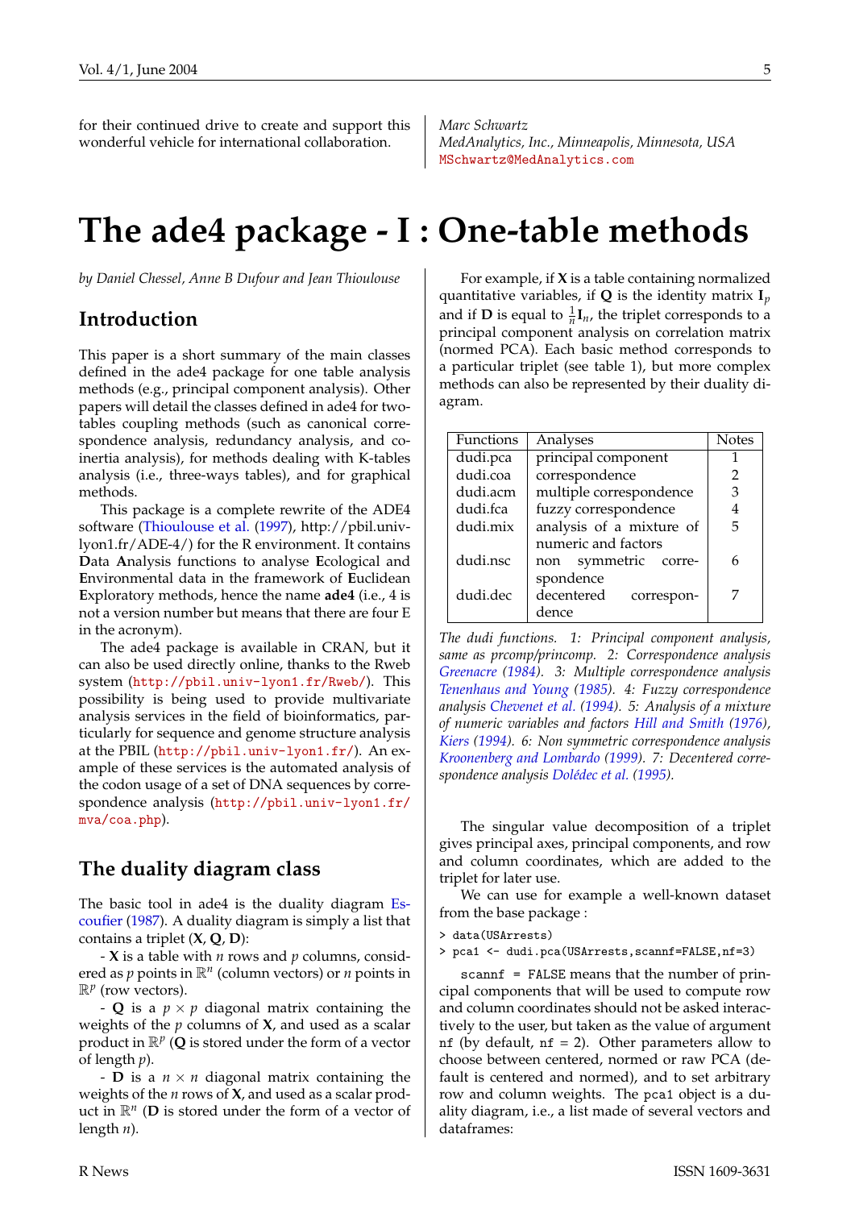for their continued drive to create and support this wonderful vehicle for international collaboration.

*Marc Schwartz*
*MedAnalytics, Inc., Minneapolis, Minnesota, USA*
MSchwartz@MedAnalytics.com

# The ade4 package - I : One-table methods

*by Daniel Chessel, Anne B Dufour and Jean Thioulouse*

## Introduction

This paper is a short summary of the main classes defined in the ade4 package for one table analysis methods (e.g., principal component analysis). Other papers will detail the classes defined in ade4 for two-tables coupling methods (such as canonical correspondence analysis, redundancy analysis, and co-inertia analysis), for methods dealing with K-tables analysis (i.e., three-ways tables), and for graphical methods.

This package is a complete rewrite of the ADE4 software (Thioulouse et al. (1997), http://pbil.univ-lyon1.fr/ADE-4/) for the R environment. It contains **D**ata **A**nalysis functions to analyse **E**cological and **E**nvironmental data in the framework of **E**uclidean **E**xploratory methods, hence the name **ade4** (i.e., 4 is not a version number but means that there are four E in the acronym).

The ade4 package is available in CRAN, but it can also be used directly online, thanks to the Rweb system (http://pbil.univ-lyon1.fr/Rweb/). This possibility is being used to provide multivariate analysis services in the field of bioinformatics, particularly for sequence and genome structure analysis at the PBIL (http://pbil.univ-lyon1.fr/). An example of these services is the automated analysis of the codon usage of a set of DNA sequences by correspondence analysis (http://pbil.univ-lyon1.fr/mva/coa.php).

## The duality diagram class

The basic tool in ade4 is the duality diagram Escoufier (1987). A duality diagram is simply a list that contains a triplet $(\mathbf{X}, \mathbf{Q}, \mathbf{D})$:

- $\mathbf{X}$ is a table with $n$ rows and $p$ columns, considered as $p$ points in $\mathbb{R}^n$ (column vectors) or $n$ points in $\mathbb{R}^p$ (row vectors).

- $\mathbf{Q}$ is a $p \times p$ diagonal matrix containing the weights of the $p$ columns of $\mathbf{X}$, and used as a scalar product in $\mathbb{R}^p$ ($\mathbf{Q}$ is stored under the form of a vector of length $p$).

- $\mathbf{D}$ is a $n \times n$ diagonal matrix containing the weights of the $n$ rows of $\mathbf{X}$, and used as a scalar product in $\mathbb{R}^n$ ($\mathbf{D}$ is stored under the form of a vector of length $n$).

For example, if $\mathbf{X}$ is a table containing normalized quantitative variables, if $\mathbf{Q}$ is the identity matrix $\mathbf{I}_p$ and if $\mathbf{D}$ is equal to $\frac{1}{n}\mathbf{I}_n$, the triplet corresponds to a principal component analysis on correlation matrix (normed PCA). Each basic method corresponds to a particular triplet (see table 1), but more complex methods can also be represented by their duality diagram.

| Functions | Analyses | Notes |
|---|---|---|
| dudi.pca | principal component | 1 |
| dudi.coa | correspondence | 2 |
| dudi.acm | multiple correspondence | 3 |
| dudi.fca | fuzzy correspondence | 4 |
| dudi.mix | analysis of a mixture of numeric and factors | 5 |
| dudi.nsc | non symmetric correspondence | 6 |
| dudi.dec | decentered correspondence | 7 |

*The dudi functions. 1: Principal component analysis, same as prcomp/princomp. 2: Correspondence analysis Greenacre (1984). 3: Multiple correspondence analysis Tenenhaus and Young (1985). 4: Fuzzy correspondence analysis Chevenet et al. (1994). 5: Analysis of a mixture of numeric variables and factors Hill and Smith (1976), Kiers (1994). 6: Non symmetric correspondence analysis Kroonenberg and Lombardo (1999). 7: Decentered correspondence analysis Dolédec et al. (1995).*

The singular value decomposition of a triplet gives principal axes, principal components, and row and column coordinates, which are added to the triplet for later use.

We can use for example a well-known dataset from the base package :

```
> data(USArrests)
> pca1 <- dudi.pca(USArrests,scannf=FALSE,nf=3)
```

`scannf = FALSE` means that the number of principal components that will be used to compute row and column coordinates should not be asked interactively to the user, but taken as the value of argument `nf` (by default, `nf = 2`). Other parameters allow to choose between centered, normed or raw PCA (default is centered and normed), and to set arbitrary row and column weights. The `pca1` object is a duality diagram, i.e., a list made of several vectors and dataframes: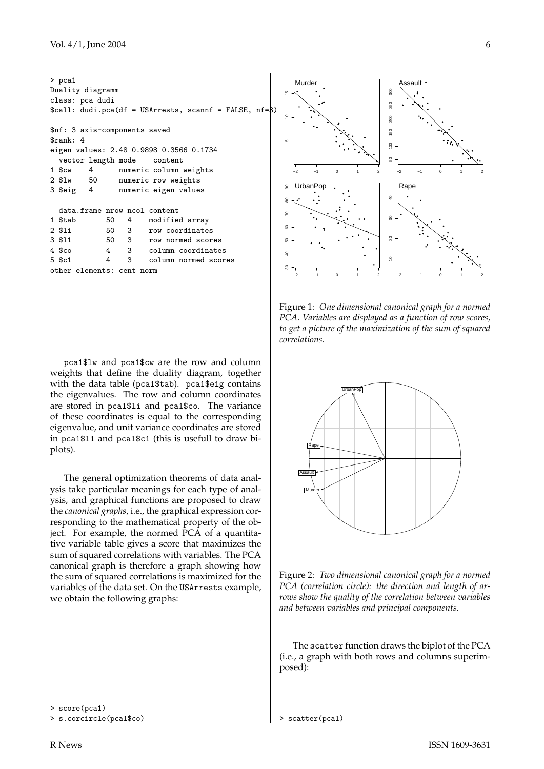```
> pca1
Duality diagramm
class: pca dudi
$call: dudi.pca(df = USArrests, scannf = FALSE, nf=3)

$nf: 3 axis-components saved
$rank: 4
eigen values: 2.48 0.9898 0.3566 0.1734
  vector length mode    content
1 $cw    4      numeric column weights
2 $lw    50     numeric row weights
3 $eig   4      numeric eigen values

  data.frame nrow ncol content
1 $tab       50   4    modified array
2 $li        50   3    row coordinates
3 $l1        50   3    row normed scores
4 $co        4    3    column coordinates
5 $c1        4    3    column normed scores
other elements: cent norm
```

pca1$lw and pca1$cw are the row and column weights that define the duality diagram, together with the data table (pca1$tab). pca1$eig contains the eigenvalues. The row and column coordinates are stored in pca1$li and pca1$co. The variance of these coordinates is equal to the corresponding eigenvalue, and unit variance coordinates are stored in pca1$l1 and pca1$c1 (this is usefull to draw biplots).

The general optimization theorems of data analysis take particular meanings for each type of analysis, and graphical functions are proposed to draw the *canonical graphs*, i.e., the graphical expression corresponding to the mathematical property of the object. For example, the normed PCA of a quantitative variable table gives a score that maximizes the sum of squared correlations with variables. The PCA canonical graph is therefore a graph showing how the sum of squared correlations is maximized for the variables of the data set. On the USArrests example, we obtain the following graphs:

```
> score(pca1)
> s.corcircle(pca1$co)
```

Figure 1: *One dimensional canonical graph for a normed PCA. Variables are displayed as a function of row scores, to get a picture of the maximization of the sum of squared correlations.*

Figure 2: *Two dimensional canonical graph for a normed PCA (correlation circle): the direction and length of arrows show the quality of the correlation between variables and between variables and principal components.*

The scatter function draws the biplot of the PCA (i.e., a graph with both rows and columns superimposed):

```
> scatter(pca1)
```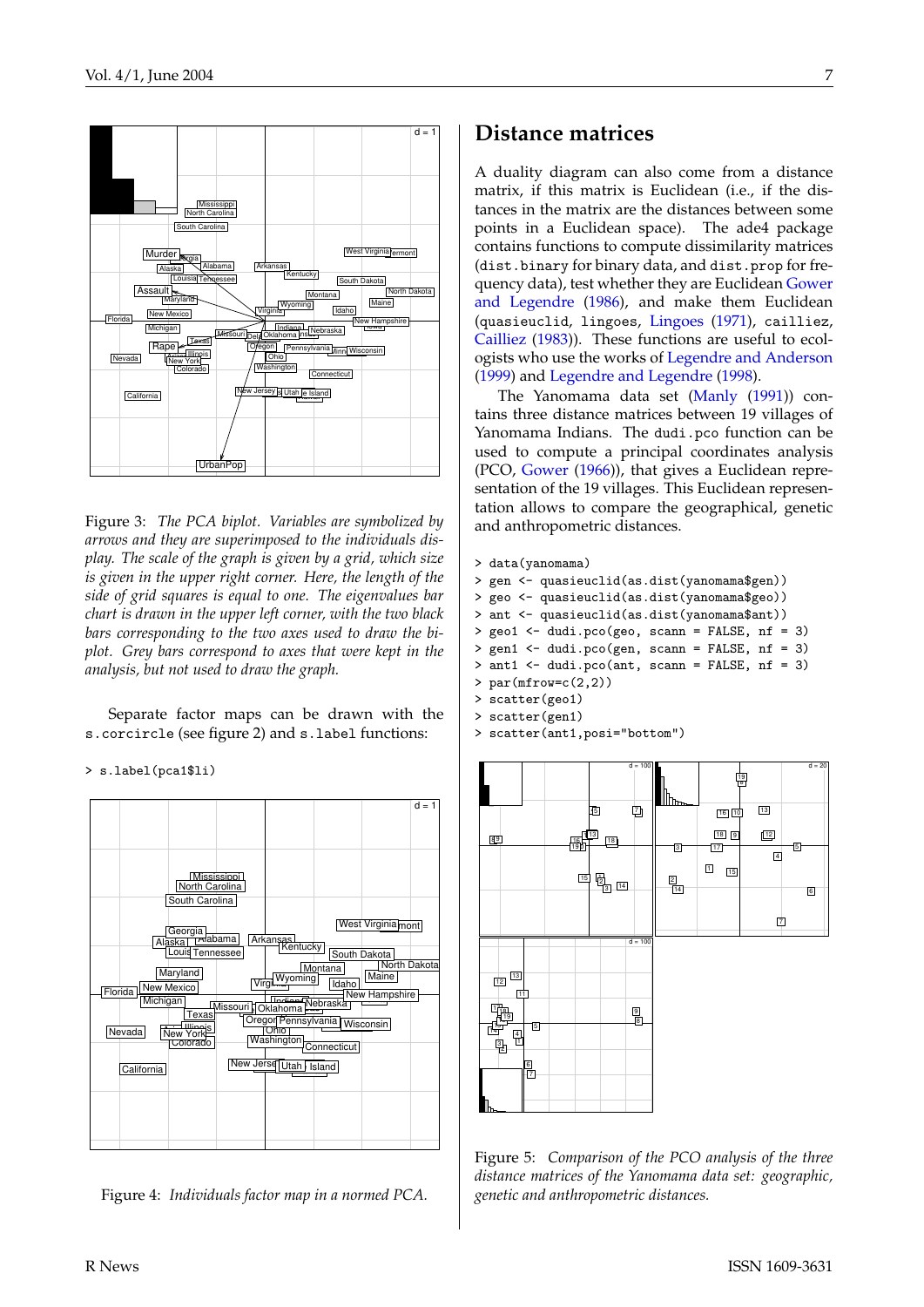Figure 3: *The PCA biplot. Variables are symbolized by arrows and they are superimposed to the individuals display. The scale of the graph is given by a grid, which size is given in the upper right corner. Here, the length of the side of grid squares is equal to one. The eigenvalues bar chart is drawn in the upper left corner, with the two black bars corresponding to the two axes used to draw the biplot. Grey bars correspond to axes that were kept in the analysis, but not used to draw the graph.*

Separate factor maps can be drawn with the `s.corcircle` (see figure 2) and `s.label` functions:

```
> s.label(pca1$li)
```

Figure 4: *Individuals factor map in a normed PCA.*

## Distance matrices

A duality diagram can also come from a distance matrix, if this matrix is Euclidean (i.e., if the distances in the matrix are the distances between some points in a Euclidean space). The ade4 package contains functions to compute dissimilarity matrices (`dist.binary` for binary data, and `dist.prop` for frequency data), test whether they are Euclidean Gower and Legendre (1986), and make them Euclidean (`quasieuclid`, `lingoes`, Lingoes (1971), `cailliez`, Cailliez (1983)). These functions are useful to ecologists who use the works of Legendre and Anderson (1999) and Legendre and Legendre (1998).

The Yanomama data set (Manly (1991)) contains three distance matrices between 19 villages of Yanomama Indians. The `dudi.pco` function can be used to compute a principal coordinates analysis (PCO, Gower (1966)), that gives a Euclidean representation of the 19 villages. This Euclidean representation allows to compare the geographical, genetic and anthropometric distances.

```
> data(yanomama)
> gen <- quasieuclid(as.dist(yanomama$gen))
> geo <- quasieuclid(as.dist(yanomama$geo))
> ant <- quasieuclid(as.dist(yanomama$ant))
> geo1 <- dudi.pco(geo, scann = FALSE, nf = 3)
> gen1 <- dudi.pco(gen, scann = FALSE, nf = 3)
> ant1 <- dudi.pco(ant, scann = FALSE, nf = 3)
> par(mfrow=c(2,2))
> scatter(geo1)
> scatter(gen1)
> scatter(ant1,posi="bottom")
```

Figure 5: *Comparison of the PCO analysis of the three distance matrices of the Yanomama data set: geographic, genetic and anthropometric distances.*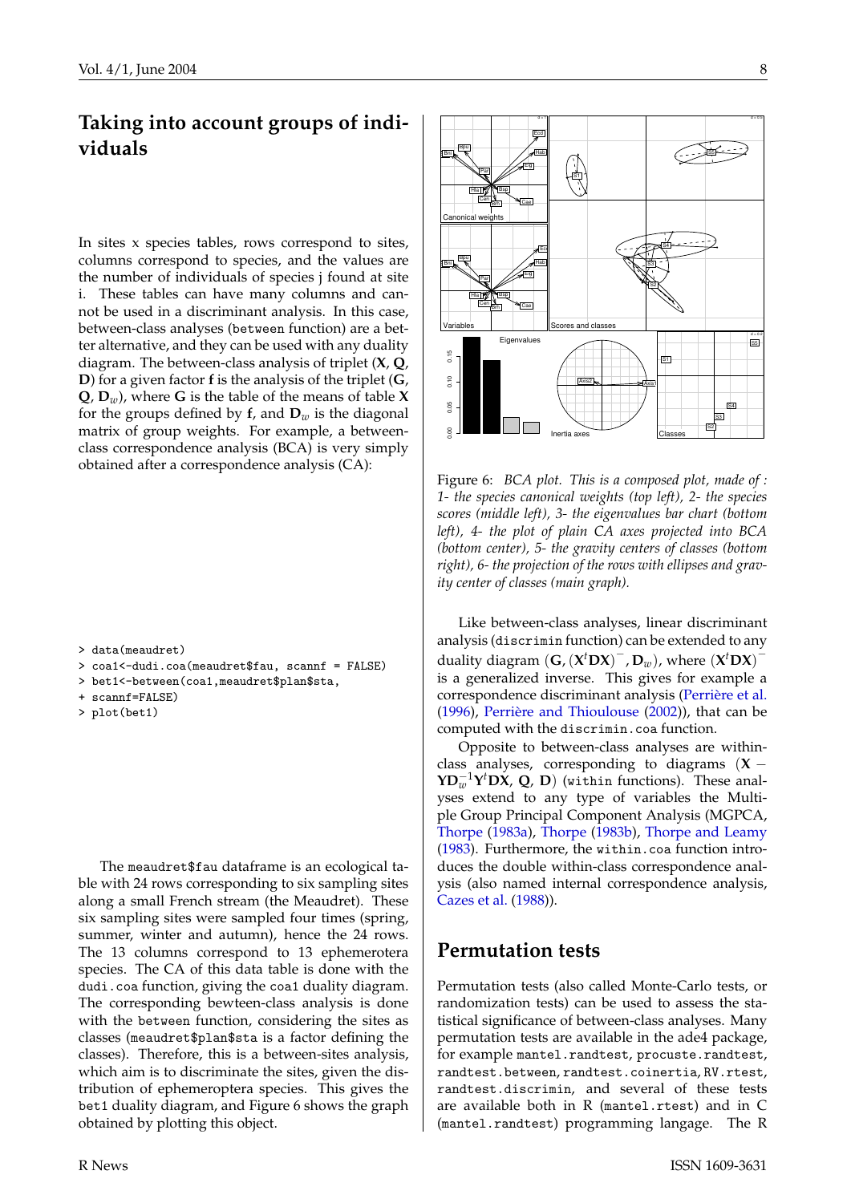## Taking into account groups of individuals

In sites x species tables, rows correspond to sites, columns correspond to species, and the values are the number of individuals of species j found at site i. These tables can have many columns and cannot be used in a discriminant analysis. In this case, between-class analyses (`between` function) are a better alternative, and they can be used with any duality diagram. The between-class analysis of triplet (**X**, **Q**, **D**) for a given factor **f** is the analysis of the triplet (**G**, **Q**, $\mathbf{D}_w$), where **G** is the table of the means of table **X** for the groups defined by **f**, and $\mathbf{D}_w$ is the diagonal matrix of group weights. For example, a between-class correspondence analysis (BCA) is very simply obtained after a correspondence analysis (CA):

```
> data(meaudret)
> coa1<-dudi.coa(meaudret$fau, scannf = FALSE)
> bet1<-between(coa1,meaudret$plan$sta,
+ scannf=FALSE)
> plot(bet1)
```

The `meaudret$fau` dataframe is an ecological table with 24 rows corresponding to six sampling sites along a small French stream (the Meaudret). These six sampling sites were sampled four times (spring, summer, winter and autumn), hence the 24 rows. The 13 columns correspond to 13 ephemerotera species. The CA of this data table is done with the `dudi.coa` function, giving the `coa1` duality diagram. The corresponding bewteen-class analysis is done with the `between` function, considering the sites as classes (`meaudret$plan$sta` is a factor defining the classes). Therefore, this is a between-sites analysis, which aim is to discriminate the sites, given the distribution of ephemeroptera species. This gives the `bet1` duality diagram, and Figure 6 shows the graph obtained by plotting this object.

Figure 6: *BCA plot. This is a composed plot, made of : 1- the species canonical weights (top left), 2- the species scores (middle left), 3- the eigenvalues bar chart (bottom left), 4- the plot of plain CA axes projected into BCA (bottom center), 5- the gravity centers of classes (bottom right), 6- the projection of the rows with ellipses and gravity center of classes (main graph).*

Like between-class analyses, linear discriminant analysis (`discrimin` function) can be extended to any duality diagram $(\mathbf{G}, (\mathbf{X}^t\mathbf{D}\mathbf{X})^-, \mathbf{D}_w)$, where $(\mathbf{X}^t\mathbf{D}\mathbf{X})^-$ is a generalized inverse. This gives for example a correspondence discriminant analysis (Perrière et al. (1996), Perrière and Thioulouse (2002)), that can be computed with the `discrimin.coa` function.

Opposite to between-class analyses are within-class analyses, corresponding to diagrams $(\mathbf{X} - \mathbf{Y}\mathbf{D}_w^{-1}\mathbf{Y}^t\mathbf{D}\mathbf{X}, \mathbf{Q}, \mathbf{D})$ (`within` functions). These analyses extend to any type of variables the Multiple Group Principal Component Analysis (MGPCA, Thorpe (1983a), Thorpe (1983b), Thorpe and Leamy (1983). Furthermore, the `within.coa` function introduces the double within-class correspondence analysis (also named internal correspondence analysis, Cazes et al. (1988)).

## Permutation tests

Permutation tests (also called Monte-Carlo tests, or randomization tests) can be used to assess the statistical significance of between-class analyses. Many permutation tests are available in the ade4 package, for example `mantel.randtest`, `procuste.randtest`, `randtest.between`, `randtest.coinertia`, `RV.rtest`, `randtest.discrimin`, and several of these tests are available both in R (`mantel.rtest`) and in C (`mantel.randtest`) programming langage. The R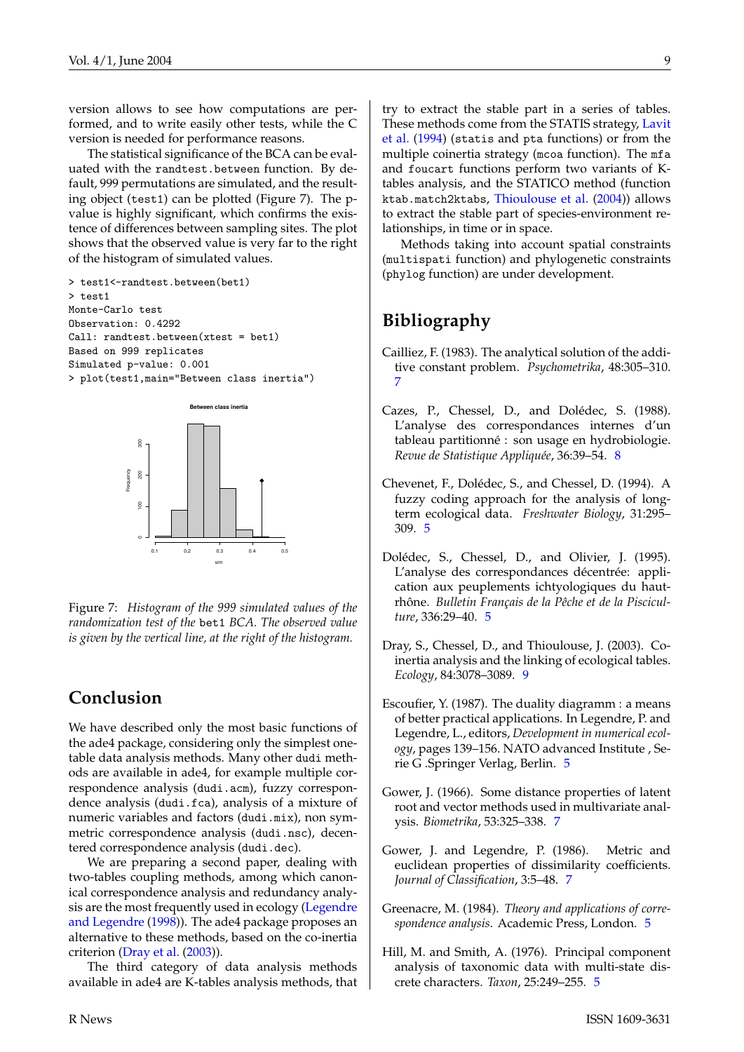version allows to see how computations are performed, and to write easily other tests, while the C version is needed for performance reasons.

The statistical significance of the BCA can be evaluated with the randtest.between function. By default, 999 permutations are simulated, and the resulting object (test1) can be plotted (Figure 7). The p-value is highly significant, which confirms the existence of differences between sampling sites. The plot shows that the observed value is very far to the right of the histogram of simulated values.

```
> test1<-randtest.between(bet1)
> test1
Monte-Carlo test
Observation: 0.4292
Call: randtest.between(xtest = bet1)
Based on 999 replicates
Simulated p-value: 0.001
> plot(test1,main="Between class inertia")
```

Figure 7: *Histogram of the 999 simulated values of the randomization test of the* bet1 *BCA. The observed value is given by the vertical line, at the right of the histogram.*

## Conclusion

We have described only the most basic functions of the ade4 package, considering only the simplest one-table data analysis methods. Many other dudi methods are available in ade4, for example multiple correspondence analysis (dudi.acm), fuzzy correspondence analysis (dudi.fca), analysis of a mixture of numeric variables and factors (dudi.mix), non symmetric correspondence analysis (dudi.nsc), decentered correspondence analysis (dudi.dec).

We are preparing a second paper, dealing with two-tables coupling methods, among which canonical correspondence analysis and redundancy analysis are the most frequently used in ecology (Legendre and Legendre (1998)). The ade4 package proposes an alternative to these methods, based on the co-inertia criterion (Dray et al. (2003)).

The third category of data analysis methods available in ade4 are K-tables analysis methods, that try to extract the stable part in a series of tables. These methods come from the STATIS strategy, Lavit et al. (1994) (statis and pta functions) or from the multiple coinertia strategy (mcoa function). The mfa and foucart functions perform two variants of K-tables analysis, and the STATICO method (function ktab.match2ktabs, Thioulouse et al. (2004)) allows to extract the stable part of species-environment relationships, in time or in space.

Methods taking into account spatial constraints (multispati function) and phylogenetic constraints (phylog function) are under development.

## Bibliography

Cailliez, F. (1983). The analytical solution of the additive constant problem. *Psychometrika*, 48:305–310. 7

Cazes, P., Chessel, D., and Dolédec, S. (1988). L'analyse des correspondances internes d'un tableau partitionné : son usage en hydrobiologie. *Revue de Statistique Appliquée*, 36:39–54. 8

Chevenet, F., Dolédec, S., and Chessel, D. (1994). A fuzzy coding approach for the analysis of long-term ecological data. *Freshwater Biology*, 31:295–309. 5

Dolédec, S., Chessel, D., and Olivier, J. (1995). L'analyse des correspondances décentrée: application aux peuplements ichtyologiques du haut-rhône. *Bulletin Français de la Pêche et de la Pisciculture*, 336:29–40. 5

Dray, S., Chessel, D., and Thioulouse, J. (2003). Co-inertia analysis and the linking of ecological tables. *Ecology*, 84:3078–3089. 9

Escoufier, Y. (1987). The duality diagramm : a means of better practical applications. In Legendre, P. and Legendre, L., editors, *Development in numerical ecology*, pages 139–156. NATO advanced Institute , Serie G .Springer Verlag, Berlin. 5

Gower, J. (1966). Some distance properties of latent root and vector methods used in multivariate analysis. *Biometrika*, 53:325–338. 7

Gower, J. and Legendre, P. (1986). Metric and euclidean properties of dissimilarity coefficients. *Journal of Classification*, 3:5–48. 7

Greenacre, M. (1984). *Theory and applications of correspondence analysis*. Academic Press, London. 5

Hill, M. and Smith, A. (1976). Principal component analysis of taxonomic data with multi-state discrete characters. *Taxon*, 25:249–255. 5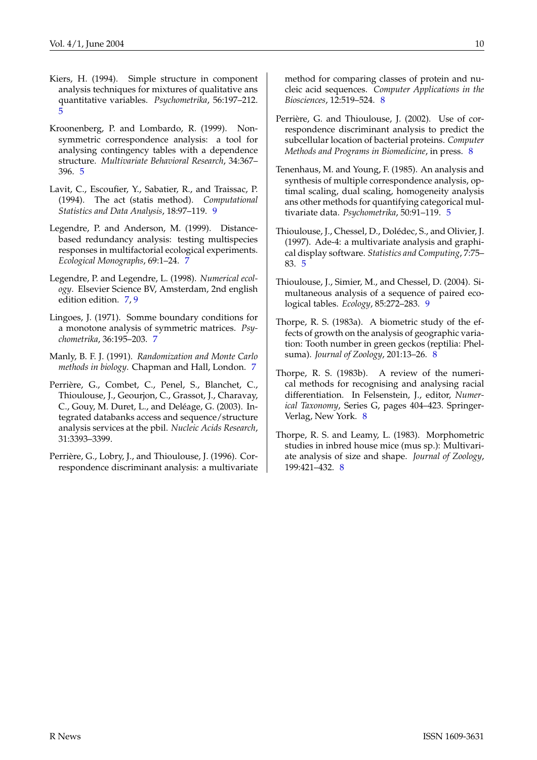Kiers, H. (1994). Simple structure in component analysis techniques for mixtures of qualitative ans quantitative variables. *Psychometrika*, 56:197–212. 5

Kroonenberg, P. and Lombardo, R. (1999). Non-symmetric correspondence analysis: a tool for analysing contingency tables with a dependence structure. *Multivariate Behavioral Research*, 34:367–396. 5

Lavit, C., Escoufier, Y., Sabatier, R., and Traissac, P. (1994). The act (statis method). *Computational Statistics and Data Analysis*, 18:97–119. 9

Legendre, P. and Anderson, M. (1999). Distance-based redundancy analysis: testing multispecies responses in multifactorial ecological experiments. *Ecological Monographs*, 69:1–24. 7

Legendre, P. and Legendre, L. (1998). *Numerical ecology*. Elsevier Science BV, Amsterdam, 2nd english edition edition. 7, 9

Lingoes, J. (1971). Somme boundary conditions for a monotone analysis of symmetric matrices. *Psychometrika*, 36:195–203. 7

Manly, B. F. J. (1991). *Randomization and Monte Carlo methods in biology*. Chapman and Hall, London. 7

Perrière, G., Combet, C., Penel, S., Blanchet, C., Thioulouse, J., Geourjon, C., Grassot, J., Charavay, C., Gouy, M. Duret, L., and Deléage, G. (2003). Integrated databanks access and sequence/structure analysis services at the pbil. *Nucleic Acids Research*, 31:3393–3399.

Perrière, G., Lobry, J., and Thioulouse, J. (1996). Correspondence discriminant analysis: a multivariate method for comparing classes of protein and nucleic acid sequences. *Computer Applications in the Biosciences*, 12:519–524. 8

Perrière, G. and Thioulouse, J. (2002). Use of correspondence discriminant analysis to predict the subcellular location of bacterial proteins. *Computer Methods and Programs in Biomedicine*, in press. 8

Tenenhaus, M. and Young, F. (1985). An analysis and synthesis of multiple correspondence analysis, optimal scaling, dual scaling, homogeneity analysis ans other methods for quantifying categorical multivariate data. *Psychometrika*, 50:91–119. 5

Thioulouse, J., Chessel, D., Dolédec, S., and Olivier, J. (1997). Ade-4: a multivariate analysis and graphical display software. *Statistics and Computing*, 7:75–83. 5

Thioulouse, J., Simier, M., and Chessel, D. (2004). Simultaneous analysis of a sequence of paired ecological tables. *Ecology*, 85:272–283. 9

Thorpe, R. S. (1983a). A biometric study of the effects of growth on the analysis of geographic variation: Tooth number in green geckos (reptilia: Phelsuma). *Journal of Zoology*, 201:13–26. 8

Thorpe, R. S. (1983b). A review of the numerical methods for recognising and analysing racial differentiation. In Felsenstein, J., editor, *Numerical Taxonomy*, Series G, pages 404–423. Springer-Verlag, New York. 8

Thorpe, R. S. and Leamy, L. (1983). Morphometric studies in inbred house mice (mus sp.): Multivariate analysis of size and shape. *Journal of Zoology*, 199:421–432. 8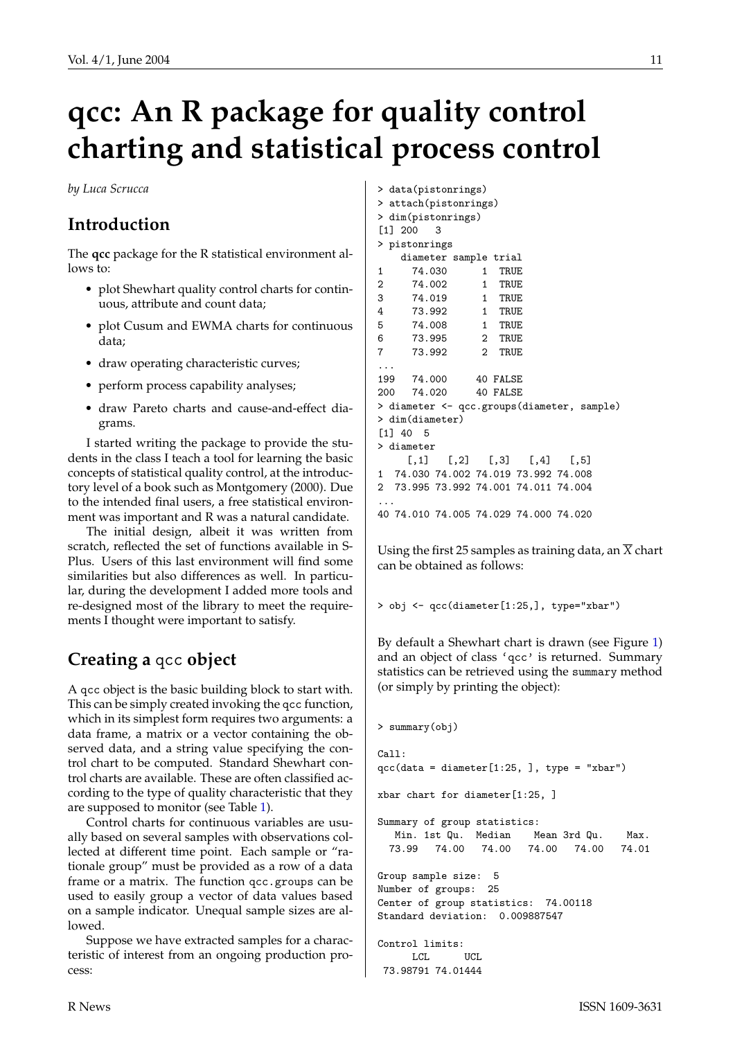# qcc: An R package for quality control charting and statistical process control

*by Luca Scrucca*

## Introduction

The **qcc** package for the R statistical environment allows to:

- plot Shewhart quality control charts for continuous, attribute and count data;
- plot Cusum and EWMA charts for continuous data;
- draw operating characteristic curves;
- perform process capability analyses;
- draw Pareto charts and cause-and-effect diagrams.

I started writing the package to provide the students in the class I teach a tool for learning the basic concepts of statistical quality control, at the introductory level of a book such as Montgomery (2000). Due to the intended final users, a free statistical environment was important and R was a natural candidate.

The initial design, albeit it was written from scratch, reflected the set of functions available in S-Plus. Users of this last environment will find some similarities but also differences as well. In particular, during the development I added more tools and re-designed most of the library to meet the requirements I thought were important to satisfy.

## Creating a `qcc` object

A `qcc` object is the basic building block to start with. This can be simply created invoking the `qcc` function, which in its simplest form requires two arguments: a data frame, a matrix or a vector containing the observed data, and a string value specifying the control chart to be computed. Standard Shewhart control charts are available. These are often classified according to the type of quality characteristic that they are supposed to monitor (see Table 1).

Control charts for continuous variables are usually based on several samples with observations collected at different time point. Each sample or "rationale group" must be provided as a row of a data frame or a matrix. The function `qcc.groups` can be used to easily group a vector of data values based on a sample indicator. Unequal sample sizes are allowed.

Suppose we have extracted samples for a characteristic of interest from an ongoing production process:

```
> data(pistonrings)
> attach(pistonrings)
> dim(pistonrings)
[1] 200   3
> pistonrings
    diameter sample trial
1     74.030      1  TRUE
2     74.002      1  TRUE
3     74.019      1  TRUE
4     73.992      1  TRUE
5     74.008      1  TRUE
6     73.995      2  TRUE
7     73.992      2  TRUE
...
199   74.000     40 FALSE
200   74.020     40 FALSE
> diameter <- qcc.groups(diameter, sample)
> dim(diameter)
[1] 40  5
> diameter
     [,1]   [,2]   [,3]   [,4]   [,5]
1  74.030 74.002 74.019 73.992 74.008
2  73.995 73.992 74.001 74.011 74.004
...
40 74.010 74.005 74.029 74.000 74.020
```

Using the first 25 samples as training data, an $\overline{X}$ chart can be obtained as follows:

```
> obj <- qcc(diameter[1:25,], type="xbar")
```

By default a Shewhart chart is drawn (see Figure 1) and an object of class '`qcc`' is returned. Summary statistics can be retrieved using the `summary` method (or simply by printing the object):

```
> summary(obj)

Call:
qcc(data = diameter[1:25, ], type = "xbar")

xbar chart for diameter[1:25, ]

Summary of group statistics:
  Min. 1st Qu.  Median    Mean 3rd Qu.    Max.
 73.99   74.00   74.00   74.00   74.00   74.01

Group sample size:  5
Number of groups:  25
Center of group statistics:  74.00118
Standard deviation:  0.009887547

Control limits:
     LCL      UCL
 73.98791 74.01444
```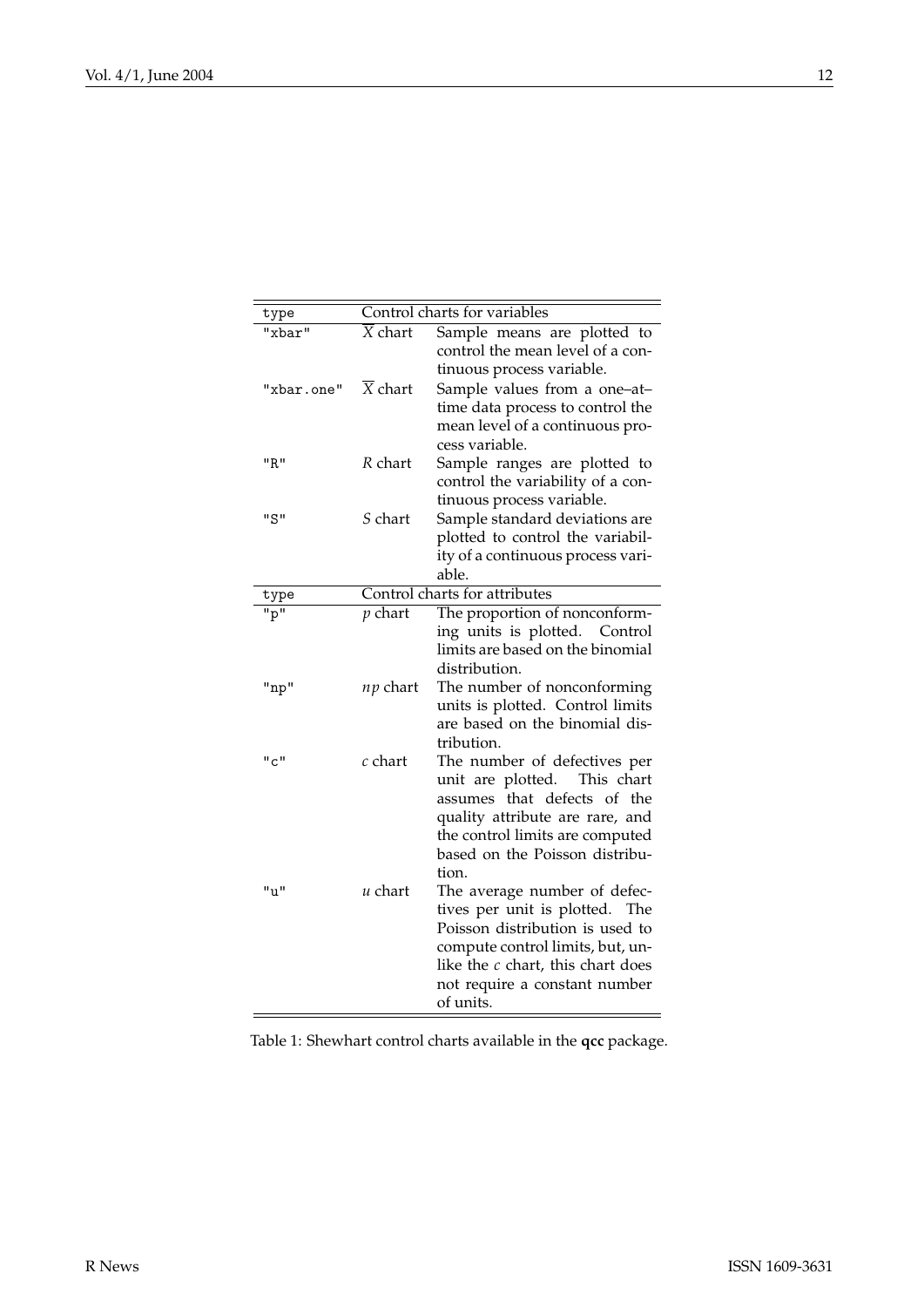| type | Control charts for variables | |
|---|---|---|
| "xbar" | $\overline{X}$ chart | Sample means are plotted to control the mean level of a continuous process variable. |
| "xbar.one" | $\overline{X}$ chart | Sample values from a one–at–time data process to control the mean level of a continuous process variable. |
| "R" | $R$ chart | Sample ranges are plotted to control the variability of a continuous process variable. |
| "S" | $S$ chart | Sample standard deviations are plotted to control the variability of a continuous process variable. |
| **type** | **Control charts for attributes** | |
| "p" | $p$ chart | The proportion of nonconforming units is plotted. Control limits are based on the binomial distribution. |
| "np" | $np$ chart | The number of nonconforming units is plotted. Control limits are based on the binomial distribution. |
| "c" | $c$ chart | The number of defectives per unit are plotted. This chart assumes that defects of the quality attribute are rare, and the control limits are computed based on the Poisson distribution. |
| "u" | $u$ chart | The average number of defectives per unit is plotted. The Poisson distribution is used to compute control limits, but, unlike the $c$ chart, this chart does not require a constant number of units. |

Table 1: Shewhart control charts available in the **qcc** package.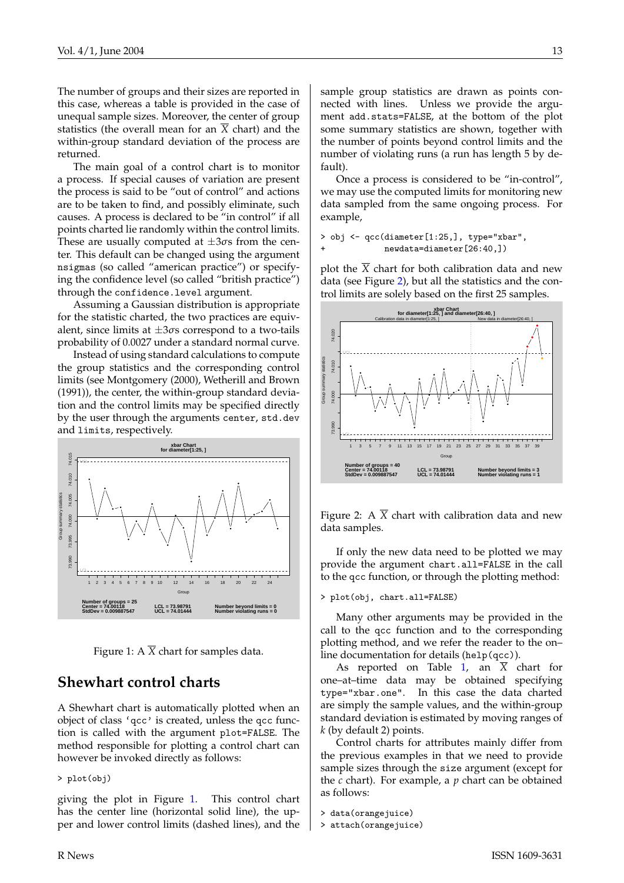The number of groups and their sizes are reported in this case, whereas a table is provided in the case of unequal sample sizes. Moreover, the center of group statistics (the overall mean for an $\overline{X}$ chart) and the within-group standard deviation of the process are returned.

The main goal of a control chart is to monitor a process. If special causes of variation are present the process is said to be "out of control" and actions are to be taken to find, and possibly eliminate, such causes. A process is declared to be "in control" if all points charted lie randomly within the control limits. These are usually computed at $\pm 3\sigma$s from the center. This default can be changed using the argument `nsigmas` (so called "american practice") or specifying the confidence level (so called "british practice") through the `confidence.level` argument.

Assuming a Gaussian distribution is appropriate for the statistic charted, the two practices are equivalent, since limits at $\pm 3\sigma$s correspond to a two-tails probability of 0.0027 under a standard normal curve.

Instead of using standard calculations to compute the group statistics and the corresponding control limits (see Montgomery (2000), Wetherill and Brown (1991)), the center, the within-group standard deviation and the control limits may be specified directly by the user through the arguments `center`, `std.dev` and `limits`, respectively.

Figure 1: A $\overline{X}$ chart for samples data.

## Shewhart control charts

A Shewhart chart is automatically plotted when an object of class 'qcc' is created, unless the qcc function is called with the argument `plot=FALSE`. The method responsible for plotting a control chart can however be invoked directly as follows:

```
> plot(obj)
```

giving the plot in Figure 1. This control chart has the center line (horizontal solid line), the upper and lower control limits (dashed lines), and the sample group statistics are drawn as points connected with lines. Unless we provide the argument `add.stats=FALSE`, at the bottom of the plot some summary statistics are shown, together with the number of points beyond control limits and the number of violating runs (a run has length 5 by default).

Once a process is considered to be "in-control", we may use the computed limits for monitoring new data sampled from the same ongoing process. For example,

```
> obj <- qcc(diameter[1:25,], type="xbar",
+            newdata=diameter[26:40,])
```

plot the $\overline{X}$ chart for both calibration data and new data (see Figure 2), but all the statistics and the control limits are solely based on the first 25 samples.

Figure 2: A $\overline{X}$ chart with calibration data and new data samples.

If only the new data need to be plotted we may provide the argument `chart.all=FALSE` in the call to the qcc function, or through the plotting method:

```
> plot(obj, chart.all=FALSE)
```

Many other arguments may be provided in the call to the qcc function and to the corresponding plotting method, and we refer the reader to the on–line documentation for details (`help(qcc)`).

As reported on Table 1, an $\overline{X}$ chart for one–at–time data may be obtained specifying `type="xbar.one"`. In this case the data charted are simply the sample values, and the within-group standard deviation is estimated by moving ranges of $k$ (by default 2) points.

Control charts for attributes mainly differ from the previous examples in that we need to provide sample sizes through the `size` argument (except for the $c$ chart). For example, a $p$ chart can be obtained as follows:

```
> data(orangejuice)
> attach(orangejuice)
```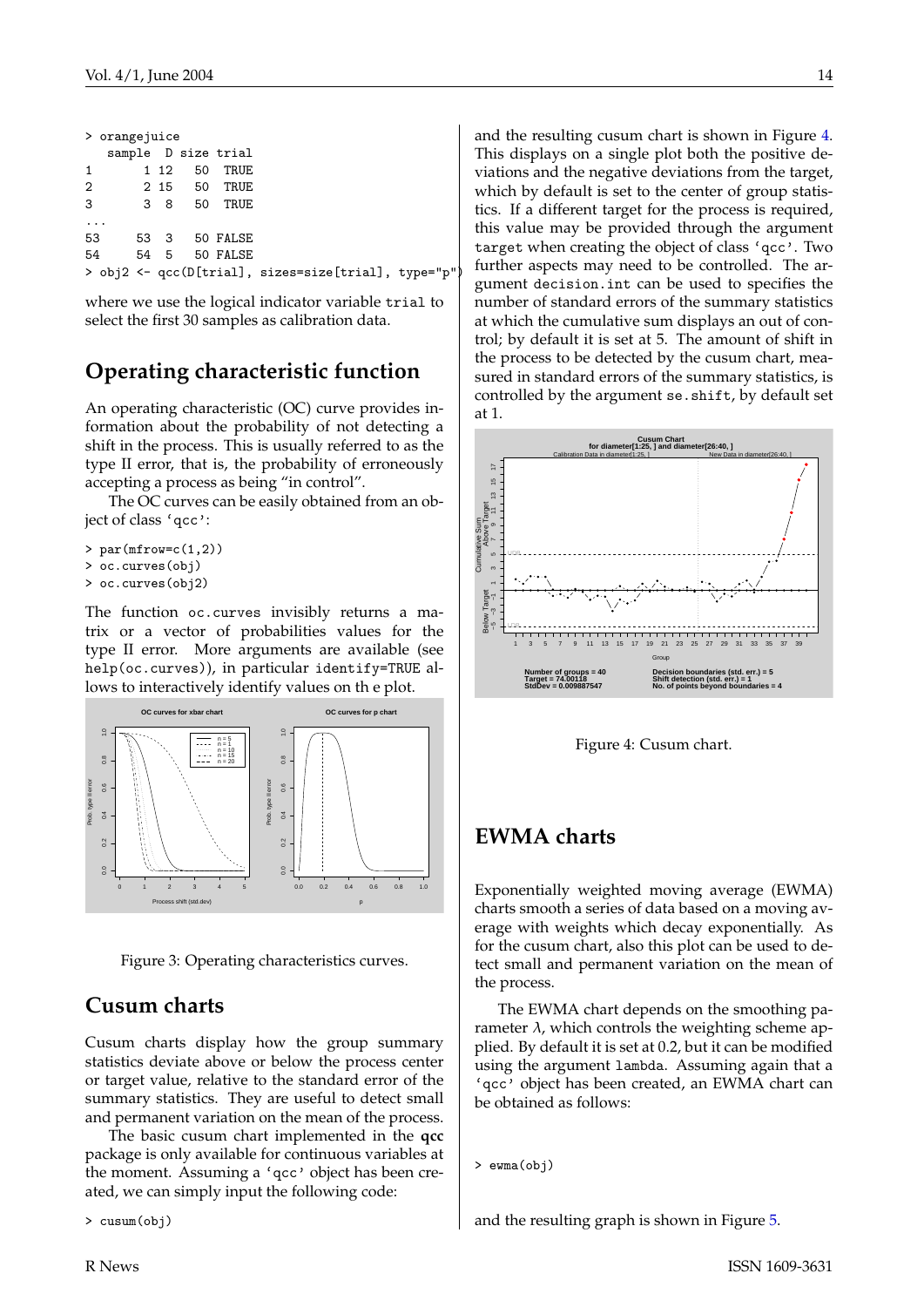```
> orangejuice
   sample  D size trial
1       1 12   50  TRUE
2       2 15   50  TRUE
3       3  8   50  TRUE
...
53     53  3   50 FALSE
54     54  5   50 FALSE
> obj2 <- qcc(D[trial], sizes=size[trial], type="p")
```

where we use the logical indicator variable trial to select the first 30 samples as calibration data.

## Operating characteristic function

An operating characteristic (OC) curve provides information about the probability of not detecting a shift in the process. This is usually referred to as the type II error, that is, the probability of erroneously accepting a process as being "in control".

The OC curves can be easily obtained from an object of class 'qcc':

```
> par(mfrow=c(1,2))
> oc.curves(obj)
> oc.curves(obj2)
```

The function oc.curves invisibly returns a matrix or a vector of probabilities values for the type II error. More arguments are available (see help(oc.curves)), in particular identify=TRUE allows to interactively identify values on th e plot.

Figure 3: Operating characteristics curves.

## Cusum charts

Cusum charts display how the group summary statistics deviate above or below the process center or target value, relative to the standard error of the summary statistics. They are useful to detect small and permanent variation on the mean of the process.

The basic cusum chart implemented in the **qcc** package is only available for continuous variables at the moment. Assuming a 'qcc' object has been created, we can simply input the following code:

```
> cusum(obj)
```

and the resulting cusum chart is shown in Figure 4. This displays on a single plot both the positive deviations and the negative deviations from the target, which by default is set to the center of group statistics. If a different target for the process is required, this value may be provided through the argument target when creating the object of class 'qcc'. Two further aspects may need to be controlled. The argument decision.int can be used to specifies the number of standard errors of the summary statistics at which the cumulative sum displays an out of control; by default it is set at 5. The amount of shift in the process to be detected by the cusum chart, measured in standard errors of the summary statistics, is controlled by the argument se.shift, by default set at 1.

Figure 4: Cusum chart.

## EWMA charts

Exponentially weighted moving average (EWMA) charts smooth a series of data based on a moving average with weights which decay exponentially. As for the cusum chart, also this plot can be used to detect small and permanent variation on the mean of the process.

The EWMA chart depends on the smoothing parameter $\lambda$, which controls the weighting scheme applied. By default it is set at 0.2, but it can be modified using the argument lambda. Assuming again that a 'qcc' object has been created, an EWMA chart can be obtained as follows:

```
> ewma(obj)
```

and the resulting graph is shown in Figure 5.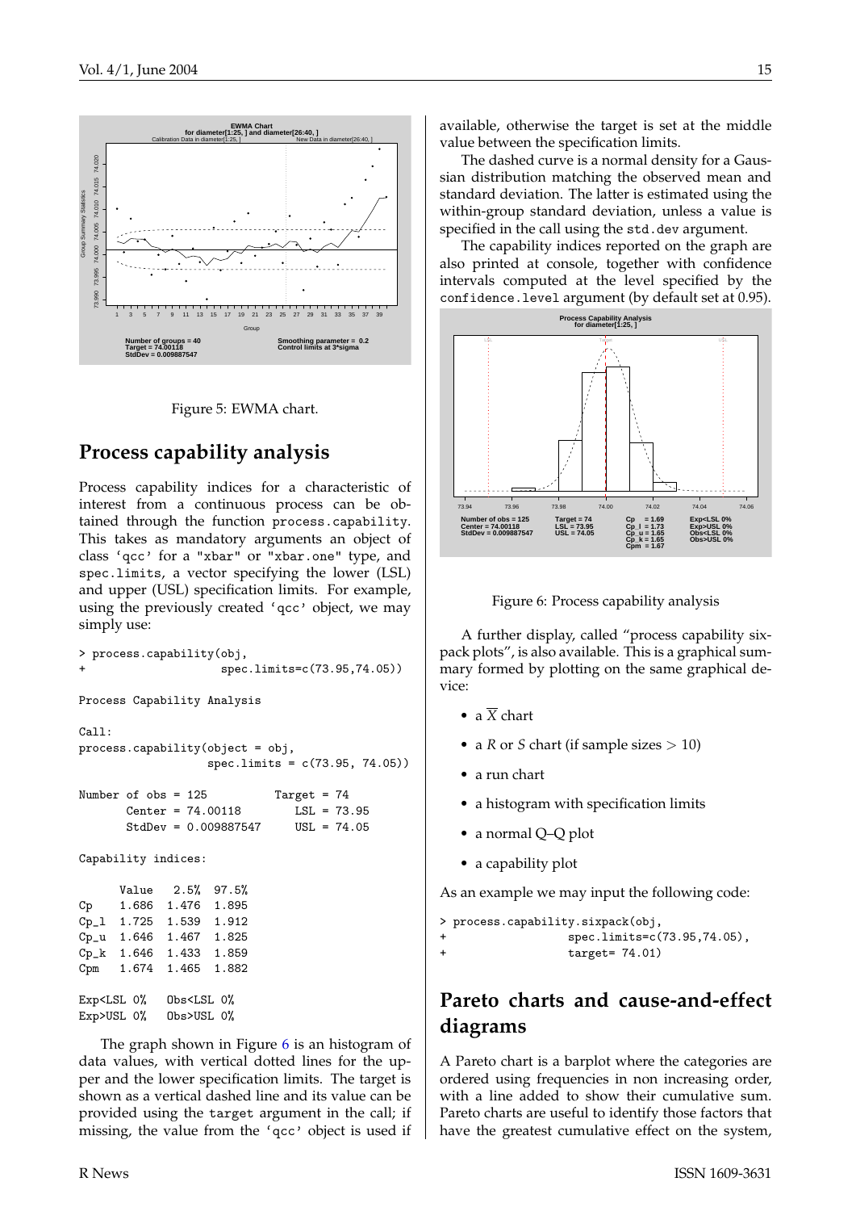Figure 5: EWMA chart.

## Process capability analysis

Process capability indices for a characteristic of interest from a continuous process can be obtained through the function `process.capability`. This takes as mandatory arguments an object of class 'qcc' for a "xbar" or "xbar.one" type, and `spec.limits`, a vector specifying the lower (LSL) and upper (USL) specification limits. For example, using the previously created 'qcc' object, we may simply use:

```
> process.capability(obj,
+                    spec.limits=c(73.95,74.05))

Process Capability Analysis

Call:
process.capability(object = obj,
                   spec.limits = c(73.95, 74.05))

Number of obs = 125          Target = 74
       Center = 74.00118        LSL = 73.95
       StdDev = 0.009887547     USL = 74.05

Capability indices:

      Value   2.5%  97.5%
Cp    1.686  1.476  1.895
Cp_l  1.725  1.539  1.912
Cp_u  1.646  1.467  1.825
Cp_k  1.646  1.433  1.859
Cpm   1.674  1.465  1.882

Exp<LSL 0%    Obs<LSL 0%
Exp>USL 0%    Obs>USL 0%
```

The graph shown in Figure 6 is an histogram of data values, with vertical dotted lines for the upper and the lower specification limits. The target is shown as a vertical dashed line and its value can be provided using the `target` argument in the call; if missing, the value from the 'qcc' object is used if available, otherwise the target is set at the middle value between the specification limits.

The dashed curve is a normal density for a Gaussian distribution matching the observed mean and standard deviation. The latter is estimated using the within-group standard deviation, unless a value is specified in the call using the `std.dev` argument.

The capability indices reported on the graph are also printed at console, together with confidence intervals computed at the level specified by the `confidence.level` argument (by default set at 0.95).

Figure 6: Process capability analysis

A further display, called "process capability sixpack plots", is also available. This is a graphical summary formed by plotting on the same graphical device:

- a $\overline{X}$ chart
- a $R$ or $S$ chart (if sample sizes $> 10$)
- a run chart
- a histogram with specification limits
- a normal Q–Q plot
- a capability plot

As an example we may input the following code:

```
> process.capability.sixpack(obj,
+                  spec.limits=c(73.95,74.05),
+                  target= 74.01)
```

## Pareto charts and cause-and-effect diagrams

A Pareto chart is a barplot where the categories are ordered using frequencies in non increasing order, with a line added to show their cumulative sum. Pareto charts are useful to identify those factors that have the greatest cumulative effect on the system,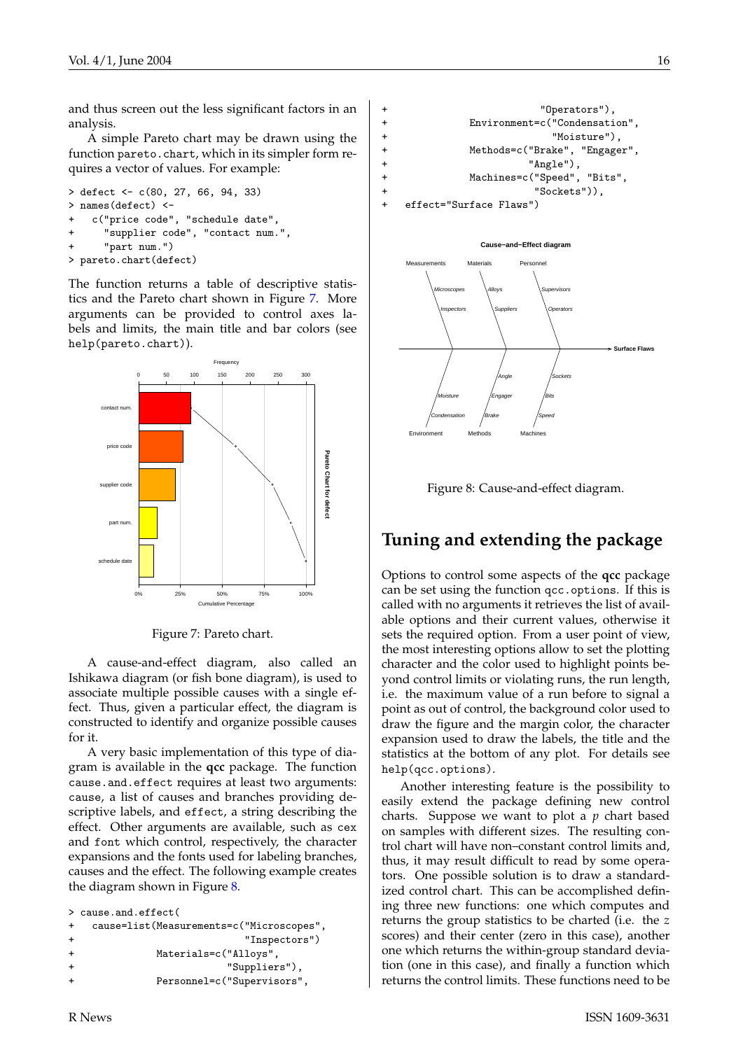and thus screen out the less significant factors in an analysis.

A simple Pareto chart may be drawn using the function `pareto.chart`, which in its simpler form requires a vector of values. For example:

```
> defect <- c(80, 27, 66, 94, 33)
> names(defect) <-
+   c("price code", "schedule date",
+     "supplier code", "contact num.",
+     "part num.")
> pareto.chart(defect)
```

The function returns a table of descriptive statistics and the Pareto chart shown in Figure 7. More arguments can be provided to control axes labels and limits, the main title and bar colors (see `help(pareto.chart)`).

Figure 7: Pareto chart.

A cause-and-effect diagram, also called an Ishikawa diagram (or fish bone diagram), is used to associate multiple possible causes with a single effect. Thus, given a particular effect, the diagram is constructed to identify and organize possible causes for it.

A very basic implementation of this type of diagram is available in the **qcc** package. The function `cause.and.effect` requires at least two arguments: `cause`, a list of causes and branches providing descriptive labels, and `effect`, a string describing the effect. Other arguments are available, such as `cex` and `font` which control, respectively, the character expansions and the fonts used for labeling branches, causes and the effect. The following example creates the diagram shown in Figure 8.

```
> cause.and.effect(
+   cause=list(Measurements=c("Microscopes",
+                             "Inspectors")
+              Materials=c("Alloys",
+                          "Suppliers"),
+              Personnel=c("Supervisors",
+                          "Operators"),
+              Environment=c("Condensation",
+                            "Moisture"),
+              Methods=c("Brake", "Engager",
+                        "Angle"),
+              Machines=c("Speed", "Bits",
+                         "Sockets")),
+   effect="Surface Flaws")
```

Figure 8: Cause-and-effect diagram.

## Tuning and extending the package

Options to control some aspects of the **qcc** package can be set using the function `qcc.options`. If this is called with no arguments it retrieves the list of available options and their current values, otherwise it sets the required option. From a user point of view, the most interesting options allow to set the plotting character and the color used to highlight points beyond control limits or violating runs, the run length, i.e. the maximum value of a run before to signal a point as out of control, the background color used to draw the figure and the margin color, the character expansion used to draw the labels, the title and the statistics at the bottom of any plot. For details see `help(qcc.options)`.

Another interesting feature is the possibility to easily extend the package defining new control charts. Suppose we want to plot a $p$ chart based on samples with different sizes. The resulting control chart will have non–constant control limits and, thus, it may result difficult to read by some operators. One possible solution is to draw a standardized control chart. This can be accomplished defining three new functions: one which computes and returns the group statistics to be charted (i.e. the $z$ scores) and their center (zero in this case), another one which returns the within-group standard deviation (one in this case), and finally a function which returns the control limits. These functions need to be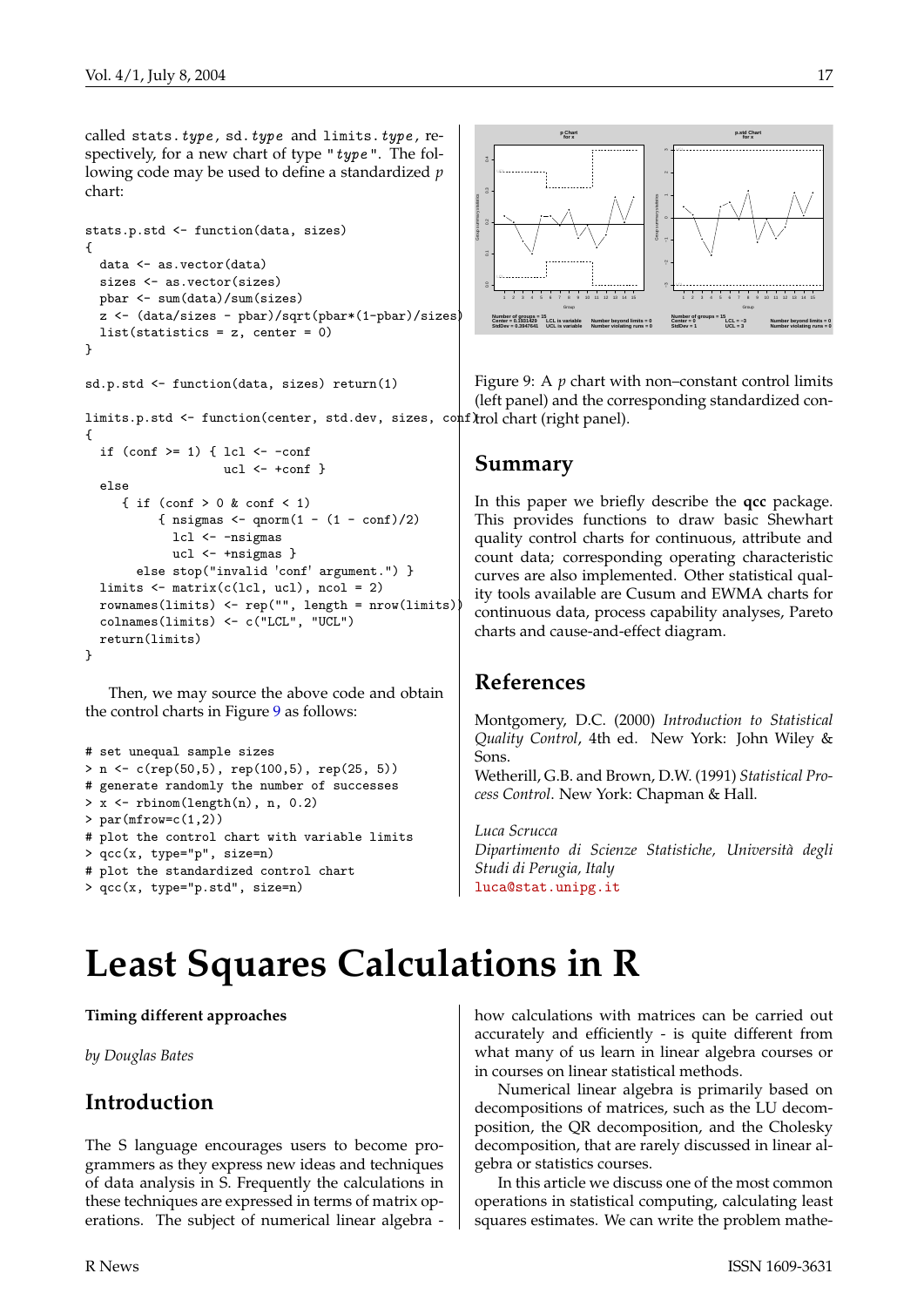called stats.*type*, sd.*type* and limits.*type*, respectively, for a new chart of type "*type*". The following code may be used to define a standardized $p$ chart:

```
stats.p.std <- function(data, sizes)
{
  data <- as.vector(data)
  sizes <- as.vector(sizes)
  pbar <- sum(data)/sum(sizes)
  z <- (data/sizes - pbar)/sqrt(pbar*(1-pbar)/sizes)
  list(statistics = z, center = 0)
}

sd.p.std <- function(data, sizes) return(1)

limits.p.std <- function(center, std.dev, sizes, conf)
{
  if (conf >= 1) { lcl <- -conf
                   ucl <- +conf }
  else
     { if (conf > 0 & conf < 1)
         { nsigmas <- qnorm(1 - (1 - conf)/2)
           lcl <- -nsigmas
           ucl <- +nsigmas }
       else stop("invalid 'conf' argument.") }
  limits <- matrix(c(lcl, ucl), ncol = 2)
  rownames(limits) <- rep("", length = nrow(limits))
  colnames(limits) <- c("LCL", "UCL")
  return(limits)
}
```

Then, we may source the above code and obtain the control charts in Figure 9 as follows:

```
# set unequal sample sizes
> n <- c(rep(50,5), rep(100,5), rep(25, 5))
# generate randomly the number of successes
> x <- rbinom(length(n), n, 0.2)
> par(mfrow=c(1,2))
# plot the control chart with variable limits
> qcc(x, type="p", size=n)
# plot the standardized control chart
> qcc(x, type="p.std", size=n)
```

Figure 9: A $p$ chart with non–constant control limits (left panel) and the corresponding standardized control chart (right panel).

## Summary

In this paper we briefly describe the **qcc** package. This provides functions to draw basic Shewhart quality control charts for continuous, attribute and count data; corresponding operating characteristic curves are also implemented. Other statistical quality tools available are Cusum and EWMA charts for continuous data, process capability analyses, Pareto charts and cause-and-effect diagram.

## References

Montgomery, D.C. (2000) *Introduction to Statistical Quality Control*, 4th ed. New York: John Wiley & Sons.
Wetherill, G.B. and Brown, D.W. (1991) *Statistical Process Control*. New York: Chapman & Hall.

*Luca Scrucca*
*Dipartimento di Scienze Statistiche, Università degli Studi di Perugia, Italy*
luca@stat.unipg.it

# Least Squares Calculations in R

**Timing different approaches**

*by Douglas Bates*

## Introduction

The S language encourages users to become programmers as they express new ideas and techniques of data analysis in S. Frequently the calculations in these techniques are expressed in terms of matrix operations. The subject of numerical linear algebra - how calculations with matrices can be carried out accurately and efficiently - is quite different from what many of us learn in linear algebra courses or in courses on linear statistical methods.

Numerical linear algebra is primarily based on decompositions of matrices, such as the LU decomposition, the QR decomposition, and the Cholesky decomposition, that are rarely discussed in linear algebra or statistics courses.

In this article we discuss one of the most common operations in statistical computing, calculating least squares estimates. We can write the problem mathe-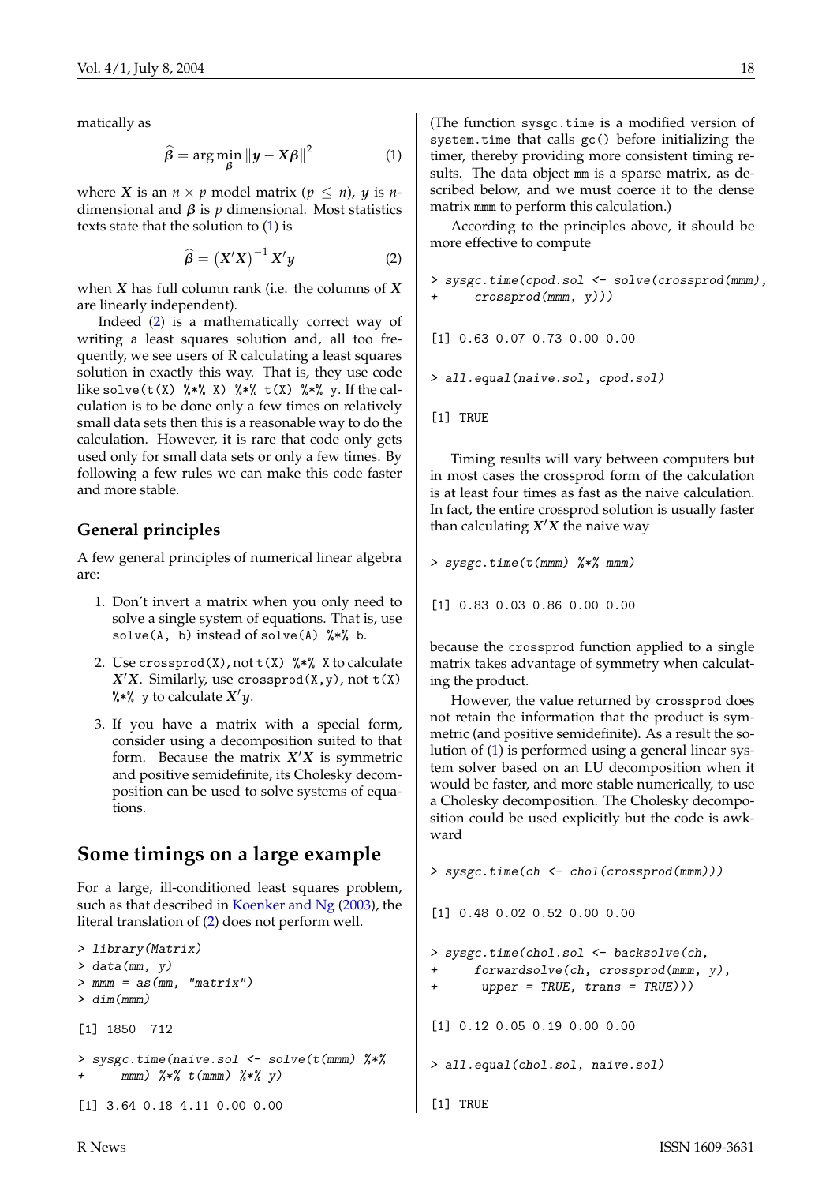matically as

$$\widehat{\boldsymbol{\beta}} = \arg\min_{\boldsymbol{\beta}} \|\boldsymbol{y} - \boldsymbol{X}\boldsymbol{\beta}\|^2 \tag{1}$$

where $\boldsymbol{X}$ is an $n \times p$ model matrix ($p \leq n$), $\boldsymbol{y}$ is $n$-dimensional and $\boldsymbol{\beta}$ is $p$ dimensional. Most statistics texts state that the solution to (1) is

$$\widehat{\boldsymbol{\beta}} = \left(\boldsymbol{X}'\boldsymbol{X}\right)^{-1} \boldsymbol{X}'\boldsymbol{y} \tag{2}$$

when $\boldsymbol{X}$ has full column rank (i.e. the columns of $\boldsymbol{X}$ are linearly independent).

Indeed (2) is a mathematically correct way of writing a least squares solution and, all too frequently, we see users of R calculating a least squares solution in exactly this way. That is, they use code like `solve(t(X) %*% X) %*% t(X) %*% y`. If the calculation is to be done only a few times on relatively small data sets then this is a reasonable way to do the calculation. However, it is rare that code only gets used only for small data sets or only a few times. By following a few rules we can make this code faster and more stable.

## General principles

A few general principles of numerical linear algebra are:

1. Don't invert a matrix when you only need to solve a single system of equations. That is, use `solve(A, b)` instead of `solve(A) %*% b`.
2. Use `crossprod(X)`, not `t(X) %*% X` to calculate $\boldsymbol{X}'\boldsymbol{X}$. Similarly, use `crossprod(X,y)`, not `t(X) %*% y` to calculate $\boldsymbol{X}'\boldsymbol{y}$.
3. If you have a matrix with a special form, consider using a decomposition suited to that form. Because the matrix $\boldsymbol{X}'\boldsymbol{X}$ is symmetric and positive semidefinite, its Cholesky decomposition can be used to solve systems of equations.

## Some timings on a large example

For a large, ill-conditioned least squares problem, such as that described in Koenker and Ng (2003), the literal translation of (2) does not perform well.

```
> library(Matrix)
> data(mm, y)
> mmm = as(mm, "matrix")
> dim(mmm)

[1] 1850  712

> sysgc.time(naive.sol <- solve(t(mmm) %*%
+     mmm) %*% t(mmm) %*% y)

[1] 3.64 0.18 4.11 0.00 0.00
```

(The function `sysgc.time` is a modified version of `system.time` that calls `gc()` before initializing the timer, thereby providing more consistent timing results. The data object `mm` is a sparse matrix, as described below, and we must coerce it to the dense matrix `mmm` to perform this calculation.)

According to the principles above, it should be more effective to compute

```
> sysgc.time(cpod.sol <- solve(crossprod(mmm),
+     crossprod(mmm, y)))

[1] 0.63 0.07 0.73 0.00 0.00

> all.equal(naive.sol, cpod.sol)

[1] TRUE
```

Timing results will vary between computers but in most cases the crossprod form of the calculation is at least four times as fast as the naive calculation. In fact, the entire crossprod solution is usually faster than calculating $\boldsymbol{X}'\boldsymbol{X}$ the naive way

```
> sysgc.time(t(mmm) %*% mmm)

[1] 0.83 0.03 0.86 0.00 0.00
```

because the `crossprod` function applied to a single matrix takes advantage of symmetry when calculating the product.

However, the value returned by `crossprod` does not retain the information that the product is symmetric (and positive semidefinite). As a result the solution of (1) is performed using a general linear system solver based on an LU decomposition when it would be faster, and more stable numerically, to use a Cholesky decomposition. The Cholesky decomposition could be used explicitly but the code is awkward

```
> sysgc.time(ch <- chol(crossprod(mmm)))

[1] 0.48 0.02 0.52 0.00 0.00

> sysgc.time(chol.sol <- backsolve(ch,
+     forwardsolve(ch, crossprod(mmm, y),
+      upper = TRUE, trans = TRUE)))

[1] 0.12 0.05 0.19 0.00 0.00

> all.equal(chol.sol, naive.sol)

[1] TRUE
```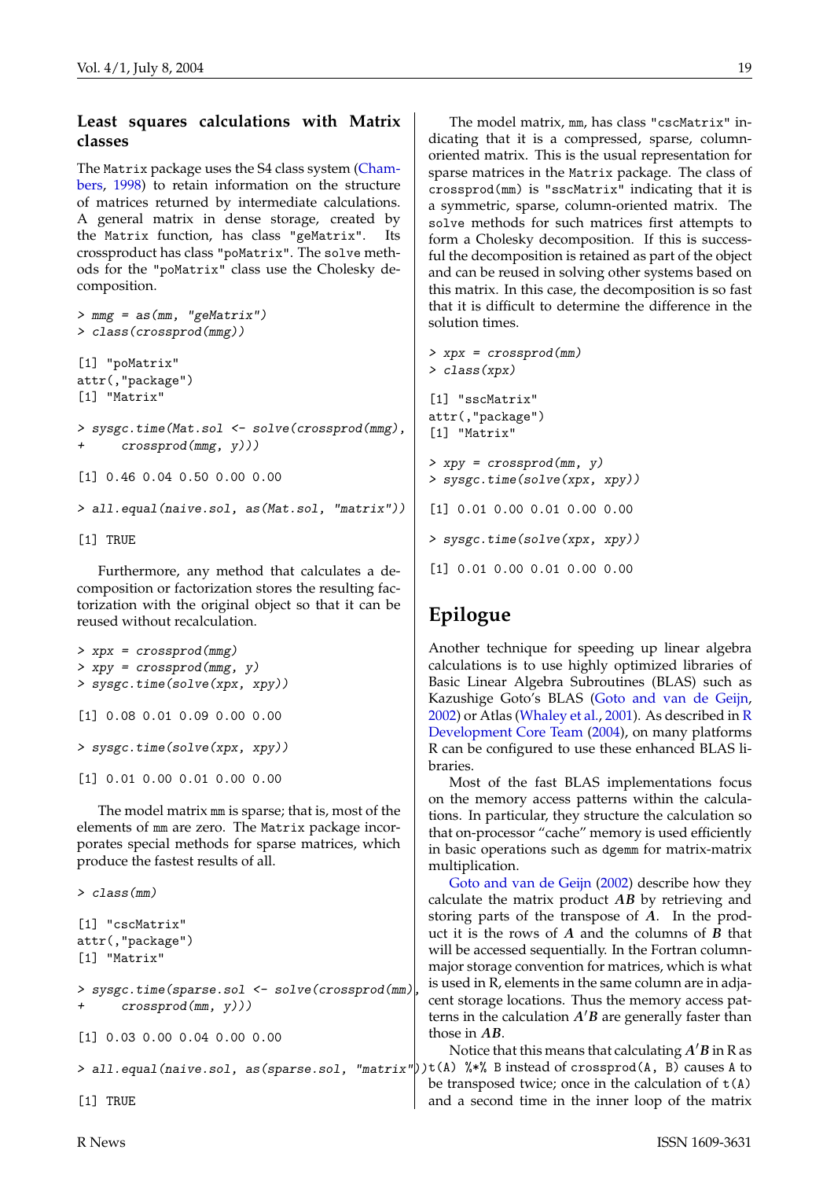### Least squares calculations with Matrix classes

The `Matrix` package uses the S4 class system (Chambers, 1998) to retain information on the structure of matrices returned by intermediate calculations. A general matrix in dense storage, created by the `Matrix` function, has class `"geMatrix"`. Its crossproduct has class `"poMatrix"`. The `solve` methods for the `"poMatrix"` class use the Cholesky decomposition.

```
> mmg = as(mm, "geMatrix")
> class(crossprod(mmg))

[1] "poMatrix"
attr(,"package")
[1] "Matrix"

> sysgc.time(Mat.sol <- solve(crossprod(mmg),
+     crossprod(mmg, y)))

[1] 0.46 0.04 0.50 0.00 0.00

> all.equal(naive.sol, as(Mat.sol, "matrix"))

[1] TRUE
```

Furthermore, any method that calculates a decomposition or factorization stores the resulting factorization with the original object so that it can be reused without recalculation.

```
> xpx = crossprod(mmg)
> xpy = crossprod(mmg, y)
> sysgc.time(solve(xpx, xpy))

[1] 0.08 0.01 0.09 0.00 0.00

> sysgc.time(solve(xpx, xpy))

[1] 0.01 0.00 0.01 0.00 0.00
```

The model matrix `mm` is sparse; that is, most of the elements of `mm` are zero. The `Matrix` package incorporates special methods for sparse matrices, which produce the fastest results of all.

```
> class(mm)

[1] "cscMatrix"
attr(,"package")
[1] "Matrix"

> sysgc.time(sparse.sol <- solve(crossprod(mm),
+     crossprod(mm, y)))

[1] 0.03 0.00 0.04 0.00 0.00

> all.equal(naive.sol, as(sparse.sol, "matrix"))

[1] TRUE
```

The model matrix, `mm`, has class `"cscMatrix"` indicating that it is a compressed, sparse, column-oriented matrix. This is the usual representation for sparse matrices in the `Matrix` package. The class of `crossprod(mm)` is `"sscMatrix"` indicating that it is a symmetric, sparse, column-oriented matrix. The `solve` methods for such matrices first attempts to form a Cholesky decomposition. If this is successful the decomposition is retained as part of the object and can be reused in solving other systems based on this matrix. In this case, the decomposition is so fast that it is difficult to determine the difference in the solution times.

```
> xpx = crossprod(mm)
> class(xpx)

[1] "sscMatrix"
attr(,"package")
[1] "Matrix"

> xpy = crossprod(mm, y)
> sysgc.time(solve(xpx, xpy))

[1] 0.01 0.00 0.01 0.00 0.00

> sysgc.time(solve(xpx, xpy))

[1] 0.01 0.00 0.01 0.00 0.00
```

## Epilogue

Another technique for speeding up linear algebra calculations is to use highly optimized libraries of Basic Linear Algebra Subroutines (BLAS) such as Kazushige Goto's BLAS (Goto and van de Geijn, 2002) or Atlas (Whaley et al., 2001). As described in R Development Core Team (2004), on many platforms R can be configured to use these enhanced BLAS libraries.

Most of the fast BLAS implementations focus on the memory access patterns within the calculations. In particular, they structure the calculation so that on-processor "cache" memory is used efficiently in basic operations such as `dgemm` for matrix-matrix multiplication.

Goto and van de Geijn (2002) describe how they calculate the matrix product $\boldsymbol{AB}$ by retrieving and storing parts of the transpose of $\boldsymbol{A}$. In the product it is the rows of $\boldsymbol{A}$ and the columns of $\boldsymbol{B}$ that will be accessed sequentially. In the Fortran column-major storage convention for matrices, which is what is used in R, elements in the same column are in adjacent storage locations. Thus the memory access patterns in the calculation $\boldsymbol{A}'\boldsymbol{B}$ are generally faster than those in $\boldsymbol{AB}$.

Notice that this means that calculating $\boldsymbol{A}'\boldsymbol{B}$ in R as `t(A) %*% B` instead of `crossprod(A, B)` causes `A` to be transposed twice; once in the calculation of `t(A)` and a second time in the inner loop of the matrix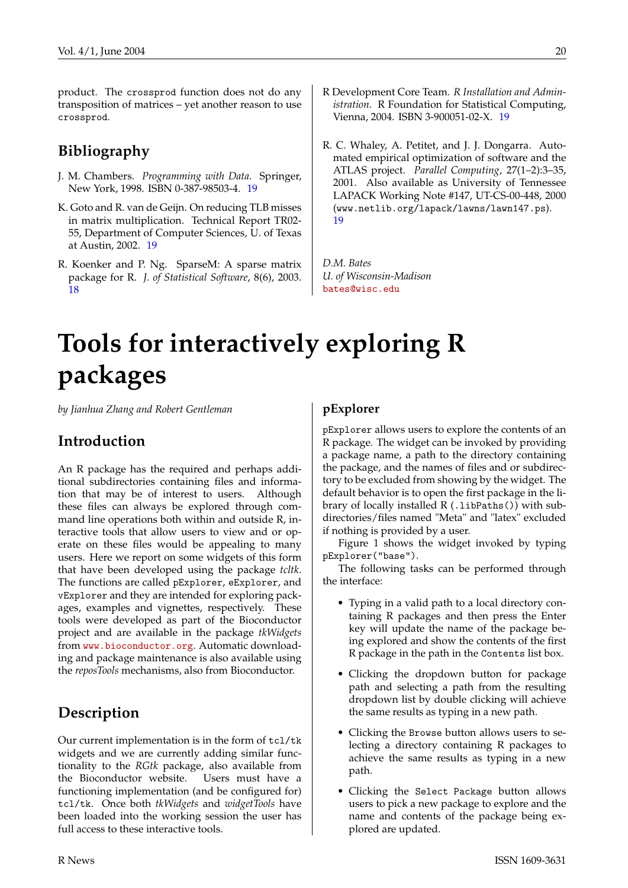product. The `crossprod` function does not do any transposition of matrices – yet another reason to use `crossprod`.

## Bibliography

J. M. Chambers. *Programming with Data*. Springer, New York, 1998. ISBN 0-387-98503-4. 19

K. Goto and R. van de Geijn. On reducing TLB misses in matrix multiplication. Technical Report TR02-55, Department of Computer Sciences, U. of Texas at Austin, 2002. 19

R. Koenker and P. Ng. SparseM: A sparse matrix package for R. *J. of Statistical Software*, 8(6), 2003. 18

R Development Core Team. *R Installation and Administration*. R Foundation for Statistical Computing, Vienna, 2004. ISBN 3-900051-02-X. 19

R. C. Whaley, A. Petitet, and J. J. Dongarra. Automated empirical optimization of software and the ATLAS project. *Parallel Computing*, 27(1–2):3–35, 2001. Also available as University of Tennessee LAPACK Working Note #147, UT-CS-00-448, 2000 (`www.netlib.org/lapack/lawns/lawn147.ps`). 19

*D.M. Bates*
*U. of Wisconsin-Madison*
`bates@wisc.edu`

# Tools for interactively exploring R packages

*by Jianhua Zhang and Robert Gentleman*

## Introduction

An R package has the required and perhaps additional subdirectories containing files and information that may be of interest to users. Although these files can always be explored through command line operations both within and outside R, interactive tools that allow users to view and or operate on these files would be appealing to many users. Here we report on some widgets of this form that have been developed using the package *tcltk*. The functions are called `pExplorer`, `eExplorer`, and `vExplorer` and they are intended for exploring packages, examples and vignettes, respectively. These tools were developed as part of the Bioconductor project and are available in the package *tkWidgets* from `www.bioconductor.org`. Automatic downloading and package maintenance is also available using the *reposTools* mechanisms, also from Bioconductor.

## Description

Our current implementation is in the form of `tcl/tk` widgets and we are currently adding similar functionality to the *RGtk* package, also available from the Bioconductor website. Users must have a functioning implementation (and be configured for) `tcl/tk`. Once both *tkWidgets* and *widgetTools* have been loaded into the working session the user has full access to these interactive tools.

## pExplorer

`pExplorer` allows users to explore the contents of an R package. The widget can be invoked by providing a package name, a path to the directory containing the package, and the names of files and or subdirectory to be excluded from showing by the widget. The default behavior is to open the first package in the library of locally installed R (`.libPaths()`) with subdirectories/files named "Meta" and "latex" excluded if nothing is provided by a user.

Figure 1 shows the widget invoked by typing `pExplorer("base")`.

The following tasks can be performed through the interface:

- Typing in a valid path to a local directory containing R packages and then press the Enter key will update the name of the package being explored and show the contents of the first R package in the path in the `Contents` list box.
- Clicking the dropdown button for package path and selecting a path from the resulting dropdown list by double clicking will achieve the same results as typing in a new path.
- Clicking the `Browse` button allows users to selecting a directory containing R packages to achieve the same results as typing in a new path.
- Clicking the `Select Package` button allows users to pick a new package to explore and the name and contents of the package being explored are updated.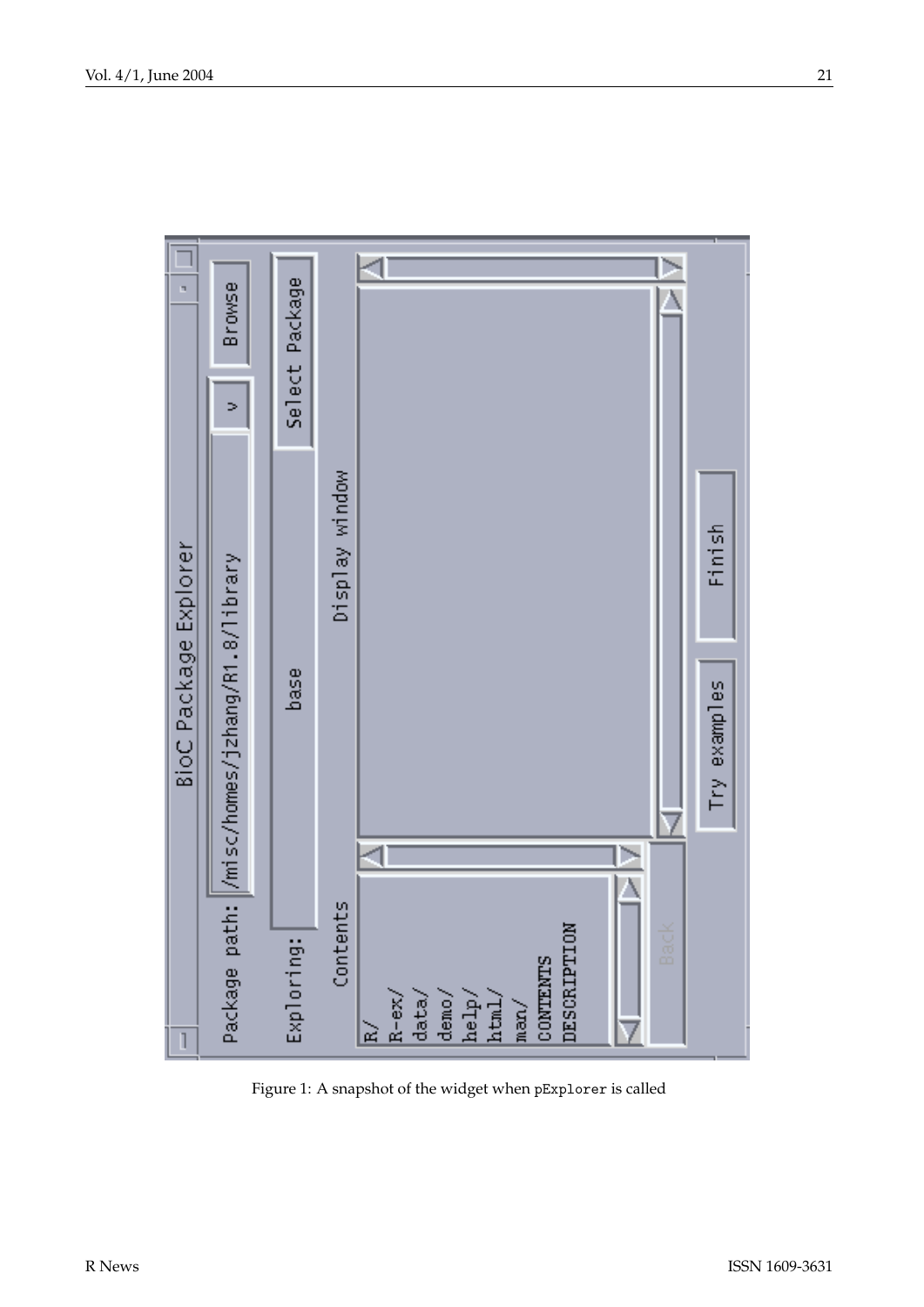Figure 1: A snapshot of the widget when `pExplorer` is called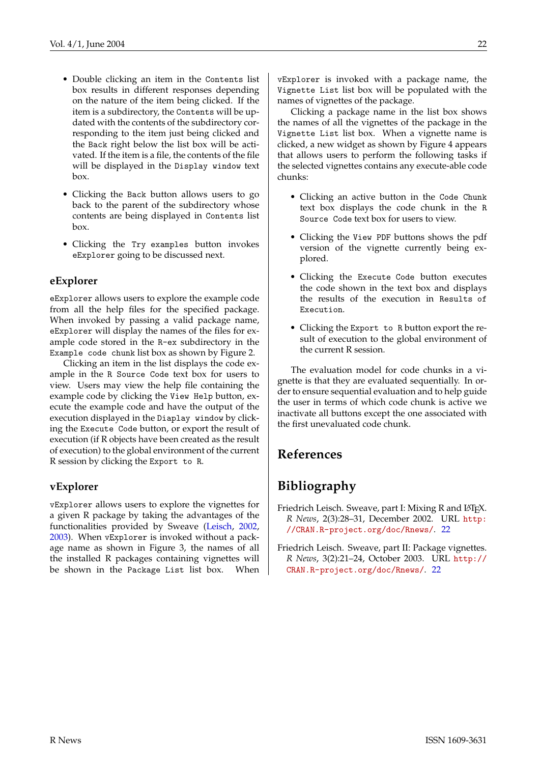- Double clicking an item in the `Contents` list box results in different responses depending on the nature of the item being clicked. If the item is a subdirectory, the `Contents` will be updated with the contents of the subdirectory corresponding to the item just being clicked and the `Back` right below the list box will be activated. If the item is a file, the contents of the file will be displayed in the `Display window` text box.

- Clicking the `Back` button allows users to go back to the parent of the subdirectory whose contents are being displayed in `Contents` list box.

- Clicking the `Try examples` button invokes `eExplorer` going to be discussed next.

## eExplorer

`eExplorer` allows users to explore the example code from all the help files for the specified package. When invoked by passing a valid package name, `eExplorer` will display the names of the files for example code stored in the `R-ex` subdirectory in the `Example code chunk` list box as shown by Figure 2.

Clicking an item in the list displays the code example in the `R Source Code` text box for users to view. Users may view the help file containing the example code by clicking the `View Help` button, execute the example code and have the output of the execution displayed in the `Diaplay window` by clicking the `Execute Code` button, or export the result of execution (if R objects have been created as the result of execution) to the global environment of the current R session by clicking the `Export to R`.

## vExplorer

`vExplorer` allows users to explore the vignettes for a given R package by taking the advantages of the functionalities provided by Sweave (Leisch, 2002, 2003). When `vExplorer` is invoked without a package name as shown in Figure 3, the names of all the installed R packages containing vignettes will be shown in the `Package List` list box. When `vExplorer` is invoked with a package name, the `Vignette List` list box will be populated with the names of vignettes of the package.

Clicking a package name in the list box shows the names of all the vignettes of the package in the `Vignette List` list box. When a vignette name is clicked, a new widget as shown by Figure 4 appears that allows users to perform the following tasks if the selected vignettes contains any execute-able code chunks:

- Clicking an active button in the `Code Chunk` text box displays the code chunk in the `R Source Code` text box for users to view.

- Clicking the `View PDF` buttons shows the pdf version of the vignette currently being explored.

- Clicking the `Execute Code` button executes the code shown in the text box and displays the results of the execution in `Results of Execution`.

- Clicking the `Export to R` button export the result of execution to the global environment of the current R session.

The evaluation model for code chunks in a vignette is that they are evaluated sequentially. In order to ensure sequential evaluation and to help guide the user in terms of which code chunk is active we inactivate all buttons except the one associated with the first unevaluated code chunk.

# References

# Bibliography

Friedrich Leisch. Sweave, part I: Mixing R and LaTeX. *R News*, 2(3):28–31, December 2002. URL http://CRAN.R-project.org/doc/Rnews/. 22

Friedrich Leisch. Sweave, part II: Package vignettes. *R News*, 3(2):21–24, October 2003. URL http://CRAN.R-project.org/doc/Rnews/. 22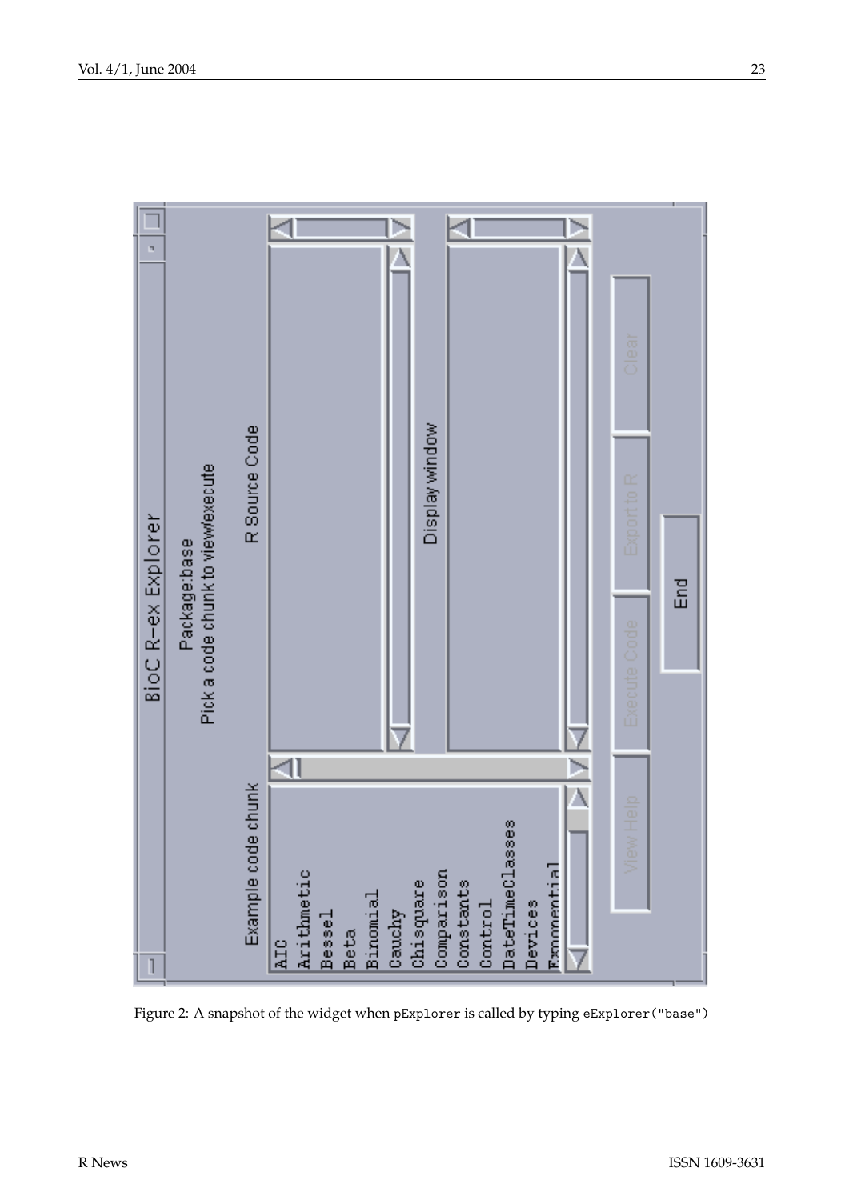Figure 2: A snapshot of the widget when pExplorer is called by typing eExplorer("base")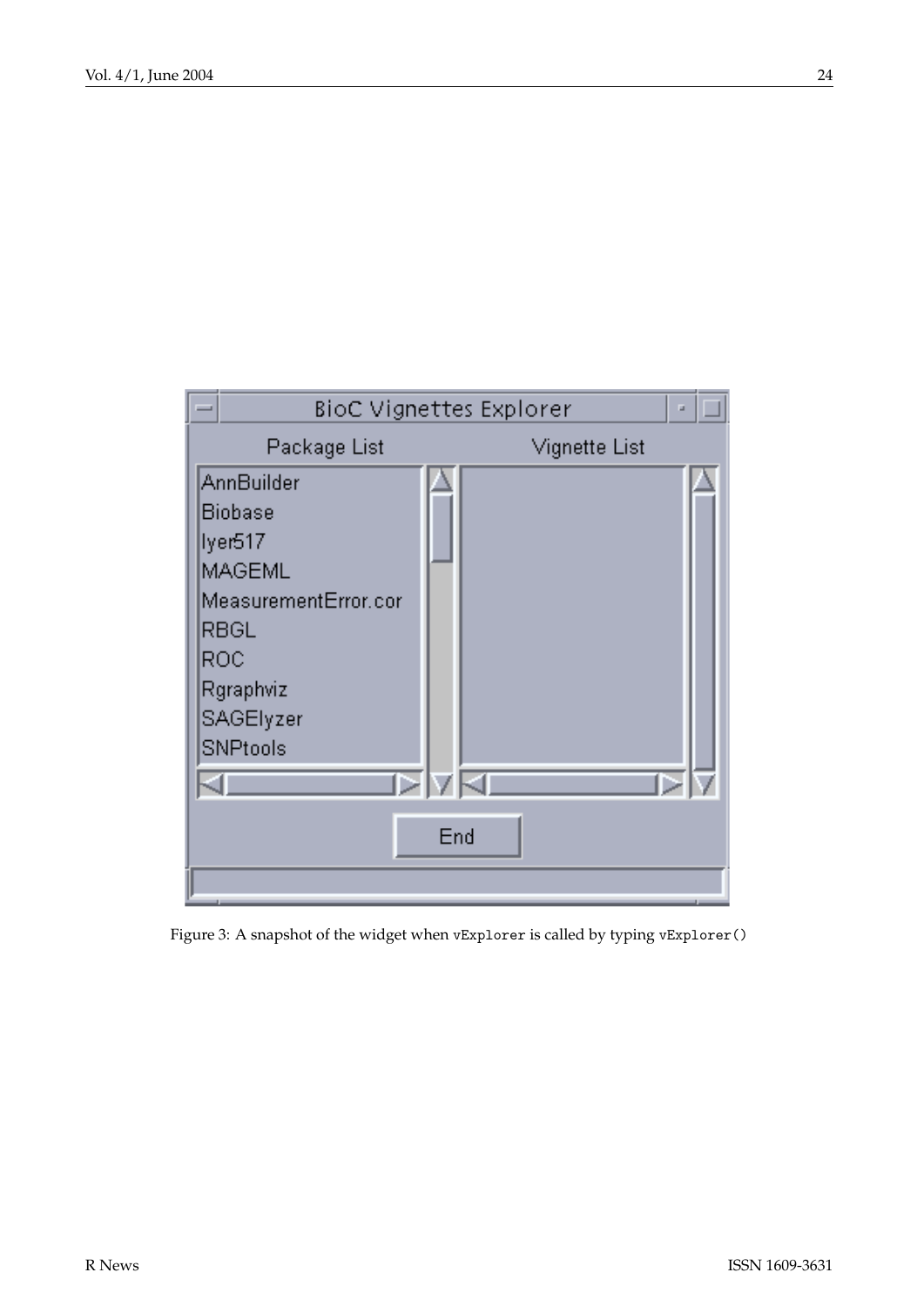Figure 3: A snapshot of the widget when `vExplorer` is called by typing `vExplorer()`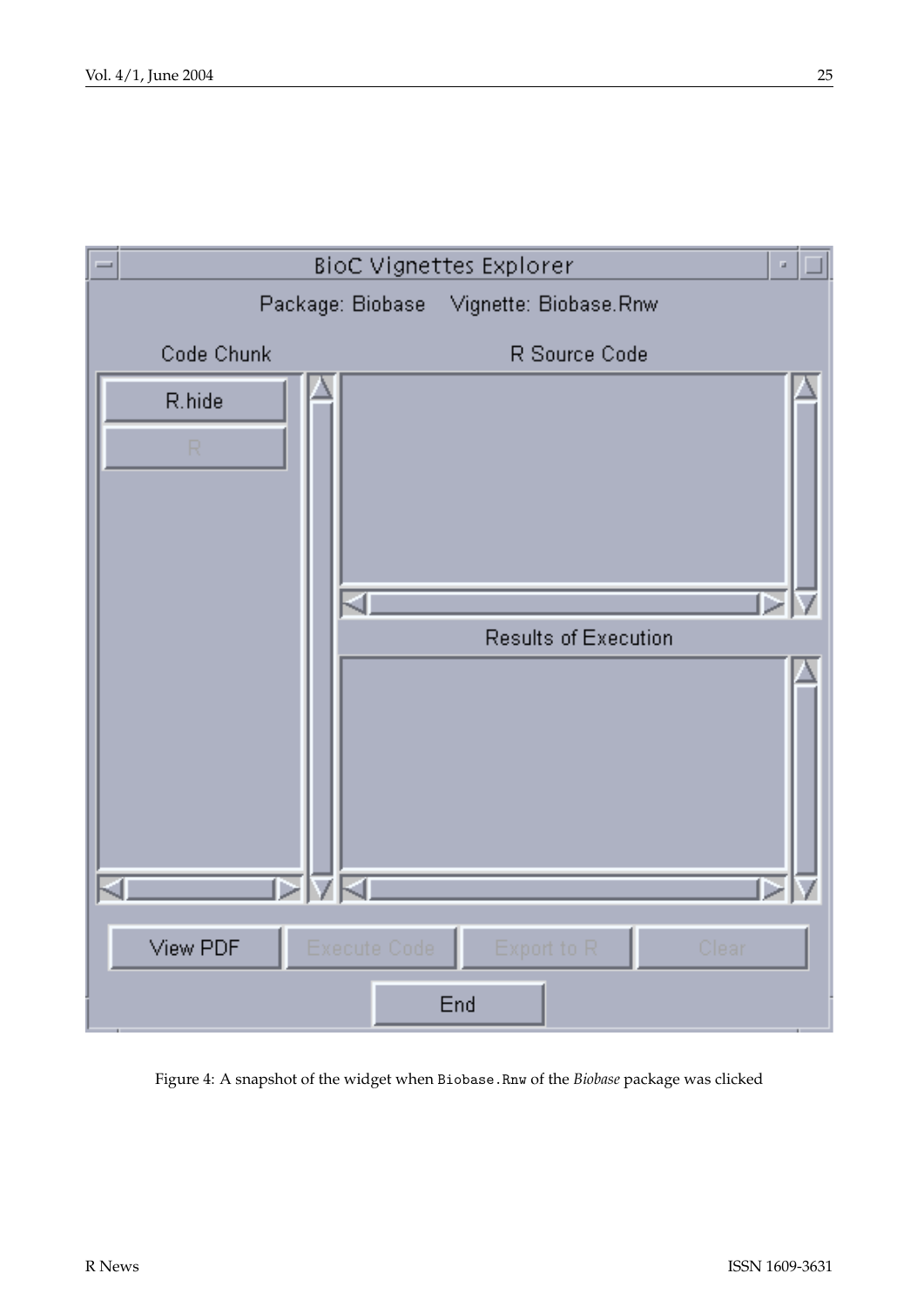Figure 4: A snapshot of the widget when `Biobase.Rnw` of the *Biobase* package was clicked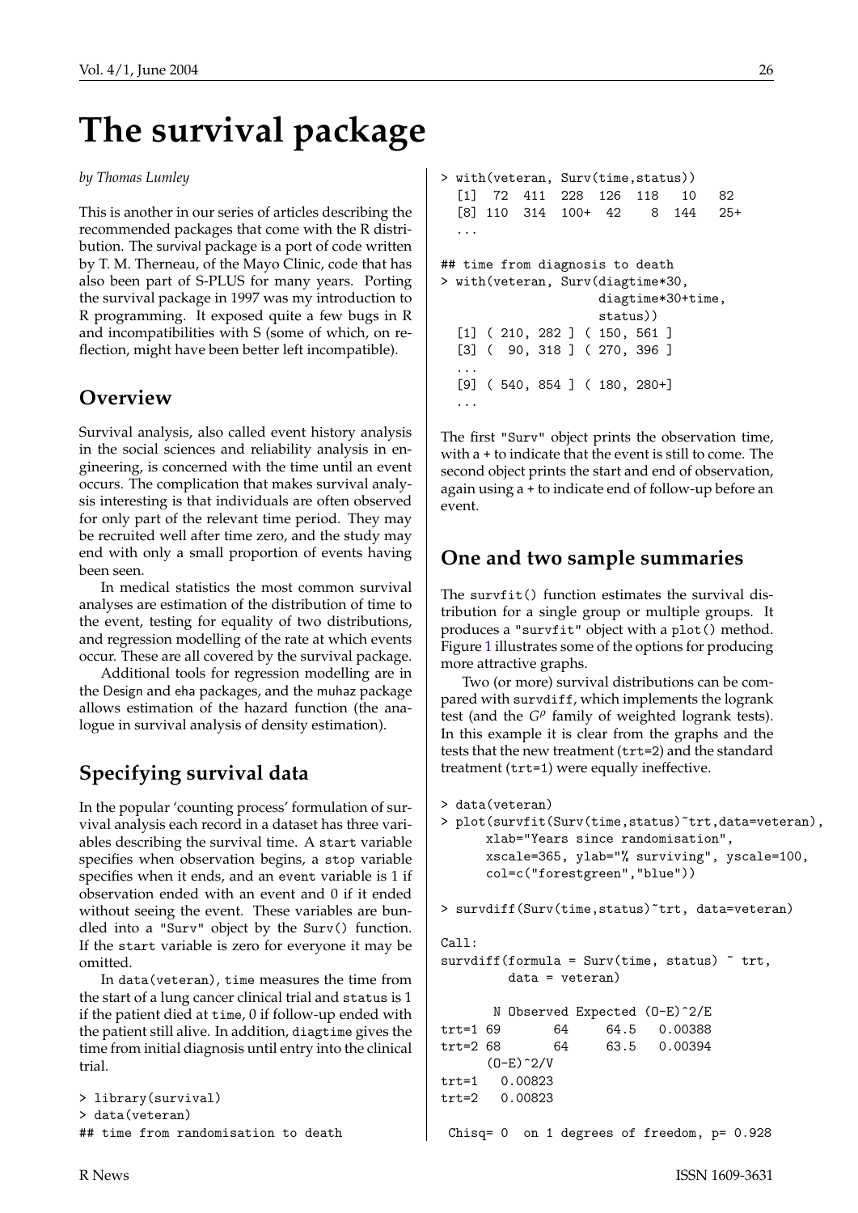# The survival package

*by Thomas Lumley*

This is another in our series of articles describing the recommended packages that come with the R distribution. The survival package is a port of code written by T. M. Therneau, of the Mayo Clinic, code that has also been part of S-PLUS for many years. Porting the survival package in 1997 was my introduction to R programming. It exposed quite a few bugs in R and incompatibilities with S (some of which, on reflection, might have been better left incompatible).

## Overview

Survival analysis, also called event history analysis in the social sciences and reliability analysis in engineering, is concerned with the time until an event occurs. The complication that makes survival analysis interesting is that individuals are often observed for only part of the relevant time period. They may be recruited well after time zero, and the study may end with only a small proportion of events having been seen.

In medical statistics the most common survival analyses are estimation of the distribution of time to the event, testing for equality of two distributions, and regression modelling of the rate at which events occur. These are all covered by the survival package.

Additional tools for regression modelling are in the Design and eha packages, and the muhaz package allows estimation of the hazard function (the analogue in survival analysis of density estimation).

## Specifying survival data

In the popular 'counting process' formulation of survival analysis each record in a dataset has three variables describing the survival time. A `start` variable specifies when observation begins, a `stop` variable specifies when it ends, and an `event` variable is 1 if observation ended with an event and 0 if it ended without seeing the event. These variables are bundled into a `"Surv"` object by the `Surv()` function. If the `start` variable is zero for everyone it may be omitted.

In `data(veteran)`, `time` measures the time from the start of a lung cancer clinical trial and `status` is 1 if the patient died at `time`, 0 if follow-up ended with the patient still alive. In addition, `diagtime` gives the time from initial diagnosis until entry into the clinical trial.

```
> library(survival)
> data(veteran)
## time from randomisation to death
> with(veteran, Surv(time,status))
  [1]  72  411  228  126  118   10   82
  [8] 110  314  100+  42    8  144   25+
  ...

## time from diagnosis to death
> with(veteran, Surv(diagtime*30,
                     diagtime*30+time,
                     status))
  [1] ( 210, 282 ] ( 150, 561 ]
  [3] (  90, 318 ] ( 270, 396 ]
  ...
  [9] ( 540, 854 ] ( 180, 280+]
  ...
```

The first `"Surv"` object prints the observation time, with a + to indicate that the event is still to come. The second object prints the start and end of observation, again using a + to indicate end of follow-up before an event.

## One and two sample summaries

The `survfit()` function estimates the survival distribution for a single group or multiple groups. It produces a `"survfit"` object with a `plot()` method. Figure 1 illustrates some of the options for producing more attractive graphs.

Two (or more) survival distributions can be compared with `survdiff`, which implements the logrank test (and the $G^\rho$ family of weighted logrank tests). In this example it is clear from the graphs and the tests that the new treatment (`trt=2`) and the standard treatment (`trt=1`) were equally ineffective.

```
> data(veteran)
> plot(survfit(Surv(time,status)~trt,data=veteran),
      xlab="Years since randomisation",
      xscale=365, ylab="% surviving", yscale=100,
      col=c("forestgreen","blue"))

> survdiff(Surv(time,status)~trt, data=veteran)

Call:
survdiff(formula = Surv(time, status) ~ trt,
         data = veteran)

       N Observed Expected (O-E)^2/E
trt=1 69       64     64.5   0.00388
trt=2 68       64     63.5   0.00394
      (O-E)^2/V
trt=1   0.00823
trt=2   0.00823

 Chisq= 0  on 1 degrees of freedom, p= 0.928
```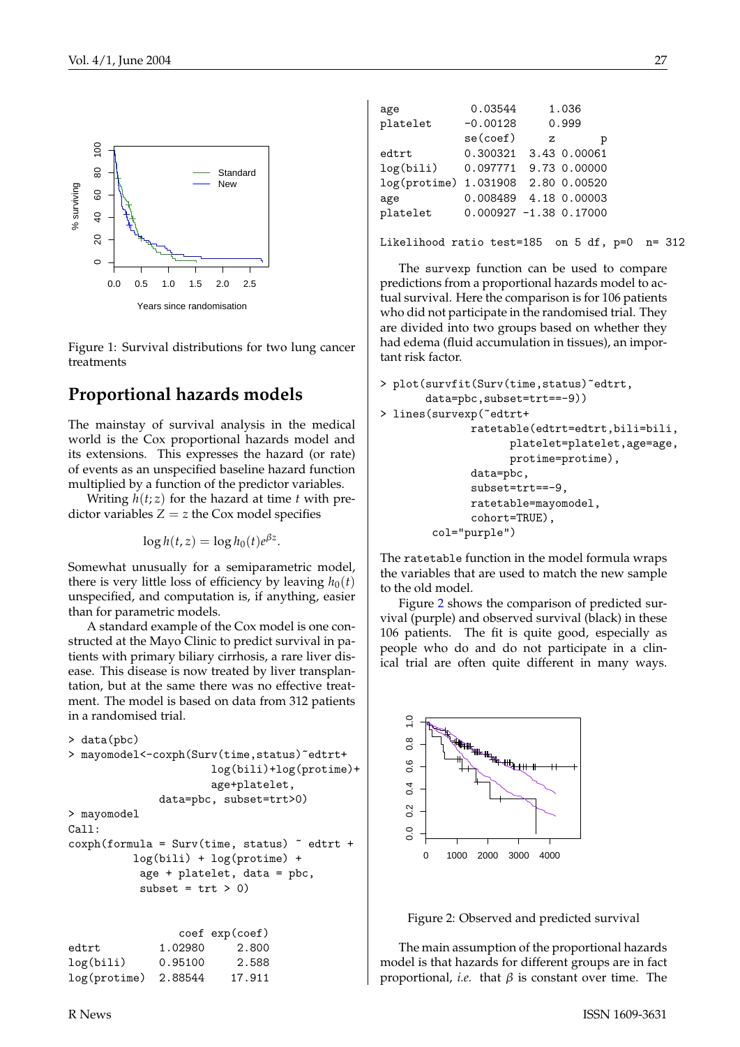Figure 1: Survival distributions for two lung cancer treatments

## Proportional hazards models

The mainstay of survival analysis in the medical world is the Cox proportional hazards model and its extensions. This expresses the hazard (or rate) of events as an unspecified baseline hazard function multiplied by a function of the predictor variables.

Writing $h(t; z)$ for the hazard at time $t$ with predictor variables $Z = z$ the Cox model specifies

$$\log h(t, z) = \log h_0(t) e^{\beta z}.$$

Somewhat unusually for a semiparametric model, there is very little loss of efficiency by leaving $h_0(t)$ unspecified, and computation is, if anything, easier than for parametric models.

A standard example of the Cox model is one constructed at the Mayo Clinic to predict survival in patients with primary biliary cirrhosis, a rare liver disease. This disease is now treated by liver transplantation, but at the same there was no effective treatment. The model is based on data from 312 patients in a randomised trial.

```
> data(pbc)
> mayomodel<-coxph(Surv(time,status)~edtrt+
                     log(bili)+log(protime)+
                     age+platelet,
             data=pbc, subset=trt>0)
> mayomodel
Call:
coxph(formula = Surv(time, status) ~ edtrt +
          log(bili) + log(protime) +
           age + platelet, data = pbc,
           subset = trt > 0)


                  coef exp(coef)
edtrt          1.02980     2.800
log(bili)      0.95100     2.588
log(protime)   2.88544    17.911
age            0.03544     1.036
platelet      -0.00128     0.999
              se(coef)     z       p
edtrt         0.300321  3.43 0.00061
log(bili)     0.097771  9.73 0.00000
log(protime)  1.031908  2.80 0.00520
age           0.008489  4.18 0.00003
platelet      0.000927 -1.38 0.17000

Likelihood ratio test=185  on 5 df, p=0  n= 312
```

The `survexp` function can be used to compare predictions from a proportional hazards model to actual survival. Here the comparison is for 106 patients who did not participate in the randomised trial. They are divided into two groups based on whether they had edema (fluid accumulation in tissues), an important risk factor.

```
> plot(survfit(Surv(time,status)~edtrt,
      data=pbc,subset=trt==-9))
> lines(survexp(~edtrt+
             ratetable(edtrt=edtrt,bili=bili,
                   platelet=platelet,age=age,
                   protime=protime),
             data=pbc,
             subset=trt==-9,
             ratetable=mayomodel,
             cohort=TRUE),
       col="purple")
```

The `ratetable` function in the model formula wraps the variables that are used to match the new sample to the old model.

Figure 2 shows the comparison of predicted survival (purple) and observed survival (black) in these 106 patients. The fit is quite good, especially as people who do and do not participate in a clinical trial are often quite different in many ways.

Figure 2: Observed and predicted survival

The main assumption of the proportional hazards model is that hazards for different groups are in fact proportional, *i.e.* that $\beta$ is constant over time. The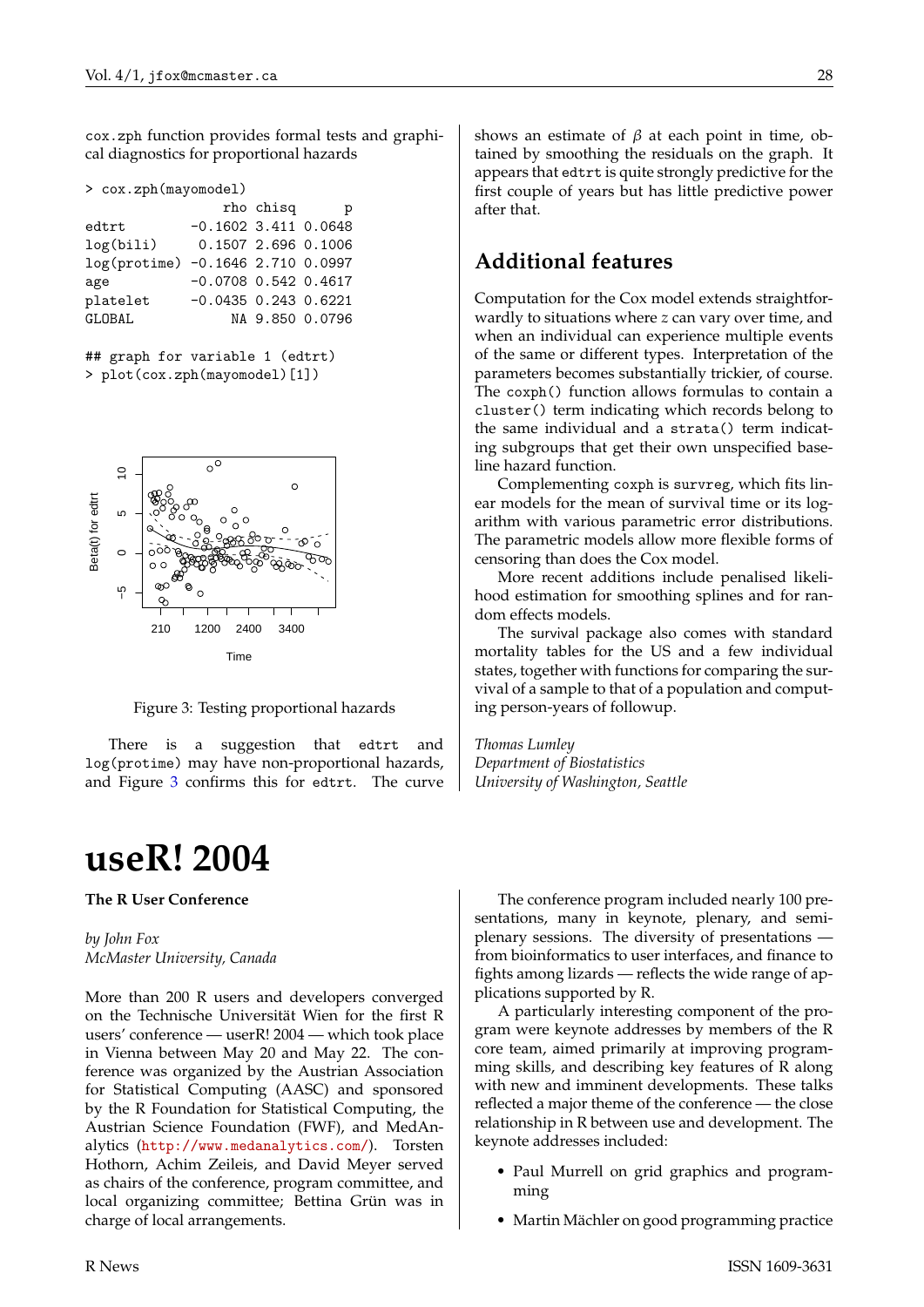cox.zph function provides formal tests and graphical diagnostics for proportional hazards

```
> cox.zph(mayomodel)
                 rho chisq      p
edtrt        -0.1602 3.411 0.0648
log(bili)     0.1507 2.696 0.1006
log(protime) -0.1646 2.710 0.0997
age          -0.0708 0.542 0.4617
platelet     -0.0435 0.243 0.6221
GLOBAL            NA 9.850 0.0796

## graph for variable 1 (edtrt)
> plot(cox.zph(mayomodel)[1])
```

Figure 3: Testing proportional hazards

There is a suggestion that edtrt and log(protime) may have non-proportional hazards, and Figure 3 confirms this for edtrt. The curve shows an estimate of $\beta$ at each point in time, obtained by smoothing the residuals on the graph. It appears that edtrt is quite strongly predictive for the first couple of years but has little predictive power after that.

## Additional features

Computation for the Cox model extends straightforwardly to situations where $z$ can vary over time, and when an individual can experience multiple events of the same or different types. Interpretation of the parameters becomes substantially trickier, of course. The coxph() function allows formulas to contain a cluster() term indicating which records belong to the same individual and a strata() term indicating subgroups that get their own unspecified baseline hazard function.

Complementing coxph is survreg, which fits linear models for the mean of survival time or its logarithm with various parametric error distributions. The parametric models allow more flexible forms of censoring than does the Cox model.

More recent additions include penalised likelihood estimation for smoothing splines and for random effects models.

The survival package also comes with standard mortality tables for the US and a few individual states, together with functions for comparing the survival of a sample to that of a population and computing person-years of followup.

*Thomas Lumley*
*Department of Biostatistics*
*University of Washington, Seattle*

# useR! 2004

**The R User Conference**

*by John Fox*
*McMaster University, Canada*

More than 200 R users and developers converged on the Technische Universität Wien for the first R users' conference — userR! 2004 — which took place in Vienna between May 20 and May 22. The conference was organized by the Austrian Association for Statistical Computing (AASC) and sponsored by the R Foundation for Statistical Computing, the Austrian Science Foundation (FWF), and MedAnalytics (http://www.medanalytics.com/). Torsten Hothorn, Achim Zeileis, and David Meyer served as chairs of the conference, program committee, and local organizing committee; Bettina Grün was in charge of local arrangements.

The conference program included nearly 100 presentations, many in keynote, plenary, and semi-plenary sessions. The diversity of presentations — from bioinformatics to user interfaces, and finance to fights among lizards — reflects the wide range of applications supported by R.

A particularly interesting component of the program were keynote addresses by members of the R core team, aimed primarily at improving programming skills, and describing key features of R along with new and imminent developments. These talks reflected a major theme of the conference — the close relationship in R between use and development. The keynote addresses included:

- Paul Murrell on grid graphics and programming
- Martin Mächler on good programming practice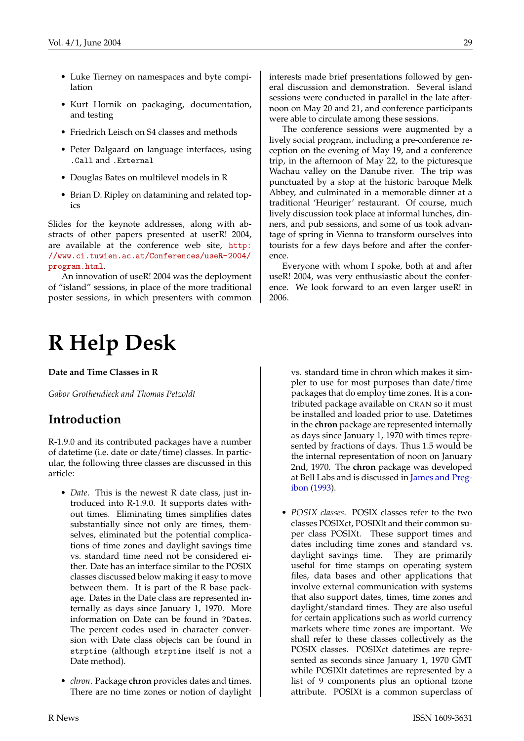- Luke Tierney on namespaces and byte compilation
- Kurt Hornik on packaging, documentation, and testing
- Friedrich Leisch on S4 classes and methods
- Peter Dalgaard on language interfaces, using `.Call` and `.External`
- Douglas Bates on multilevel models in R
- Brian D. Ripley on datamining and related topics

Slides for the keynote addresses, along with abstracts of other papers presented at userR! 2004, are available at the conference web site, http://www.ci.tuwien.ac.at/Conferences/useR-2004/program.html.

An innovation of useR! 2004 was the deployment of "island" sessions, in place of the more traditional poster sessions, in which presenters with common interests made brief presentations followed by general discussion and demonstration. Several island sessions were conducted in parallel in the late afternoon on May 20 and 21, and conference participants were able to circulate among these sessions.

The conference sessions were augmented by a lively social program, including a pre-conference reception on the evening of May 19, and a conference trip, in the afternoon of May 22, to the picturesque Wachau valley on the Danube river. The trip was punctuated by a stop at the historic baroque Melk Abbey, and culminated in a memorable dinner at a traditional 'Heuriger' restaurant. Of course, much lively discussion took place at informal lunches, dinners, and pub sessions, and some of us took advantage of spring in Vienna to transform ourselves into tourists for a few days before and after the conference.

Everyone with whom I spoke, both at and after useR! 2004, was very enthusiastic about the conference. We look forward to an even larger useR! in 2006.

# R Help Desk

**Date and Time Classes in R**

*Gabor Grothendieck and Thomas Petzoldt*

## Introduction

R-1.9.0 and its contributed packages have a number of datetime (i.e. date or date/time) classes. In particular, the following three classes are discussed in this article:

- *Date*. This is the newest R date class, just introduced into R-1.9.0. It supports dates without times. Eliminating times simplifies dates substantially since not only are times, themselves, eliminated but the potential complications of time zones and daylight savings time vs. standard time need not be considered either. Date has an interface similar to the POSIX classes discussed below making it easy to move between them. It is part of the R base package. Dates in the Date class are represented internally as days since January 1, 1970. More information on Date can be found in `?Dates`. The percent codes used in character conversion with Date class objects can be found in `strptime` (although `strptime` itself is not a Date method).

- *chron*. Package **chron** provides dates and times. There are no time zones or notion of daylight vs. standard time in chron which makes it simpler to use for most purposes than date/time packages that do employ time zones. It is a contributed package available on CRAN so it must be installed and loaded prior to use. Datetimes in the **chron** package are represented internally as days since January 1, 1970 with times represented by fractions of days. Thus 1.5 would be the internal representation of noon on January 2nd, 1970. The **chron** package was developed at Bell Labs and is discussed in James and Pregibon (1993).

- *POSIX classes*. POSIX classes refer to the two classes POSIXct, POSIXlt and their common super class POSIXt. These support times and dates including time zones and standard vs. daylight savings time. They are primarily useful for time stamps on operating system files, data bases and other applications that involve external communication with systems that also support dates, times, time zones and daylight/standard times. They are also useful for certain applications such as world currency markets where time zones are important. We shall refer to these classes collectively as the POSIX classes. POSIXct datetimes are represented as seconds since January 1, 1970 GMT while POSIXlt datetimes are represented by a list of 9 components plus an optional tzone attribute. POSIXt is a common superclass of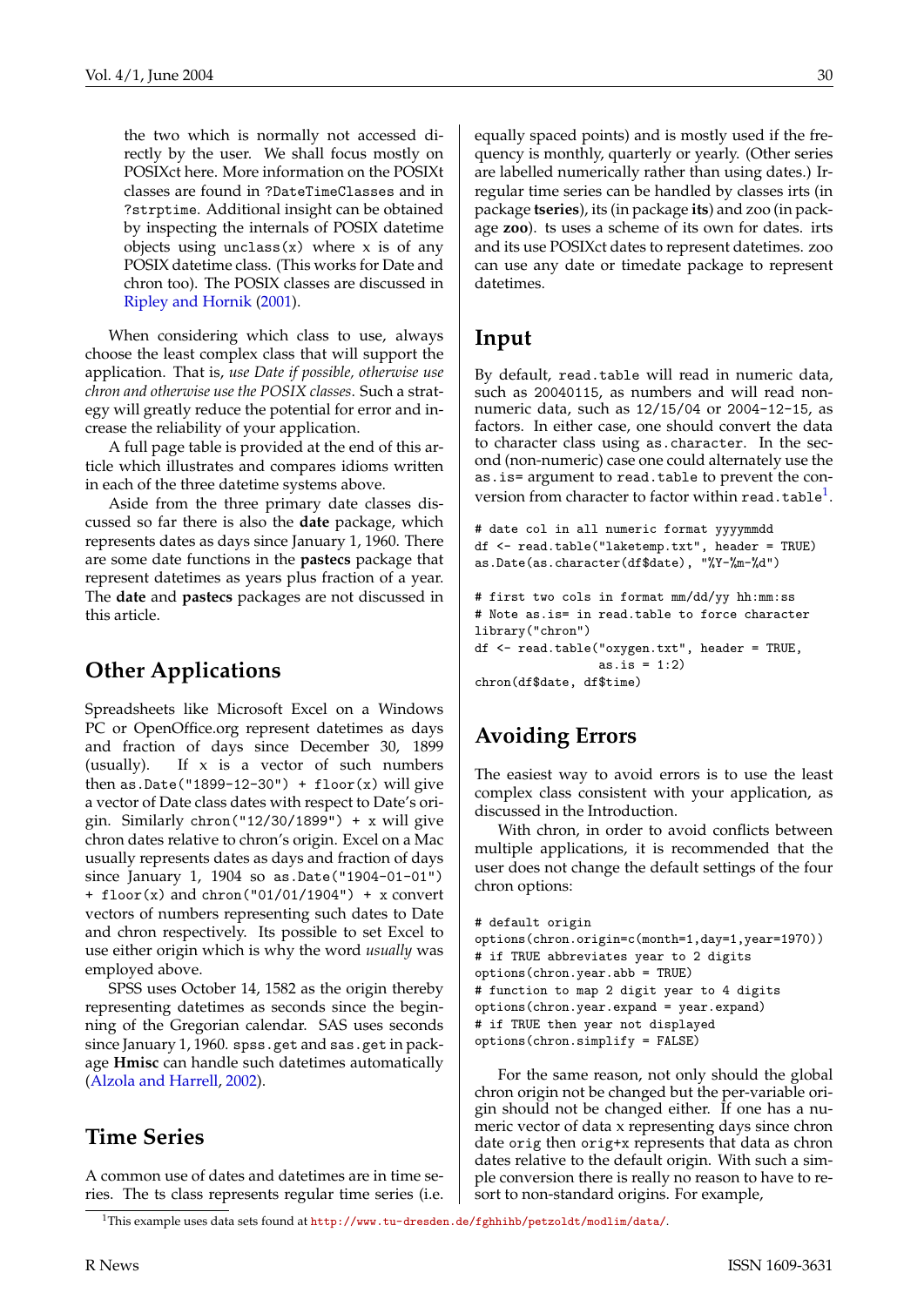the two which is normally not accessed directly by the user. We shall focus mostly on POSIXct here. More information on the POSIXt classes are found in `?DateTimeClasses` and in `?strptime`. Additional insight can be obtained by inspecting the internals of POSIX datetime objects using `unclass(x)` where `x` is of any POSIX datetime class. (This works for Date and chron too). The POSIX classes are discussed in Ripley and Hornik (2001).

When considering which class to use, always choose the least complex class that will support the application. That is, *use Date if possible, otherwise use chron and otherwise use the POSIX classes*. Such a strategy will greatly reduce the potential for error and increase the reliability of your application.

A full page table is provided at the end of this article which illustrates and compares idioms written in each of the three datetime systems above.

Aside from the three primary date classes discussed so far there is also the **date** package, which represents dates as days since January 1, 1960. There are some date functions in the **pastecs** package that represent datetimes as years plus fraction of a year. The **date** and **pastecs** packages are not discussed in this article.

## Other Applications

Spreadsheets like Microsoft Excel on a Windows PC or OpenOffice.org represent datetimes as days and fraction of days since December 30, 1899 (usually). If `x` is a vector of such numbers then `as.Date("1899-12-30") + floor(x)` will give a vector of Date class dates with respect to Date's origin. Similarly `chron("12/30/1899") + x` will give chron dates relative to chron's origin. Excel on a Mac usually represents dates as days and fraction of days since January 1, 1904 so `as.Date("1904-01-01") + floor(x)` and `chron("01/01/1904") + x` convert vectors of numbers representing such dates to Date and chron respectively. Its possible to set Excel to use either origin which is why the word *usually* was employed above.

SPSS uses October 14, 1582 as the origin thereby representing datetimes as seconds since the beginning of the Gregorian calendar. SAS uses seconds since January 1, 1960. `spss.get` and `sas.get` in package **Hmisc** can handle such datetimes automatically (Alzola and Harrell, 2002).

## Time Series

A common use of dates and datetimes are in time series. The ts class represents regular time series (i.e. equally spaced points) and is mostly used if the frequency is monthly, quarterly or yearly. (Other series are labelled numerically rather than using dates.) Irregular time series can be handled by classes irts (in package **tseries**), its (in package **its**) and zoo (in package **zoo**). ts uses a scheme of its own for dates. irts and its use POSIXct dates to represent datetimes. zoo can use any date or timedate package to represent datetimes.

## Input

By default, `read.table` will read in numeric data, such as 20040115, as numbers and will read non-numeric data, such as 12/15/04 or 2004-12-15, as factors. In either case, one should convert the data to character class using `as.character`. In the second (non-numeric) case one could alternately use the `as.is=` argument to `read.table` to prevent the conversion from character to factor within `read.table`[1].

```
# date col in all numeric format yyyymmdd
df <- read.table("laketemp.txt", header = TRUE)
as.Date(as.character(df$date), "%Y-%m-%d")

# first two cols in format mm/dd/yy hh:mm:ss
# Note as.is= in read.table to force character
library("chron")
df <- read.table("oxygen.txt", header = TRUE,
                 as.is = 1:2)
chron(df$date, df$time)
```

## Avoiding Errors

The easiest way to avoid errors is to use the least complex class consistent with your application, as discussed in the Introduction.

With chron, in order to avoid conflicts between multiple applications, it is recommended that the user does not change the default settings of the four chron options:

```
# default origin
options(chron.origin=c(month=1,day=1,year=1970))
# if TRUE abbreviates year to 2 digits
options(chron.year.abb = TRUE)
# function to map 2 digit year to 4 digits
options(chron.year.expand = year.expand)
# if TRUE then year not displayed
options(chron.simplify = FALSE)
```

For the same reason, not only should the global chron origin not be changed but the per-variable origin should not be changed either. If one has a numeric vector of data `x` representing days since chron date `orig` then `orig+x` represents that data as chron dates relative to the default origin. With such a simple conversion there is really no reason to have to resort to non-standard origins. For example,

[1] This example uses data sets found at http://www.tu-dresden.de/fghhihb/petzoldt/modlim/data/.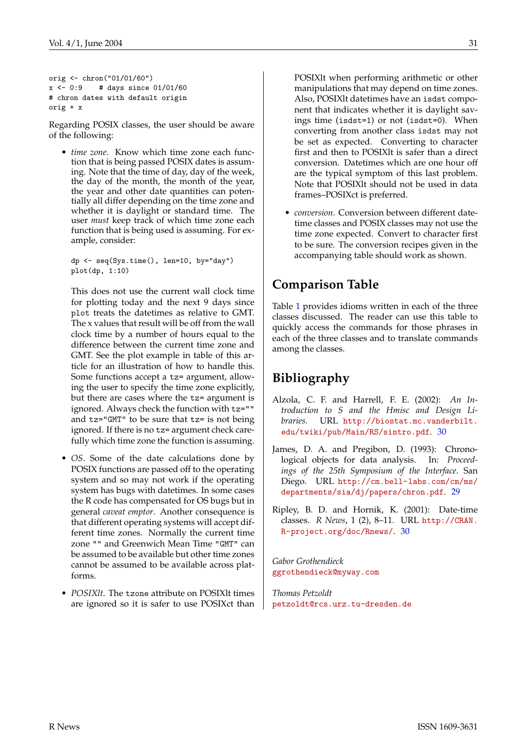```
orig <- chron("01/01/60")
x <- 0:9    # days since 01/01/60
# chron dates with default origin
orig + x
```

Regarding POSIX classes, the user should be aware of the following:

- *time zone*. Know which time zone each function that is being passed POSIX dates is assuming. Note that the time of day, day of the week, the day of the month, the month of the year, the year and other date quantities can potentially all differ depending on the time zone and whether it is daylight or standard time. The user *must* keep track of which time zone each function that is being used is assuming. For example, consider:

  ```
  dp <- seq(Sys.time(), len=10, by="day")
  plot(dp, 1:10)
  ```

  This does not use the current wall clock time for plotting today and the next 9 days since `plot` treats the datetimes as relative to GMT. The x values that result will be off from the wall clock time by a number of hours equal to the difference between the current time zone and GMT. See the plot example in table of this article for an illustration of how to handle this. Some functions accept a `tz=` argument, allowing the user to specify the time zone explicitly, but there are cases where the `tz=` argument is ignored. Always check the function with `tz=""` and `tz="GMT"` to be sure that `tz=` is not being ignored. If there is no `tz=` argument check carefully which time zone the function is assuming.

- *OS*. Some of the date calculations done by POSIX functions are passed off to the operating system and so may not work if the operating system has bugs with datetimes. In some cases the R code has compensated for OS bugs but in general *caveat emptor*. Another consequence is that different operating systems will accept different time zones. Normally the current time zone `""` and Greenwich Mean Time `"GMT"` can be assumed to be available but other time zones cannot be assumed to be available across platforms.

- *POSIXlt*. The `tzone` attribute on POSIXlt times are ignored so it is safer to use POSIXct than POSIXlt when performing arithmetic or other manipulations that may depend on time zones. Also, POSIXlt datetimes have an `isdst` component that indicates whether it is daylight savings time (`isdst=1`) or not (`isdst=0`). When converting from another class `isdst` may not be set as expected. Converting to character first and then to POSIXlt is safer than a direct conversion. Datetimes which are one hour off are the typical symptom of this last problem. Note that POSIXlt should not be used in data frames–POSIXct is preferred.

- *conversion*. Conversion between different datetime classes and POSIX classes may not use the time zone expected. Convert to character first to be sure. The conversion recipes given in the accompanying table should work as shown.

## Comparison Table

Table 1 provides idioms written in each of the three classes discussed. The reader can use this table to quickly access the commands for those phrases in each of the three classes and to translate commands among the classes.

## Bibliography

Alzola, C. F. and Harrell, F. E. (2002): *An Introduction to S and the Hmisc and Design Libraries*. URL http://biostat.mc.vanderbilt.edu/twiki/pub/Main/RS/sintro.pdf. 30

James, D. A. and Pregibon, D. (1993): Chronological objects for data analysis. In: *Proceedings of the 25th Symposium of the Interface*. San Diego. URL http://cm.bell-labs.com/cm/ms/departments/sia/dj/papers/chron.pdf. 29

Ripley, B. D. and Hornik, K. (2001): Date-time classes. *R News*, 1 (2), 8–11. URL http://CRAN.R-project.org/doc/Rnews/. 30

*Gabor Grothendieck*
ggrothendieck@myway.com

*Thomas Petzoldt*
petzoldt@rcs.urz.tu-dresden.de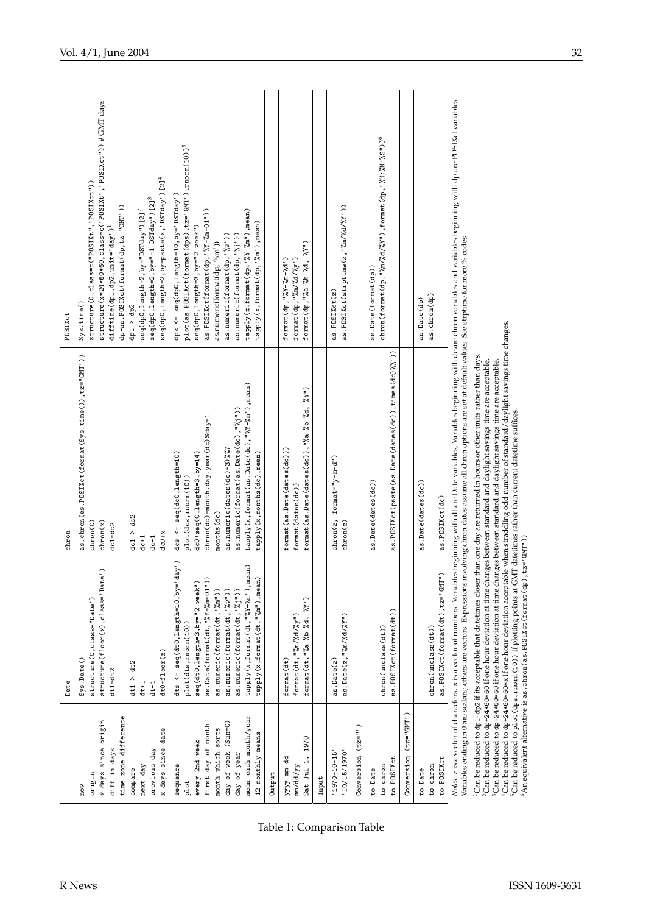| | Date | chron | POSIXct |
|---|---|---|---|
| now | `Sys.Date()` | `as.chron(as.POSIXct(format(Sys.time()),tz="GMT"))` | `Sys.time()` |
| origin | `structure(0,class="Date")` | `chron(0)` | `structure(0,class=c("POSIXt","POSIXct"))` |
| x days since origin | `structure(floor(x),class="Date")` | `chron(x)` | `structure(x*24*60*60,class=c("POSIXt","POSIXct")) # GMT days` |
| diff in days | `dt1-dt2` | `dc1-dc2` | `difftime(dp1,dp2,unit="day")`[1] |
| time zone difference | | | `dp-as.POSIXct(format(dp,tz="GMT"))` |
| compare | `dt1 > dt2` | `dc1 > dc2` | `dp1 > dp2` |
| next day | `dt+1` | `dc+1` | `seq(dp0,length=2,by="DSTday")[2]`[2] |
| previous day | `dt-1` | `dc-1` | `seq(dp0,length=2,by="-1 DSTday")[2]`[3] |
| x days since date | `dt0+floor(x)` | `dc0+x` | `seq(dp0,length=2,by=paste(x,"DSTday")[2]`[4] |
| sequence | `dts <- seq(dt0,length=10,by="day")` | `dcs <- seq(dc0,length=10)` | `dps <- seq(dp0,length=10,by="DSTday")` |
| plot | `plot(dts,rnorm(10))` | `plot(dcs,rnorm(10))` | `plot(as.POSIXct(format(dps),tz="GMT"),rnorm(10))`[5] |
| every 2nd week | `seq(dt0,length=3,by="2 week")` | `dc0+seq(0,length=3,by=14)` | `seq(dp0,length=3,by="2 week")` |
| first day of month | `as.Date(format(dt,"%Y-%m-01"))` | `chron(dc)-month.day.year(dc)$day+1` | `as.POSIXct(format(dp,"%Y-%m-01"))` |
| month which sorts | `as.numeric(format(dt,"%m"))` | `months(dc)` | `as.numeric(format(dp,"%m"))` |
| day of week (Sun=0) | `as.numeric(format(dt,"%w"))` | `as.numeric(dates(dc)-3)%%7` | `as.numeric(format(dp,"%w"))` |
| day of year | `as.numeric(format(dt,"%j"))` | `as.numeric(format(as.Date(dc),"%j"))` | `as.numeric(format(dp,"%j"))` |
| mean each month/year | `tapply(x,format(dt,"%Y-%m"),mean)` | `tapply(x,format(as.Date(dc),"%Y-%m"),mean)` | `tapply(x,format(dp,"%Y-%m"),mean)` |
| 12 monthly means | `tapply(x,format(dt,"%m"),mean)` | `tapply(x,months(dc),mean)` | `tapply(x,format(dp,"%m"),mean)` |
| **Output** | | | |
| yyyy-mm-dd | `format(dt)` | `format(as.Date(dates(dc)))` | `format(dp,"%Y-%m-%d")` |
| mm/dd/yy | `format(dt,"%m/%d/%y")` | `format(dates(dc))` | `format(dp,"%m/%d/%y")` |
| Sat Jul 1, 1970 | `format(dt,"%a %b %d, %Y")` | `format(as.Date(dates(dc)),"%a %b %d, %Y")` | `format(dp,"%a %b %d, %Y")` |
| **Input** | | | |
| "1970-10-15" | `as.Date(z)` | `chron(z, format="y-m-d")` | `as.POSIXct(z)` |
| "10/15/1970" | `as.Date(z,"%m/%d/%Y")` | `chron(z)` | `as.POSIXct(strptime(z,"%m/%d/%Y"))` |
| **Conversion (tz="")** | | | |
| to Date | | `as.Date(dates(dc))` | `as.Date(format(dp))` |
| to chron | `chron(unclass(dt))` | | `chron(format(dp,"%m/%d/%Y"),format(dp,"%H:%M:%S"))`[6] |
| to POSIXct | `as.POSIXct(format(dt))` | `as.POSIXct(paste(as.Date(dates(dc)),times(dc)%%1))` | |
| **Conversion (tz="GMT")** | | | |
| to Date | | `as.Date(dates(dc))` | `as.Date(dp)` |
| to chron | `chron(unclass(dt))` | | `as.chron(dp)` |
| to POSIXct | `as.POSIXct(format(dt),tz="GMT")` | `as.POSIXct(dc)` | |

*Notes:* z is a vector of characters. x is a vector of numbers. Variables beginning with dt are Date variables. Variables beginning with dc are chron variables and variables beginning with dp are POSIXct variables. Variables ending in 0 are scalars; others are vectors. Expressions involving chron dates assume all chron options are set at default values. See strptime for more % codes.

[1] Can be reduced to `dp1-dp2` if its acceptable that datetimes closer than one day are returned in hours or other units rather than days.
[2] Can be reduced to `dp+24*60*60` if one hour deviation at time changes between standard and daylight savings time are acceptable.
[3] Can be reduced to `dp-24*60*60` if one hour deviation at time changes between standard and daylight savings time are acceptable.
[4] Can be reduced to `dp+24*60*60*x` if one hour deviation acceptable when straddling odd number of standard/daylight savings time changes.
[5] Can be reduced to `plot(dps,rnorm(10))` if plotting points at GMT datetimes rather than current datetime suffices.
[6] An equivalent alternative is `as.chron(as.POSIXct(format(dp),tz="GMT"))`

Table 1: Comparison Table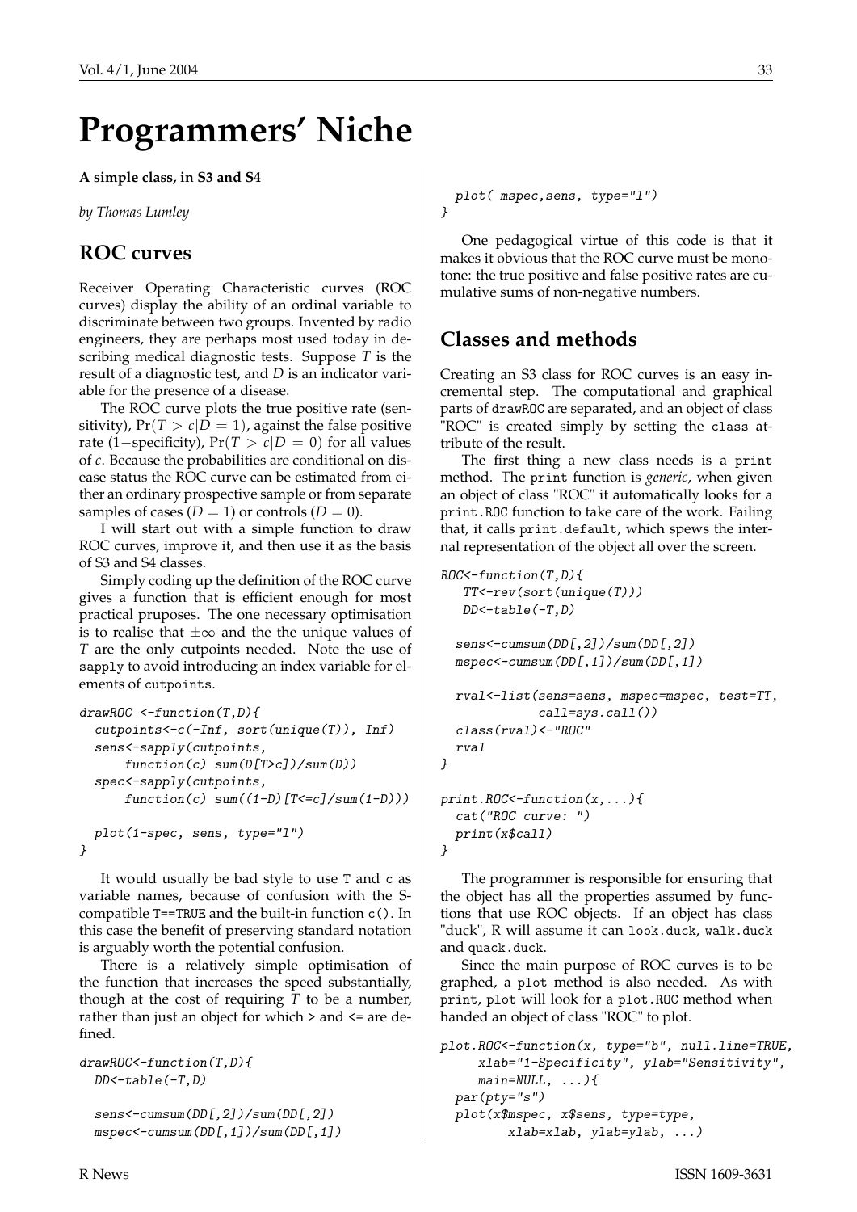# Programmers' Niche

**A simple class, in S3 and S4**

*by Thomas Lumley*

## ROC curves

Receiver Operating Characteristic curves (ROC curves) display the ability of an ordinal variable to discriminate between two groups. Invented by radio engineers, they are perhaps most used today in describing medical diagnostic tests. Suppose $T$ is the result of a diagnostic test, and $D$ is an indicator variable for the presence of a disease.

The ROC curve plots the true positive rate (sensitivity), $\Pr(T > c|D = 1)$, against the false positive rate (1−specificity), $\Pr(T > c|D = 0)$ for all values of $c$. Because the probabilities are conditional on disease status the ROC curve can be estimated from either an ordinary prospective sample or from separate samples of cases ($D = 1$) or controls ($D = 0$).

I will start out with a simple function to draw ROC curves, improve it, and then use it as the basis of S3 and S4 classes.

Simply coding up the definition of the ROC curve gives a function that is efficient enough for most practical pruposes. The one necessary optimisation is to realise that $\pm\infty$ and the the unique values of $T$ are the only cutpoints needed. Note the use of `sapply` to avoid introducing an index variable for elements of `cutpoints`.

```
drawROC <-function(T,D){
  cutpoints<-c(-Inf, sort(unique(T)), Inf)
  sens<-sapply(cutpoints,
      function(c) sum(D[T>c])/sum(D))
  spec<-sapply(cutpoints,
      function(c) sum((1-D)[T<=c]/sum(1-D)))

  plot(1-spec, sens, type="l")
}
```

It would usually be bad style to use `T` and `c` as variable names, because of confusion with the S-compatible `T==TRUE` and the built-in function `c()`. In this case the benefit of preserving standard notation is arguably worth the potential confusion.

There is a relatively simple optimisation of the function that increases the speed substantially, though at the cost of requiring $T$ to be a number, rather than just an object for which `>` and `<=` are defined.

```
drawROC<-function(T,D){
  DD<-table(-T,D)

  sens<-cumsum(DD[,2])/sum(DD[,2])
  mspec<-cumsum(DD[,1])/sum(DD[,1])
  plot( mspec,sens, type="l")
}
```

One pedagogical virtue of this code is that it makes it obvious that the ROC curve must be monotone: the true positive and false positive rates are cumulative sums of non-negative numbers.

## Classes and methods

Creating an S3 class for ROC curves is an easy incremental step. The computational and graphical parts of `drawROC` are separated, and an object of class "ROC" is created simply by setting the `class` attribute of the result.

The first thing a new class needs is a `print` method. The `print` function is *generic*, when given an object of class "ROC" it automatically looks for a `print.ROC` function to take care of the work. Failing that, it calls `print.default`, which spews the internal representation of the object all over the screen.

```
ROC<-function(T,D){
   TT<-rev(sort(unique(T)))
   DD<-table(-T,D)

  sens<-cumsum(DD[,2])/sum(DD[,2])
  mspec<-cumsum(DD[,1])/sum(DD[,1])

  rval<-list(sens=sens, mspec=mspec, test=TT,
             call=sys.call())
  class(rval)<-"ROC"
  rval
}

print.ROC<-function(x,...){
  cat("ROC curve: ")
  print(x$call)
}
```

The programmer is responsible for ensuring that the object has all the properties assumed by functions that use ROC objects. If an object has class "duck", R will assume it can `look.duck`, `walk.duck` and `quack.duck`.

Since the main purpose of ROC curves is to be graphed, a `plot` method is also needed. As with `print`, `plot` will look for a `plot.ROC` method when handed an object of class "ROC" to plot.

```
plot.ROC<-function(x, type="b", null.line=TRUE,
     xlab="1-Specificity", ylab="Sensitivity",
     main=NULL, ...){
  par(pty="s")
  plot(x$mspec, x$sens, type=type,
         xlab=xlab, ylab=ylab, ...)
```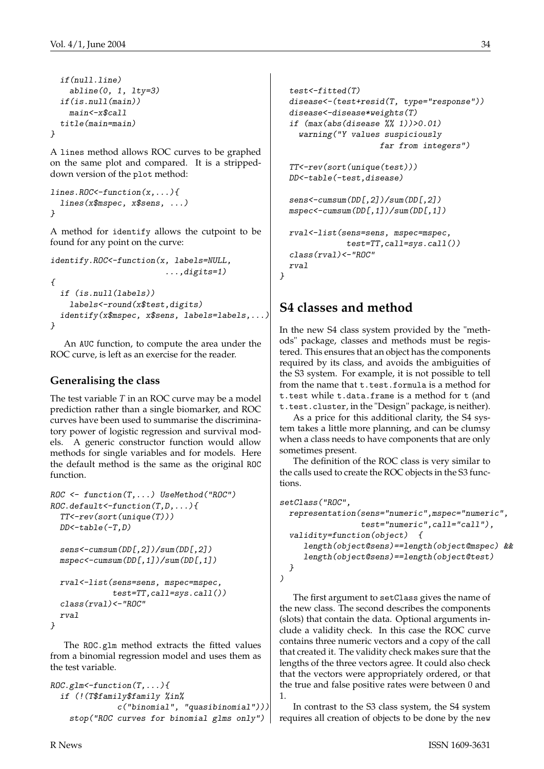```
  if(null.line)
    abline(0, 1, lty=3)
  if(is.null(main))
    main<-x$call
  title(main=main)
}
```

A lines method allows ROC curves to be graphed on the same plot and compared. It is a stripped-down version of the plot method:

```
lines.ROC<-function(x,...){
  lines(x$mspec, x$sens, ...)
}
```

A method for identify allows the cutpoint to be found for any point on the curve:

```
identify.ROC<-function(x, labels=NULL,
                        ...,digits=1)
{
  if (is.null(labels))
    labels<-round(x$test,digits)
  identify(x$mspec, x$sens, labels=labels,...)
}
```

An AUC function, to compute the area under the ROC curve, is left as an exercise for the reader.

### Generalising the class

The test variable $T$ in an ROC curve may be a model prediction rather than a single biomarker, and ROC curves have been used to summarise the discriminatory power of logistic regression and survival models. A generic constructor function would allow methods for single variables and for models. Here the default method is the same as the original ROC function.

```
ROC <- function(T,...) UseMethod("ROC")
ROC.default<-function(T,D,...){
  TT<-rev(sort(unique(T)))
  DD<-table(-T,D)

  sens<-cumsum(DD[,2])/sum(DD[,2])
  mspec<-cumsum(DD[,1])/sum(DD[,1])

  rval<-list(sens=sens, mspec=mspec,
             test=TT,call=sys.call())
  class(rval)<-"ROC"
  rval
}
```

The ROC.glm method extracts the fitted values from a binomial regression model and uses them as the test variable.

```
ROC.glm<-function(T,...){
  if (!(T$family$family %in%
              c("binomial", "quasibinomial")))
    stop("ROC curves for binomial glms only")

  test<-fitted(T)
  disease<-(test+resid(T, type="response"))
  disease<-disease*weights(T)
  if (max(abs(disease %% 1))>0.01)
    warning("Y values suspiciously
                    far from integers")

  TT<-rev(sort(unique(test)))
  DD<-table(-test,disease)

  sens<-cumsum(DD[,2])/sum(DD[,2])
  mspec<-cumsum(DD[,1])/sum(DD[,1])

  rval<-list(sens=sens, mspec=mspec,
             test=TT,call=sys.call())
  class(rval)<-"ROC"
  rval
}
```

## S4 classes and method

In the new S4 class system provided by the "methods" package, classes and methods must be registered. This ensures that an object has the components required by its class, and avoids the ambiguities of the S3 system. For example, it is not possible to tell from the name that t.test.formula is a method for t.test while t.data.frame is a method for t (and t.test.cluster, in the "Design" package, is neither).

As a price for this additional clarity, the S4 system takes a little more planning, and can be clumsy when a class needs to have components that are only sometimes present.

The definition of the ROC class is very similar to the calls used to create the ROC objects in the S3 functions.

```
setClass("ROC",
  representation(sens="numeric",mspec="numeric",
                 test="numeric",call="call"),
  validity=function(object)  {
     length(object@sens)==length(object@mspec) &&
     length(object@sens)==length(object@test)
  }
)
```

The first argument to setClass gives the name of the new class. The second describes the components (slots) that contain the data. Optional arguments include a validity check. In this case the ROC curve contains three numeric vectors and a copy of the call that created it. The validity check makes sure that the lengths of the three vectors agree. It could also check that the vectors were appropriately ordered, or that the true and false positive rates were between 0 and 1.

In contrast to the S3 class system, the S4 system requires all creation of objects to be done by the new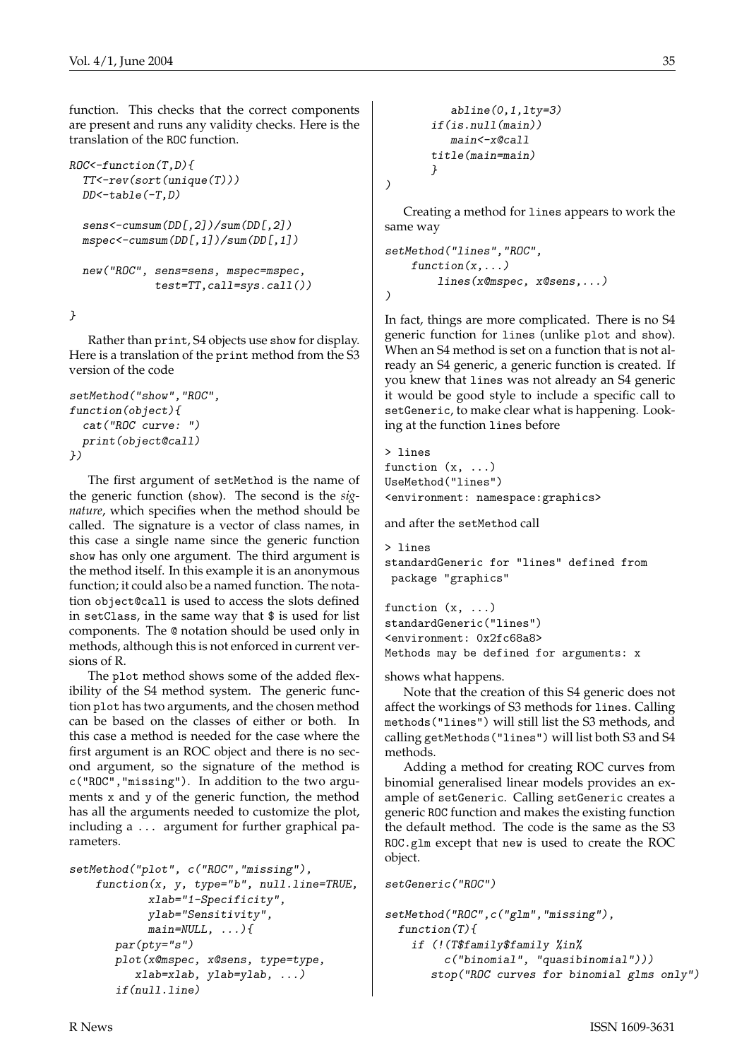function. This checks that the correct components are present and runs any validity checks. Here is the translation of the ROC function.

```
ROC<-function(T,D){
  TT<-rev(sort(unique(T)))
  DD<-table(-T,D)

  sens<-cumsum(DD[,2])/sum(DD[,2])
  mspec<-cumsum(DD[,1])/sum(DD[,1])

  new("ROC", sens=sens, mspec=mspec,
            test=TT,call=sys.call())

}
```

Rather than print, S4 objects use show for display. Here is a translation of the print method from the S3 version of the code

```
setMethod("show","ROC",
function(object){
  cat("ROC curve: ")
  print(object@call)
})
```

The first argument of setMethod is the name of the generic function (show). The second is the *signature*, which specifies when the method should be called. The signature is a vector of class names, in this case a single name since the generic function show has only one argument. The third argument is the method itself. In this example it is an anonymous function; it could also be a named function. The notation object@call is used to access the slots defined in setClass, in the same way that $ is used for list components. The @ notation should be used only in methods, although this is not enforced in current versions of R.

The plot method shows some of the added flexibility of the S4 method system. The generic function plot has two arguments, and the chosen method can be based on the classes of either or both. In this case a method is needed for the case where the first argument is an ROC object and there is no second argument, so the signature of the method is c("ROC","missing"). In addition to the two arguments x and y of the generic function, the method has all the arguments needed to customize the plot, including a ... argument for further graphical parameters.

```
setMethod("plot", c("ROC","missing"),
    function(x, y, type="b", null.line=TRUE,
           xlab="1-Specificity",
           ylab="Sensitivity",
           main=NULL, ...){
       par(pty="s")
       plot(x@mspec, x@sens, type=type,
          xlab=xlab, ylab=ylab, ...)
       if(null.line)
          abline(0,1,lty=3)
       if(is.null(main))
          main<-x@call
       title(main=main)
       }
)
```

Creating a method for lines appears to work the same way

```
setMethod("lines","ROC",
    function(x,...)
        lines(x@mspec, x@sens,...)
)
```

In fact, things are more complicated. There is no S4 generic function for lines (unlike plot and show). When an S4 method is set on a function that is not already an S4 generic, a generic function is created. If you knew that lines was not already an S4 generic it would be good style to include a specific call to setGeneric, to make clear what is happening. Looking at the function lines before

```
> lines
function (x, ...)
UseMethod("lines")
<environment: namespace:graphics>
```

and after the setMethod call

```
> lines
standardGeneric for "lines" defined from
 package "graphics"

function (x, ...)
standardGeneric("lines")
<environment: 0x2fc68a8>
Methods may be defined for arguments: x
```

shows what happens.

Note that the creation of this S4 generic does not affect the workings of S3 methods for lines. Calling methods("lines") will still list the S3 methods, and calling getMethods("lines") will list both S3 and S4 methods.

Adding a method for creating ROC curves from binomial generalised linear models provides an example of setGeneric. Calling setGeneric creates a generic ROC function and makes the existing function the default method. The code is the same as the S3 ROC.glm except that new is used to create the ROC object.

```
setGeneric("ROC")

setMethod("ROC",c("glm","missing"),
  function(T){
    if (!(T$family$family %in%
         c("binomial", "quasibinomial")))
       stop("ROC curves for binomial glms only")
```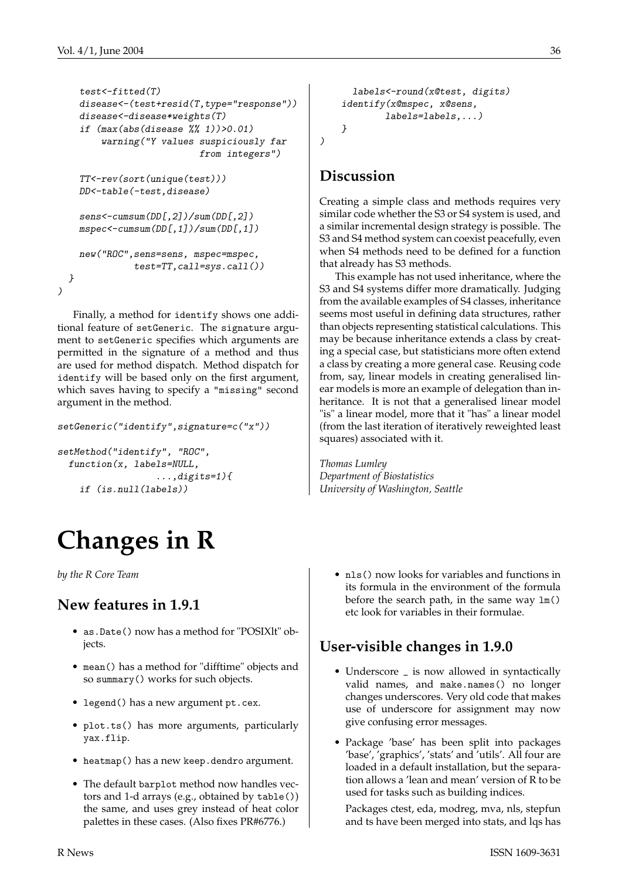```
    test<-fitted(T)
    disease<-(test+resid(T,type="response"))
    disease<-disease*weights(T)
    if (max(abs(disease %% 1))>0.01)
        warning("Y values suspiciously far
                         from integers")

    TT<-rev(sort(unique(test)))
    DD<-table(-test,disease)

    sens<-cumsum(DD[,2])/sum(DD[,2])
    mspec<-cumsum(DD[,1])/sum(DD[,1])

    new("ROC",sens=sens, mspec=mspec,
             test=TT,call=sys.call())
  }
)
```

Finally, a method for identify shows one additional feature of setGeneric. The signature argument to setGeneric specifies which arguments are permitted in the signature of a method and thus are used for method dispatch. Method dispatch for identify will be based only on the first argument, which saves having to specify a "missing" second argument in the method.

```
setGeneric("identify",signature=c("x"))

setMethod("identify", "ROC",
  function(x, labels=NULL,
                 ...,digits=1){
    if (is.null(labels))
       labels<-round(x@test, digits)
    identify(x@mspec, x@sens,
           labels=labels,...)
    }
)
```

## Discussion

Creating a simple class and methods requires very similar code whether the S3 or S4 system is used, and a similar incremental design strategy is possible. The S3 and S4 method system can coexist peacefully, even when S4 methods need to be defined for a function that already has S3 methods.

This example has not used inheritance, where the S3 and S4 systems differ more dramatically. Judging from the available examples of S4 classes, inheritance seems most useful in defining data structures, rather than objects representing statistical calculations. This may be because inheritance extends a class by creating a special case, but statisticians more often extend a class by creating a more general case. Reusing code from, say, linear models in creating generalised linear models is more an example of delegation than inheritance. It is not that a generalised linear model "is" a linear model, more that it "has" a linear model (from the last iteration of iteratively reweighted least squares) associated with it.

*Thomas Lumley*
*Department of Biostatistics*
*University of Washington, Seattle*

# Changes in R

*by the R Core Team*

## New features in 1.9.1

- as.Date() now has a method for "POSIXlt" objects.
- mean() has a method for "difftime" objects and so summary() works for such objects.
- legend() has a new argument pt.cex.
- plot.ts() has more arguments, particularly yax.flip.
- heatmap() has a new keep.dendro argument.
- The default barplot method now handles vectors and 1-d arrays (e.g., obtained by table()) the same, and uses grey instead of heat color palettes in these cases. (Also fixes PR#6776.)
- nls() now looks for variables and functions in its formula in the environment of the formula before the search path, in the same way lm() etc look for variables in their formulae.

## User-visible changes in 1.9.0

- Underscore _ is now allowed in syntactically valid names, and make.names() no longer changes underscores. Very old code that makes use of underscore for assignment may now give confusing error messages.
- Package 'base' has been split into packages 'base', 'graphics', 'stats' and 'utils'. All four are loaded in a default installation, but the separation allows a 'lean and mean' version of R to be used for tasks such as building indices.

  Packages ctest, eda, modreg, mva, nls, stepfun and ts have been merged into stats, and lqs has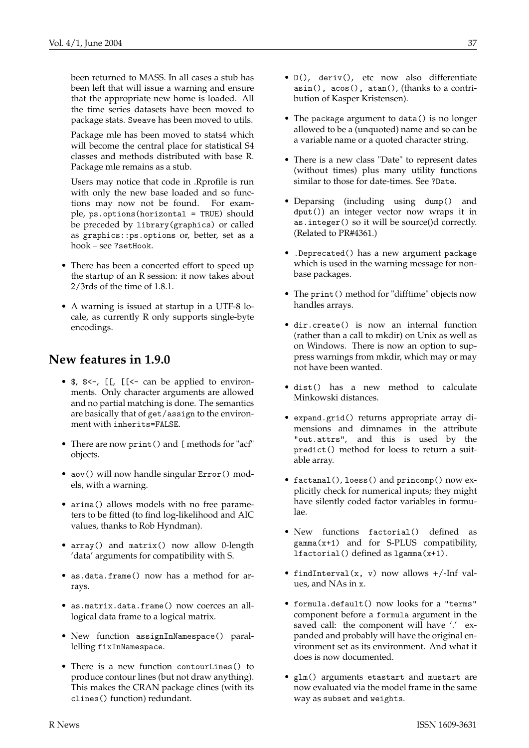been returned to MASS. In all cases a stub has been left that will issue a warning and ensure that the appropriate new home is loaded. All the time series datasets have been moved to package stats. `Sweave` has been moved to utils.

Package mle has been moved to stats4 which will become the central place for statistical S4 classes and methods distributed with base R. Package mle remains as a stub.

Users may notice that code in .Rprofile is run with only the new base loaded and so functions may now not be found. For example, `ps.options(horizontal = TRUE)` should be preceded by `library(graphics)` or called as `graphics::ps.options` or, better, set as a hook – see `?setHook`.

- There has been a concerted effort to speed up the startup of an R session: it now takes about 2/3rds of the time of 1.8.1.
- A warning is issued at startup in a UTF-8 locale, as currently R only supports single-byte encodings.

## New features in 1.9.0

- `$`, `$<-`, `[[`, `[[<-` can be applied to environments. Only character arguments are allowed and no partial matching is done. The semantics are basically that of `get/assign` to the environment with `inherits=FALSE`.
- There are now `print()` and `[` methods for "acf" objects.
- `aov()` will now handle singular `Error()` models, with a warning.
- `arima()` allows models with no free parameters to be fitted (to find log-likelihood and AIC values, thanks to Rob Hyndman).
- `array()` and `matrix()` now allow 0-length 'data' arguments for compatibility with S.
- `as.data.frame()` now has a method for arrays.
- `as.matrix.data.frame()` now coerces an all-logical data frame to a logical matrix.
- New function `assignInNamespace()` parallelling `fixInNamespace`.
- There is a new function `contourLines()` to produce contour lines (but not draw anything). This makes the CRAN package clines (with its `clines()` function) redundant.
- `D()`, `deriv()`, etc now also differentiate `asin()`, `acos()`, `atan()`, (thanks to a contribution of Kasper Kristensen).
- The `package` argument to `data()` is no longer allowed to be a (unquoted) name and so can be a variable name or a quoted character string.
- There is a new class "Date" to represent dates (without times) plus many utility functions similar to those for date-times. See `?Date`.
- Deparsing (including using `dump()` and `dput()`) an integer vector now wraps it in `as.integer()` so it will be source()d correctly. (Related to PR#4361.)
- `.Deprecated()` has a new argument `package` which is used in the warning message for non-base packages.
- The `print()` method for "difftime" objects now handles arrays.
- `dir.create()` is now an internal function (rather than a call to mkdir) on Unix as well as on Windows. There is now an option to suppress warnings from mkdir, which may or may not have been wanted.
- `dist()` has a new method to calculate Minkowski distances.
- `expand.grid()` returns appropriate array dimensions and dimnames in the attribute `"out.attrs"`, and this is used by the `predict()` method for loess to return a suitable array.
- `factanal()`, `loess()` and `princomp()` now explicitly check for numerical inputs; they might have silently coded factor variables in formulae.
- New functions `factorial()` defined as `gamma(x+1)` and for S-PLUS compatibility, `lfactorial()` defined as `lgamma(x+1)`.
- `findInterval(x, v)` now allows +/-Inf values, and NAs in `x`.
- `formula.default()` now looks for a `"terms"` component before a `formula` argument in the saved call: the component will have '.' expanded and probably will have the original environment set as its environment. And what it does is now documented.
- `glm()` arguments `etastart` and `mustart` are now evaluated via the model frame in the same way as `subset` and `weights`.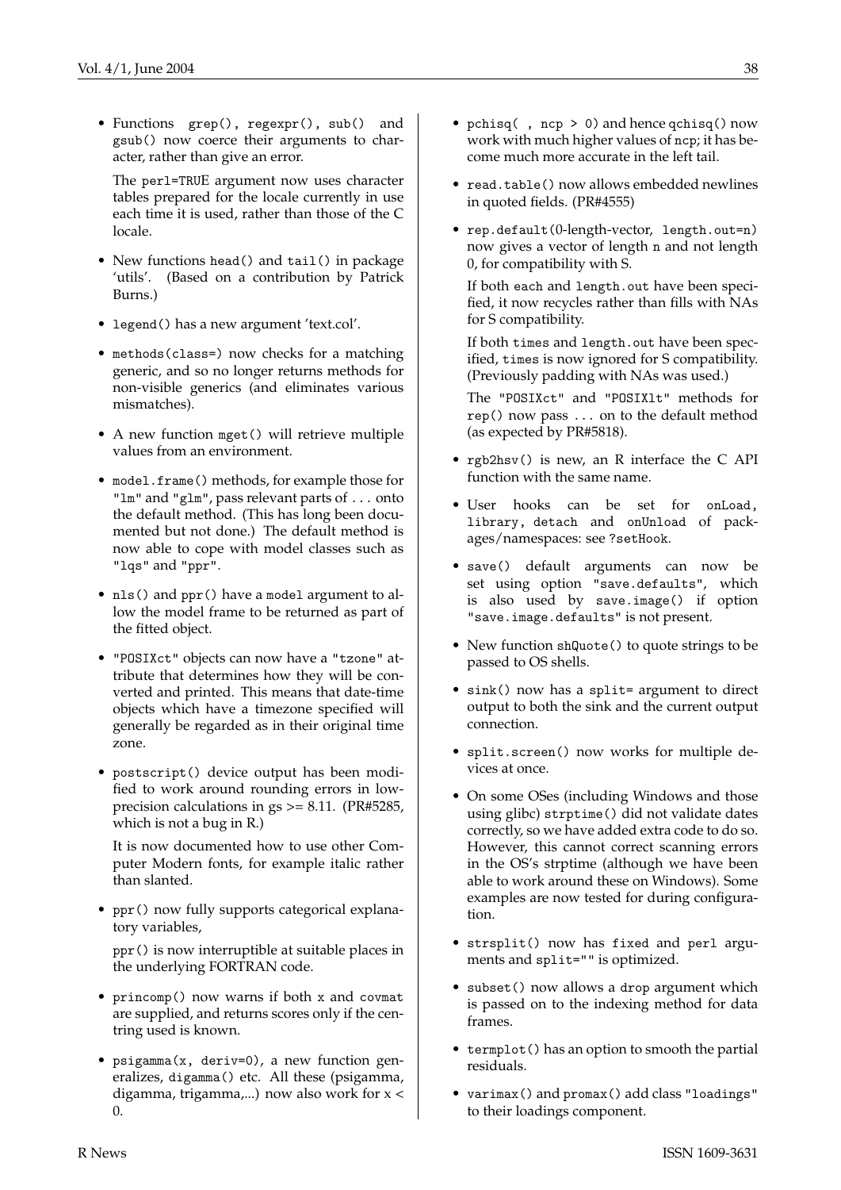- Functions grep(), regexpr(), sub() and gsub() now coerce their arguments to character, rather than give an error.

  The perl=TRUE argument now uses character tables prepared for the locale currently in use each time it is used, rather than those of the C locale.

- New functions head() and tail() in package 'utils'. (Based on a contribution by Patrick Burns.)

- legend() has a new argument 'text.col'.

- methods(class=) now checks for a matching generic, and so no longer returns methods for non-visible generics (and eliminates various mismatches).

- A new function mget() will retrieve multiple values from an environment.

- model.frame() methods, for example those for "lm" and "glm", pass relevant parts of ... onto the default method. (This has long been documented but not done.) The default method is now able to cope with model classes such as "lqs" and "ppr".

- nls() and ppr() have a model argument to allow the model frame to be returned as part of the fitted object.

- "POSIXct" objects can now have a "tzone" attribute that determines how they will be converted and printed. This means that date-time objects which have a timezone specified will generally be regarded as in their original time zone.

- postscript() device output has been modified to work around rounding errors in low-precision calculations in gs >= 8.11. (PR#5285, which is not a bug in R.)

  It is now documented how to use other Computer Modern fonts, for example italic rather than slanted.

- ppr() now fully supports categorical explanatory variables,

  ppr() is now interruptible at suitable places in the underlying FORTRAN code.

- princomp() now warns if both x and covmat are supplied, and returns scores only if the centring used is known.

- psigamma(x, deriv=0), a new function generalizes, digamma() etc. All these (psigamma, digamma, trigamma,...) now also work for x < 0.

- pchisq( , ncp > 0) and hence qchisq() now work with much higher values of ncp; it has become much more accurate in the left tail.

- read.table() now allows embedded newlines in quoted fields. (PR#4555)

- rep.default(0-length-vector, length.out=n) now gives a vector of length n and not length 0, for compatibility with S.

  If both each and length.out have been specified, it now recycles rather than fills with NAs for S compatibility.

  If both times and length.out have been specified, times is now ignored for S compatibility. (Previously padding with NAs was used.)

  The "POSIXct" and "POSIXlt" methods for rep() now pass ... on to the default method (as expected by PR#5818).

- rgb2hsv() is new, an R interface the C API function with the same name.

- User hooks can be set for onLoad, library, detach and onUnload of packages/namespaces: see ?setHook.

- save() default arguments can now be set using option "save.defaults", which is also used by save.image() if option "save.image.defaults" is not present.

- New function shQuote() to quote strings to be passed to OS shells.

- sink() now has a split= argument to direct output to both the sink and the current output connection.

- split.screen() now works for multiple devices at once.

- On some OSes (including Windows and those using glibc) strptime() did not validate dates correctly, so we have added extra code to do so. However, this cannot correct scanning errors in the OS's strptime (although we have been able to work around these on Windows). Some examples are now tested for during configuration.

- strsplit() now has fixed and perl arguments and split="" is optimized.

- subset() now allows a drop argument which is passed on to the indexing method for data frames.

- termplot() has an option to smooth the partial residuals.

- varimax() and promax() add class "loadings" to their loadings component.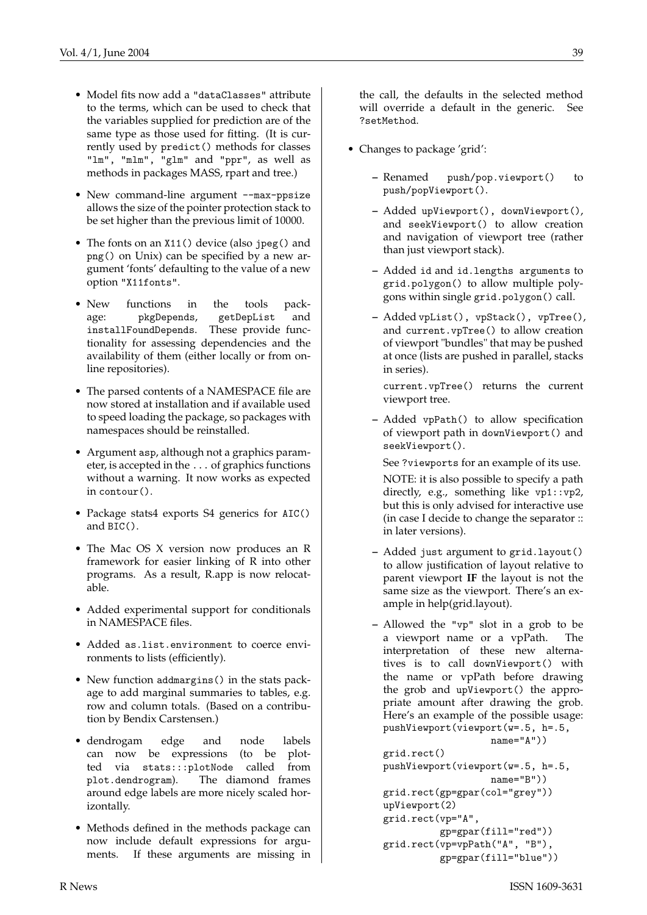- Model fits now add a "dataClasses" attribute to the terms, which can be used to check that the variables supplied for prediction are of the same type as those used for fitting. (It is currently used by predict() methods for classes "lm", "mlm", "glm" and "ppr", as well as methods in packages MASS, rpart and tree.)

- New command-line argument --max-ppsize allows the size of the pointer protection stack to be set higher than the previous limit of 10000.

- The fonts on an X11() device (also jpeg() and png() on Unix) can be specified by a new argument 'fonts' defaulting to the value of a new option "X11fonts".

- New functions in the tools package: pkgDepends, getDepList and installFoundDepends. These provide functionality for assessing dependencies and the availability of them (either locally or from online repositories).

- The parsed contents of a NAMESPACE file are now stored at installation and if available used to speed loading the package, so packages with namespaces should be reinstalled.

- Argument asp, although not a graphics parameter, is accepted in the ... of graphics functions without a warning. It now works as expected in contour().

- Package stats4 exports S4 generics for AIC() and BIC().

- The Mac OS X version now produces an R framework for easier linking of R into other programs. As a result, R.app is now relocatable.

- Added experimental support for conditionals in NAMESPACE files.

- Added as.list.environment to coerce environments to lists (efficiently).

- New function addmargins() in the stats package to add marginal summaries to tables, e.g. row and column totals. (Based on a contribution by Bendix Carstensen.)

- dendrogam edge and node labels can now be expressions (to be plotted via stats:::plotNode called from plot.dendrogram). The diamond frames around edge labels are more nicely scaled horizontally.

- Methods defined in the methods package can now include default expressions for arguments. If these arguments are missing in the call, the defaults in the selected method will override a default in the generic. See ?setMethod.

- Changes to package 'grid':

  – Renamed push/pop.viewport() to push/popViewport().

  – Added upViewport(), downViewport(), and seekViewport() to allow creation and navigation of viewport tree (rather than just viewport stack).

  – Added id and id.lengths arguments to grid.polygon() to allow multiple polygons within single grid.polygon() call.

  – Added vpList(), vpStack(), vpTree(), and current.vpTree() to allow creation of viewport "bundles" that may be pushed at once (lists are pushed in parallel, stacks in series).

    current.vpTree() returns the current viewport tree.

  – Added vpPath() to allow specification of viewport path in downViewport() and seekViewport().

    See ?viewports for an example of its use.

    NOTE: it is also possible to specify a path directly, e.g., something like vp1::vp2, but this is only advised for interactive use (in case I decide to change the separator :: in later versions).

  – Added just argument to grid.layout() to allow justification of layout relative to parent viewport **IF** the layout is not the same size as the viewport. There's an example in help(grid.layout).

  – Allowed the "vp" slot in a grob to be a viewport name or a vpPath. The interpretation of these new alternatives is to call downViewport() with the name or vpPath before drawing the grob and upViewport() the appropriate amount after drawing the grob. Here's an example of the possible usage:

```
pushViewport(viewport(w=.5, h=.5,
                      name="A"))
grid.rect()
pushViewport(viewport(w=.5, h=.5,
                      name="B"))
grid.rect(gp=gpar(col="grey"))
upViewport(2)
grid.rect(vp="A",
          gp=gpar(fill="red"))
grid.rect(vp=vpPath("A", "B"),
          gp=gpar(fill="blue"))
```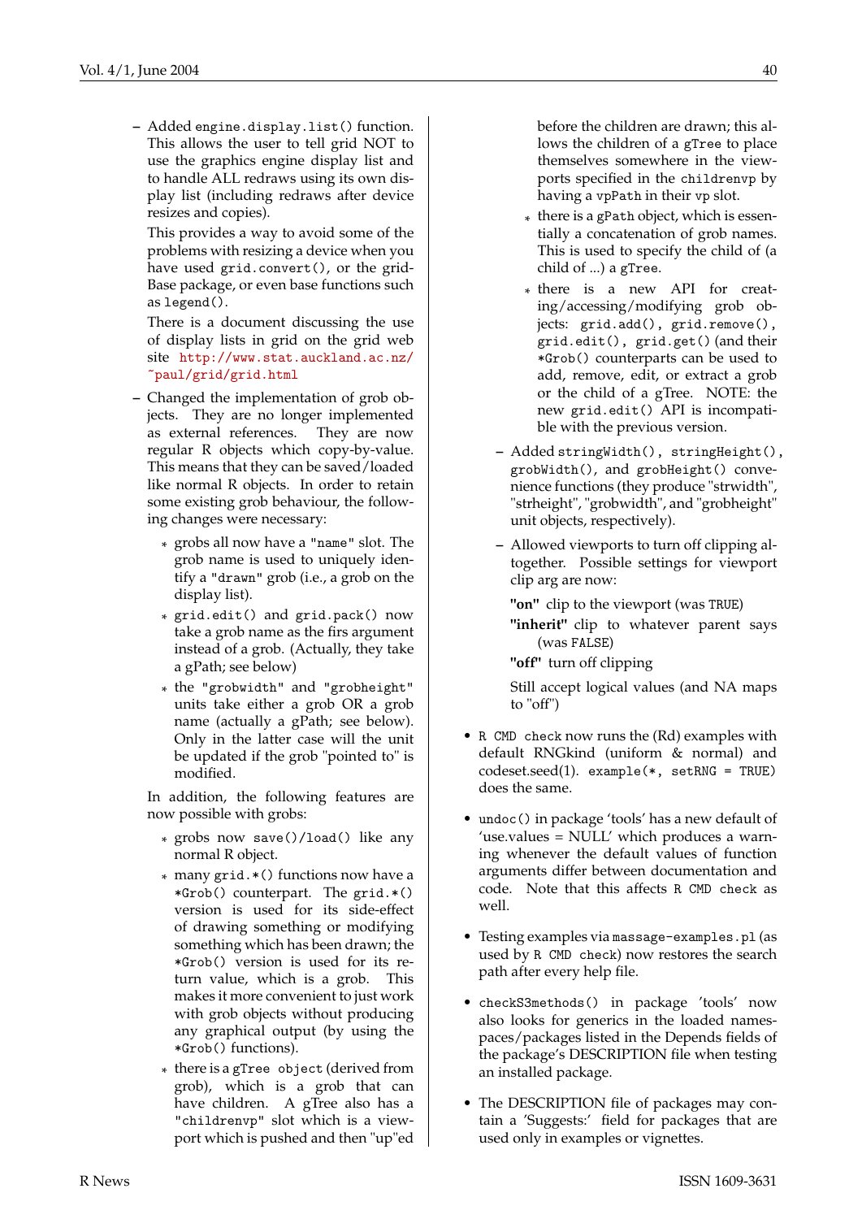- Added `engine.display.list()` function. This allows the user to tell grid NOT to use the graphics engine display list and to handle ALL redraws using its own display list (including redraws after device resizes and copies).

  This provides a way to avoid some of the problems with resizing a device when you have used `grid.convert()`, or the gridBase package, or even base functions such as `legend()`.

  There is a document discussing the use of display lists in grid on the grid web site http://www.stat.auckland.ac.nz/~paul/grid/grid.html

- Changed the implementation of grob objects. They are no longer implemented as external references. They are now regular R objects which copy-by-value. This means that they can be saved/loaded like normal R objects. In order to retain some existing grob behaviour, the following changes were necessary:

  * grobs all now have a `"name"` slot. The grob name is used to uniquely identify a `"drawn"` grob (i.e., a grob on the display list).
  * `grid.edit()` and `grid.pack()` now take a grob name as the firs argument instead of a grob. (Actually, they take a gPath; see below)
  * the `"grobwidth"` and `"grobheight"` units take either a grob OR a grob name (actually a gPath; see below). Only in the latter case will the unit be updated if the grob "pointed to" is modified.

  In addition, the following features are now possible with grobs:

  * grobs now `save()/load()` like any normal R object.
  * many `grid.*()` functions now have a `*Grob()` counterpart. The `grid.*()` version is used for its side-effect of drawing something or modifying something which has been drawn; the `*Grob()` version is used for its return value, which is a grob. This makes it more convenient to just work with grob objects without producing any graphical output (by using the `*Grob()` functions).
  * there is a `gTree object` (derived from grob), which is a grob that can have children. A gTree also has a `"childrenvp"` slot which is a viewport which is pushed and then "up"ed before the children are drawn; this allows the children of a `gTree` to place themselves somewhere in the viewports specified in the `childrenvp` by having a `vpPath` in their `vp` slot.
  * there is a `gPath` object, which is essentially a concatenation of grob names. This is used to specify the child of (a child of ...) a `gTree`.
  * there is a new API for creating/accessing/modifying grob objects: `grid.add()`, `grid.remove()`, `grid.edit()`, `grid.get()` (and their `*Grob()` counterparts can be used to add, remove, edit, or extract a grob or the child of a gTree. NOTE: the new `grid.edit()` API is incompatible with the previous version.

- Added `stringWidth()`, `stringHeight()`, `grobWidth()`, and `grobHeight()` convenience functions (they produce "strwidth", "strheight", "grobwidth", and "grobheight" unit objects, respectively).

- Allowed viewports to turn off clipping altogether. Possible settings for viewport clip arg are now:

  **"on"** clip to the viewport (was `TRUE`)

  **"inherit"** clip to whatever parent says (was `FALSE`)

  **"off"** turn off clipping

  Still accept logical values (and NA maps to "off")

- `R CMD check` now runs the (Rd) examples with default RNGkind (uniform & normal) and codeset.seed(1). `example(*, setRNG = TRUE)` does the same.

- `undoc()` in package 'tools' has a new default of 'use.values = NULL' which produces a warning whenever the default values of function arguments differ between documentation and code. Note that this affects `R CMD check` as well.

- Testing examples via `massage-examples.pl` (as used by `R CMD check`) now restores the search path after every help file.

- `checkS3methods()` in package 'tools' now also looks for generics in the loaded namespaces/packages listed in the Depends fields of the package's DESCRIPTION file when testing an installed package.

- The DESCRIPTION file of packages may contain a 'Suggests:' field for packages that are used only in examples or vignettes.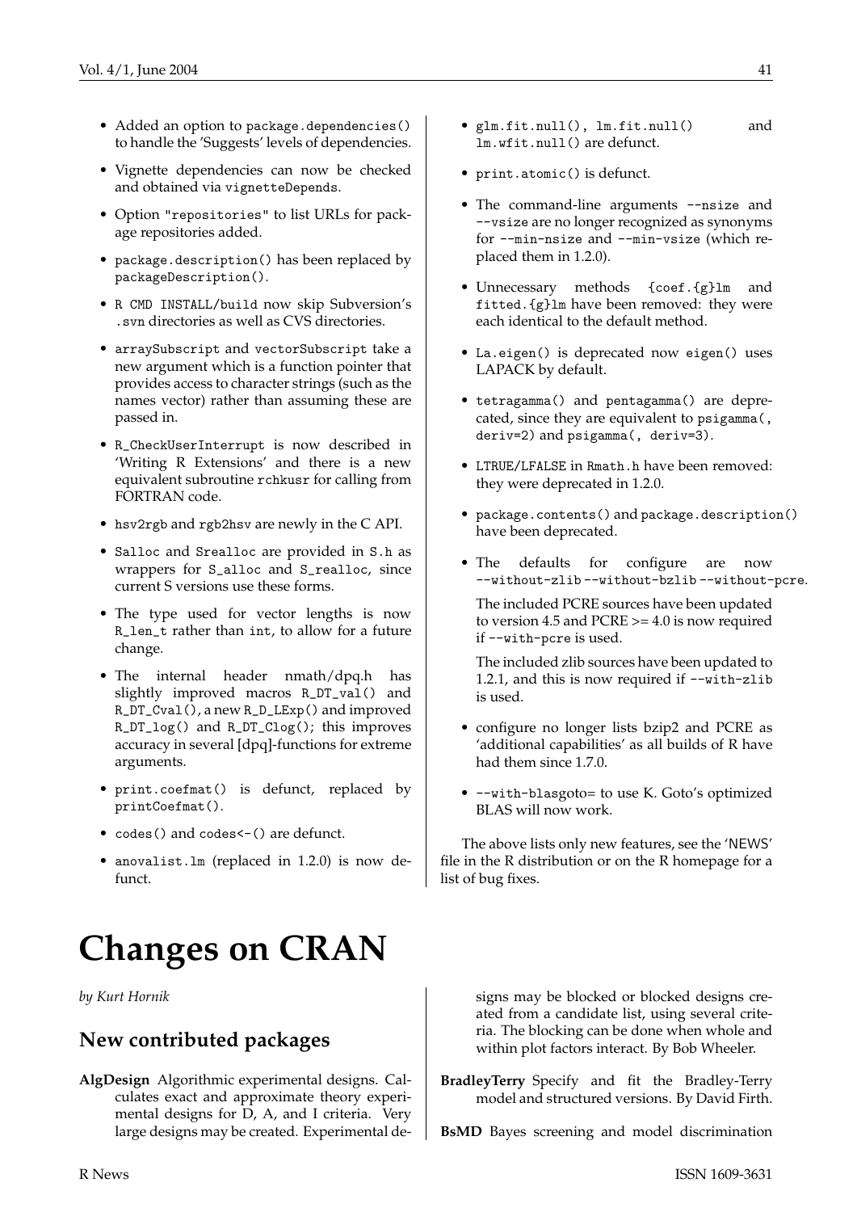- Added an option to `package.dependencies()` to handle the 'Suggests' levels of dependencies.

- Vignette dependencies can now be checked and obtained via `vignetteDepends`.

- Option `"repositories"` to list URLs for package repositories added.

- `package.description()` has been replaced by `packageDescription()`.

- `R CMD INSTALL/build` now skip Subversion's `.svn` directories as well as CVS directories.

- `arraySubscript` and `vectorSubscript` take a new argument which is a function pointer that provides access to character strings (such as the names vector) rather than assuming these are passed in.

- `R_CheckUserInterrupt` is now described in 'Writing R Extensions' and there is a new equivalent subroutine `rchkusr` for calling from FORTRAN code.

- `hsv2rgb` and `rgb2hsv` are newly in the C API.

- `Salloc` and `Srealloc` are provided in `S.h` as wrappers for `S_alloc` and `S_realloc`, since current S versions use these forms.

- The type used for vector lengths is now `R_len_t` rather than `int`, to allow for a future change.

- The internal header nmath/dpq.h has slightly improved macros `R_DT_val()` and `R_DT_Cval()`, a new `R_D_LExp()` and improved `R_DT_log()` and `R_DT_Clog()`; this improves accuracy in several [dpq]-functions for extreme arguments.

- `print.coefmat()` is defunct, replaced by `printCoefmat()`.

- `codes()` and `codes<-()` are defunct.

- `anovalist.lm` (replaced in 1.2.0) is now defunct.

- `glm.fit.null()`, `lm.fit.null()` and `lm.wfit.null()` are defunct.

- `print.atomic()` is defunct.

- The command-line arguments `--nsize` and `--vsize` are no longer recognized as synonyms for `--min-nsize` and `--min-vsize` (which replaced them in 1.2.0).

- Unnecessary methods `{coef.{g}lm` and `fitted.{g}lm` have been removed: they were each identical to the default method.

- `La.eigen()` is deprecated now `eigen()` uses LAPACK by default.

- `tetragamma()` and `pentagamma()` are deprecated, since they are equivalent to `psigamma(, deriv=2)` and `psigamma(, deriv=3)`.

- `LTRUE/LFALSE` in `Rmath.h` have been removed: they were deprecated in 1.2.0.

- `package.contents()` and `package.description()` have been deprecated.

- The defaults for configure are now `--without-zlib --without-bzlib --without-pcre`.

  The included PCRE sources have been updated to version 4.5 and PCRE >= 4.0 is now required if `--with-pcre` is used.

  The included zlib sources have been updated to 1.2.1, and this is now required if `--with-zlib` is used.

- configure no longer lists bzip2 and PCRE as 'additional capabilities' as all builds of R have had them since 1.7.0.

- `--with-blasgoto=` to use K. Goto's optimized BLAS will now work.

The above lists only new features, see the 'NEWS' file in the R distribution or on the R homepage for a list of bug fixes.

# Changes on CRAN

*by Kurt Hornik*

## New contributed packages

**AlgDesign** Algorithmic experimental designs. Calculates exact and approximate theory experimental designs for D, A, and I criteria. Very large designs may be created. Experimental designs may be blocked or blocked designs created from a candidate list, using several criteria. The blocking can be done when whole and within plot factors interact. By Bob Wheeler.

**BradleyTerry** Specify and fit the Bradley-Terry model and structured versions. By David Firth.

**BsMD** Bayes screening and model discrimination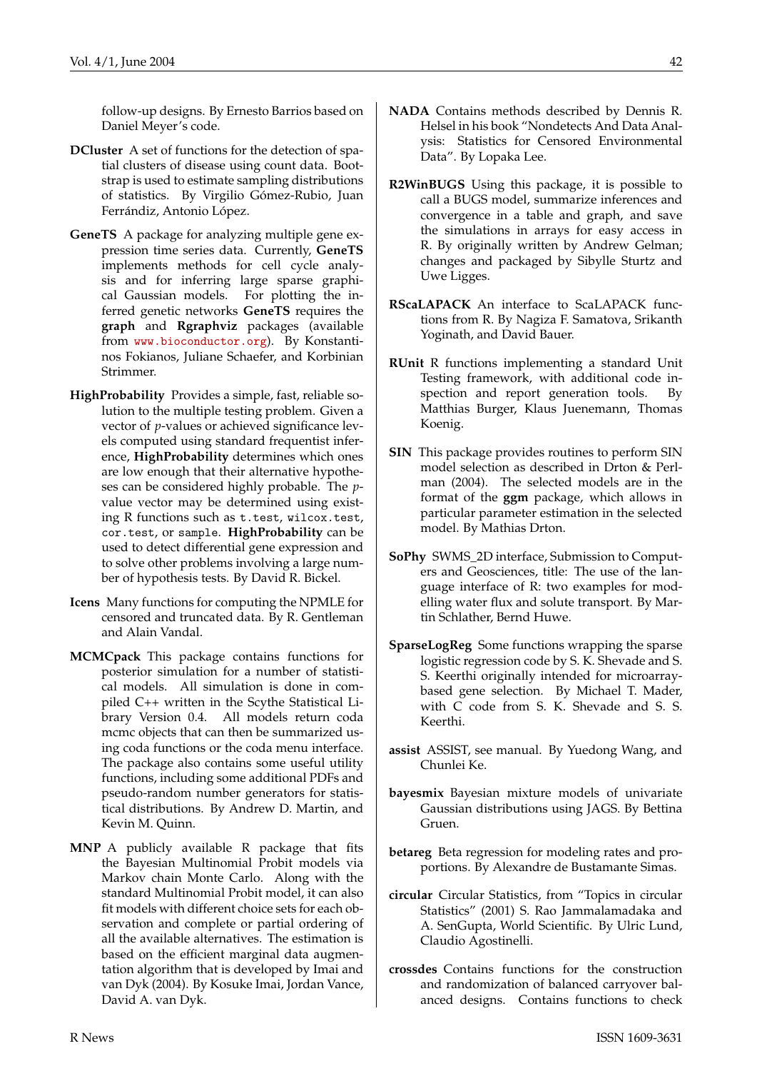follow-up designs. By Ernesto Barrios based on Daniel Meyer's code.

**DCluster** A set of functions for the detection of spatial clusters of disease using count data. Bootstrap is used to estimate sampling distributions of statistics. By Virgilio Gómez-Rubio, Juan Ferrándiz, Antonio López.

**GeneTS** A package for analyzing multiple gene expression time series data. Currently, **GeneTS** implements methods for cell cycle analysis and for inferring large sparse graphical Gaussian models. For plotting the inferred genetic networks **GeneTS** requires the **graph** and **Rgraphviz** packages (available from www.bioconductor.org). By Konstantinos Fokianos, Juliane Schaefer, and Korbinian Strimmer.

**HighProbability** Provides a simple, fast, reliable solution to the multiple testing problem. Given a vector of $p$-values or achieved significance levels computed using standard frequentist inference, **HighProbability** determines which ones are low enough that their alternative hypotheses can be considered highly probable. The $p$-value vector may be determined using existing R functions such as `t.test`, `wilcox.test`, `cor.test`, or `sample`. **HighProbability** can be used to detect differential gene expression and to solve other problems involving a large number of hypothesis tests. By David R. Bickel.

**Icens** Many functions for computing the NPMLE for censored and truncated data. By R. Gentleman and Alain Vandal.

**MCMCpack** This package contains functions for posterior simulation for a number of statistical models. All simulation is done in compiled C++ written in the Scythe Statistical Library Version 0.4. All models return coda mcmc objects that can then be summarized using coda functions or the coda menu interface. The package also contains some useful utility functions, including some additional PDFs and pseudo-random number generators for statistical distributions. By Andrew D. Martin, and Kevin M. Quinn.

**MNP** A publicly available R package that fits the Bayesian Multinomial Probit models via Markov chain Monte Carlo. Along with the standard Multinomial Probit model, it can also fit models with different choice sets for each observation and complete or partial ordering of all the available alternatives. The estimation is based on the efficient marginal data augmentation algorithm that is developed by Imai and van Dyk (2004). By Kosuke Imai, Jordan Vance, David A. van Dyk.

**NADA** Contains methods described by Dennis R. Helsel in his book "Nondetects And Data Analysis: Statistics for Censored Environmental Data". By Lopaka Lee.

**R2WinBUGS** Using this package, it is possible to call a BUGS model, summarize inferences and convergence in a table and graph, and save the simulations in arrays for easy access in R. By originally written by Andrew Gelman; changes and packaged by Sibylle Sturtz and Uwe Ligges.

**RScaLAPACK** An interface to ScaLAPACK functions from R. By Nagiza F. Samatova, Srikanth Yoginath, and David Bauer.

**RUnit** R functions implementing a standard Unit Testing framework, with additional code inspection and report generation tools. By Matthias Burger, Klaus Juenemann, Thomas Koenig.

**SIN** This package provides routines to perform SIN model selection as described in Drton & Perlman (2004). The selected models are in the format of the **ggm** package, which allows in particular parameter estimation in the selected model. By Mathias Drton.

**SoPhy** SWMS_2D interface, Submission to Computers and Geosciences, title: The use of the language interface of R: two examples for modelling water flux and solute transport. By Martin Schlather, Bernd Huwe.

**SparseLogReg** Some functions wrapping the sparse logistic regression code by S. K. Shevade and S. S. Keerthi originally intended for microarray-based gene selection. By Michael T. Mader, with C code from S. K. Shevade and S. S. Keerthi.

**assist** ASSIST, see manual. By Yuedong Wang, and Chunlei Ke.

**bayesmix** Bayesian mixture models of univariate Gaussian distributions using JAGS. By Bettina Gruen.

**betareg** Beta regression for modeling rates and proportions. By Alexandre de Bustamante Simas.

**circular** Circular Statistics, from "Topics in circular Statistics" (2001) S. Rao Jammalamadaka and A. SenGupta, World Scientific. By Ulric Lund, Claudio Agostinelli.

**crossdes** Contains functions for the construction and randomization of balanced carryover balanced designs. Contains functions to check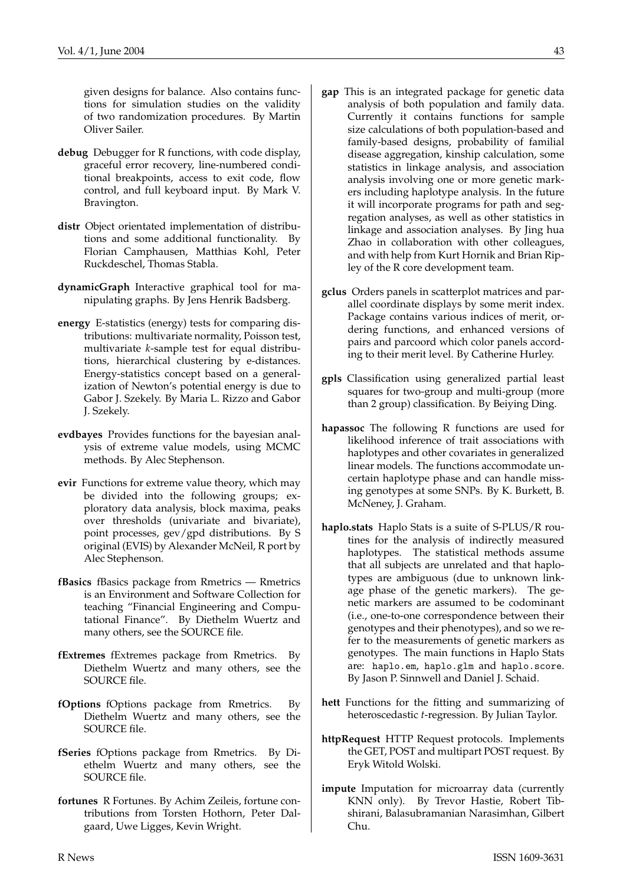given designs for balance. Also contains functions for simulation studies on the validity of two randomization procedures. By Martin Oliver Sailer.

**debug** Debugger for R functions, with code display, graceful error recovery, line-numbered conditional breakpoints, access to exit code, flow control, and full keyboard input. By Mark V. Bravington.

**distr** Object orientated implementation of distributions and some additional functionality. By Florian Camphausen, Matthias Kohl, Peter Ruckdeschel, Thomas Stabla.

**dynamicGraph** Interactive graphical tool for manipulating graphs. By Jens Henrik Badsberg.

**energy** E-statistics (energy) tests for comparing distributions: multivariate normality, Poisson test, multivariate *k*-sample test for equal distributions, hierarchical clustering by e-distances. Energy-statistics concept based on a generalization of Newton's potential energy is due to Gabor J. Szekely. By Maria L. Rizzo and Gabor J. Szekely.

**evdbayes** Provides functions for the bayesian analysis of extreme value models, using MCMC methods. By Alec Stephenson.

**evir** Functions for extreme value theory, which may be divided into the following groups; exploratory data analysis, block maxima, peaks over thresholds (univariate and bivariate), point processes, gev/gpd distributions. By S original (EVIS) by Alexander McNeil, R port by Alec Stephenson.

**fBasics** fBasics package from Rmetrics — Rmetrics is an Environment and Software Collection for teaching "Financial Engineering and Computational Finance". By Diethelm Wuertz and many others, see the SOURCE file.

**fExtremes** fExtremes package from Rmetrics. By Diethelm Wuertz and many others, see the SOURCE file.

**fOptions** fOptions package from Rmetrics. By Diethelm Wuertz and many others, see the SOURCE file.

**fSeries** fOptions package from Rmetrics. By Diethelm Wuertz and many others, see the SOURCE file.

**fortunes** R Fortunes. By Achim Zeileis, fortune contributions from Torsten Hothorn, Peter Dalgaard, Uwe Ligges, Kevin Wright.

**gap** This is an integrated package for genetic data analysis of both population and family data. Currently it contains functions for sample size calculations of both population-based and family-based designs, probability of familial disease aggregation, kinship calculation, some statistics in linkage analysis, and association analysis involving one or more genetic markers including haplotype analysis. In the future it will incorporate programs for path and segregation analyses, as well as other statistics in linkage and association analyses. By Jing hua Zhao in collaboration with other colleagues, and with help from Kurt Hornik and Brian Ripley of the R core development team.

**gclus** Orders panels in scatterplot matrices and parallel coordinate displays by some merit index. Package contains various indices of merit, ordering functions, and enhanced versions of pairs and parcoord which color panels according to their merit level. By Catherine Hurley.

**gpls** Classification using generalized partial least squares for two-group and multi-group (more than 2 group) classification. By Beiying Ding.

**hapassoc** The following R functions are used for likelihood inference of trait associations with haplotypes and other covariates in generalized linear models. The functions accommodate uncertain haplotype phase and can handle missing genotypes at some SNPs. By K. Burkett, B. McNeney, J. Graham.

**haplo.stats** Haplo Stats is a suite of S-PLUS/R routines for the analysis of indirectly measured haplotypes. The statistical methods assume that all subjects are unrelated and that haplotypes are ambiguous (due to unknown linkage phase of the genetic markers). The genetic markers are assumed to be codominant (i.e., one-to-one correspondence between their genotypes and their phenotypes), and so we refer to the measurements of genetic markers as genotypes. The main functions in Haplo Stats are: `haplo.em`, `haplo.glm` and `haplo.score`. By Jason P. Sinnwell and Daniel J. Schaid.

**hett** Functions for the fitting and summarizing of heteroscedastic *t*-regression. By Julian Taylor.

**httpRequest** HTTP Request protocols. Implements the GET, POST and multipart POST request. By Eryk Witold Wolski.

**impute** Imputation for microarray data (currently KNN only). By Trevor Hastie, Robert Tibshirani, Balasubramanian Narasimhan, Gilbert Chu.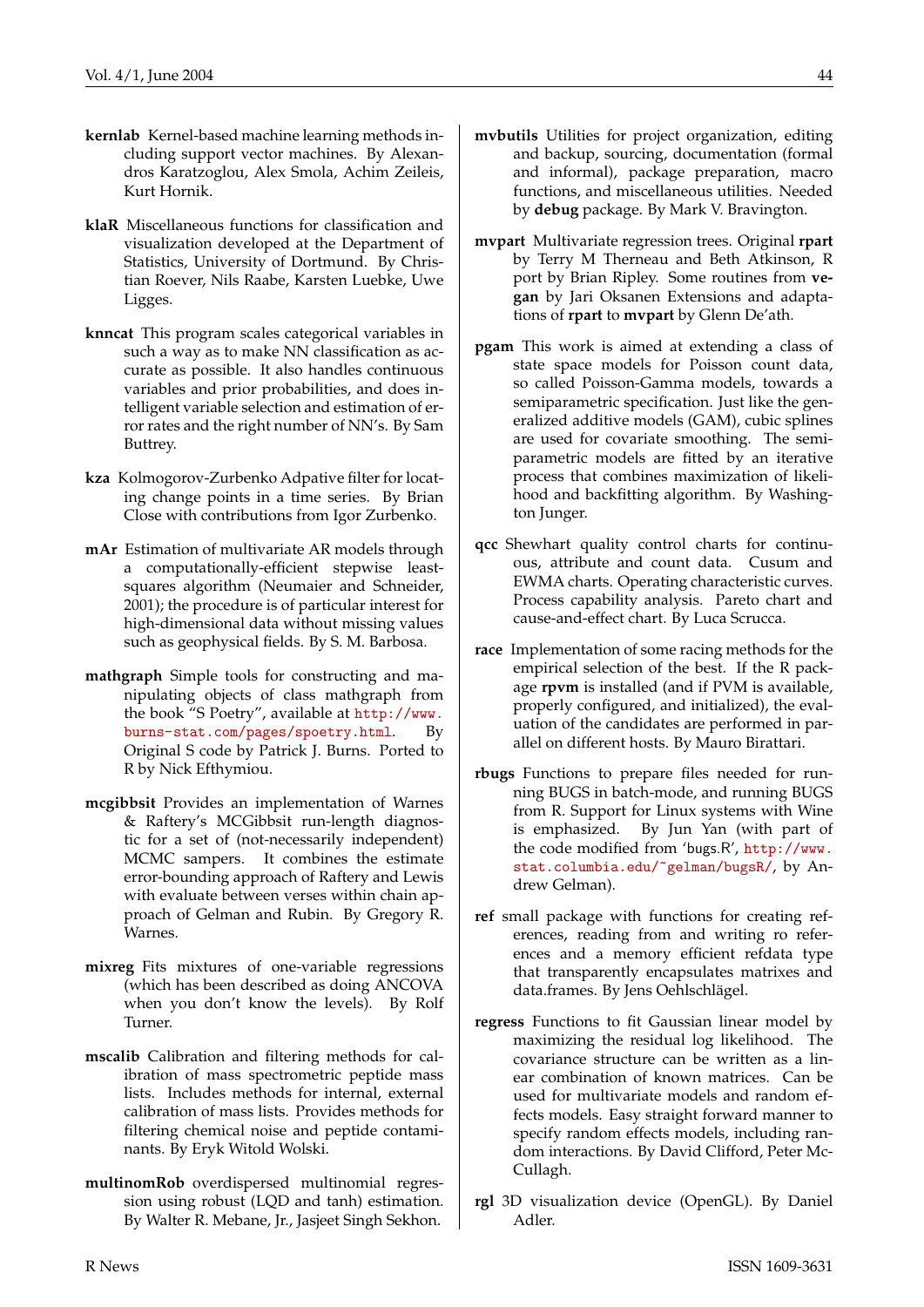**kernlab** Kernel-based machine learning methods including support vector machines. By Alexandros Karatzoglou, Alex Smola, Achim Zeileis, Kurt Hornik.

**klaR** Miscellaneous functions for classification and visualization developed at the Department of Statistics, University of Dortmund. By Christian Roever, Nils Raabe, Karsten Luebke, Uwe Ligges.

**knncat** This program scales categorical variables in such a way as to make NN classification as accurate as possible. It also handles continuous variables and prior probabilities, and does intelligent variable selection and estimation of error rates and the right number of NN's. By Sam Buttrey.

**kza** Kolmogorov-Zurbenko Adpative filter for locating change points in a time series. By Brian Close with contributions from Igor Zurbenko.

**mAr** Estimation of multivariate AR models through a computationally-efficient stepwise least-squares algorithm (Neumaier and Schneider, 2001); the procedure is of particular interest for high-dimensional data without missing values such as geophysical fields. By S. M. Barbosa.

**mathgraph** Simple tools for constructing and manipulating objects of class mathgraph from the book "S Poetry", available at http://www.burns-stat.com/pages/spoetry.html. By Original S code by Patrick J. Burns. Ported to R by Nick Efthymiou.

**mcgibbsit** Provides an implementation of Warnes & Raftery's MCGibbsit run-length diagnostic for a set of (not-necessarily independent) MCMC sampers. It combines the estimate error-bounding approach of Raftery and Lewis with evaluate between verses within chain approach of Gelman and Rubin. By Gregory R. Warnes.

**mixreg** Fits mixtures of one-variable regressions (which has been described as doing ANCOVA when you don't know the levels). By Rolf Turner.

**mscalib** Calibration and filtering methods for calibration of mass spectrometric peptide mass lists. Includes methods for internal, external calibration of mass lists. Provides methods for filtering chemical noise and peptide contaminants. By Eryk Witold Wolski.

**multinomRob** overdispersed multinomial regression using robust (LQD and tanh) estimation. By Walter R. Mebane, Jr., Jasjeet Singh Sekhon.

**mvbutils** Utilities for project organization, editing and backup, sourcing, documentation (formal and informal), package preparation, macro functions, and miscellaneous utilities. Needed by **debug** package. By Mark V. Bravington.

**mvpart** Multivariate regression trees. Original **rpart** by Terry M Therneau and Beth Atkinson, R port by Brian Ripley. Some routines from **vegan** by Jari Oksanen Extensions and adaptations of **rpart** to **mvpart** by Glenn De'ath.

**pgam** This work is aimed at extending a class of state space models for Poisson count data, so called Poisson-Gamma models, towards a semiparametric specification. Just like the generalized additive models (GAM), cubic splines are used for covariate smoothing. The semiparametric models are fitted by an iterative process that combines maximization of likelihood and backfitting algorithm. By Washington Junger.

**qcc** Shewhart quality control charts for continuous, attribute and count data. Cusum and EWMA charts. Operating characteristic curves. Process capability analysis. Pareto chart and cause-and-effect chart. By Luca Scrucca.

**race** Implementation of some racing methods for the empirical selection of the best. If the R package **rpvm** is installed (and if PVM is available, properly configured, and initialized), the evaluation of the candidates are performed in parallel on different hosts. By Mauro Birattari.

**rbugs** Functions to prepare files needed for running BUGS in batch-mode, and running BUGS from R. Support for Linux systems with Wine is emphasized. By Jun Yan (with part of the code modified from 'bugs.R', http://www.stat.columbia.edu/~gelman/bugsR/, by Andrew Gelman).

**ref** small package with functions for creating references, reading from and writing ro references and a memory efficient refdata type that transparently encapsulates matrixes and data.frames. By Jens Oehlschlägel.

**regress** Functions to fit Gaussian linear model by maximizing the residual log likelihood. The covariance structure can be written as a linear combination of known matrices. Can be used for multivariate models and random effects models. Easy straight forward manner to specify random effects models, including random interactions. By David Clifford, Peter McCullagh.

**rgl** 3D visualization device (OpenGL). By Daniel Adler.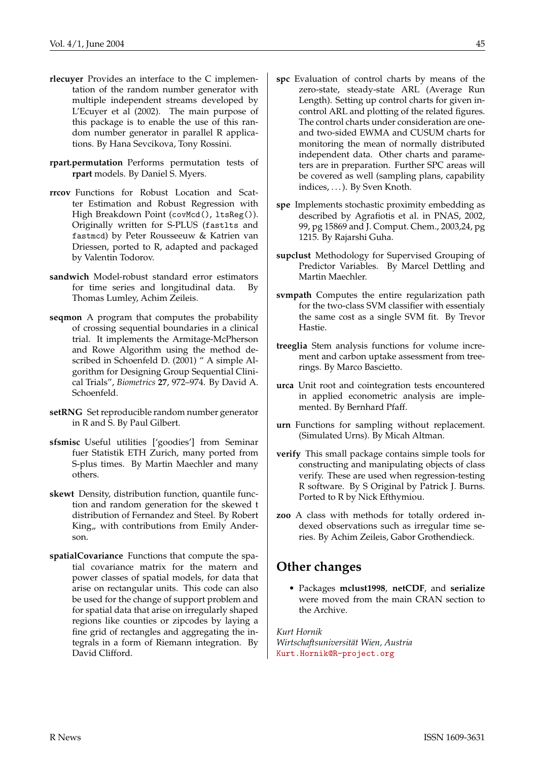**rlecuyer** Provides an interface to the C implementation of the random number generator with multiple independent streams developed by L'Ecuyer et al (2002). The main purpose of this package is to enable the use of this random number generator in parallel R applications. By Hana Sevcikova, Tony Rossini.

**rpart.permutation** Performs permutation tests of **rpart** models. By Daniel S. Myers.

**rrcov** Functions for Robust Location and Scatter Estimation and Robust Regression with High Breakdown Point (`covMcd()`, `ltsReg()`). Originally written for S-PLUS (`fastlts` and `fastmcd`) by Peter Rousseeuw & Katrien van Driessen, ported to R, adapted and packaged by Valentin Todorov.

**sandwich** Model-robust standard error estimators for time series and longitudinal data. By Thomas Lumley, Achim Zeileis.

**seqmon** A program that computes the probability of crossing sequential boundaries in a clinical trial. It implements the Armitage-McPherson and Rowe Algorithm using the method described in Schoenfeld D. (2001) " A simple Algorithm for Designing Group Sequential Clinical Trials", *Biometrics* **27**, 972–974. By David A. Schoenfeld.

**setRNG** Set reproducible random number generator in R and S. By Paul Gilbert.

**sfsmisc** Useful utilities ['goodies'] from Seminar fuer Statistik ETH Zurich, many ported from S-plus times. By Martin Maechler and many others.

**skewt** Density, distribution function, quantile function and random generation for the skewed t distribution of Fernandez and Steel. By Robert King,, with contributions from Emily Anderson.

**spatialCovariance** Functions that compute the spatial covariance matrix for the matern and power classes of spatial models, for data that arise on rectangular units. This code can also be used for the change of support problem and for spatial data that arise on irregularly shaped regions like counties or zipcodes by laying a fine grid of rectangles and aggregating the integrals in a form of Riemann integration. By David Clifford.

**spc** Evaluation of control charts by means of the zero-state, steady-state ARL (Average Run Length). Setting up control charts for given in-control ARL and plotting of the related figures. The control charts under consideration are one- and two-sided EWMA and CUSUM charts for monitoring the mean of normally distributed independent data. Other charts and parameters are in preparation. Further SPC areas will be covered as well (sampling plans, capability indices, ...). By Sven Knoth.

**spe** Implements stochastic proximity embedding as described by Agrafiotis et al. in PNAS, 2002, 99, pg 15869 and J. Comput. Chem., 2003,24, pg 1215. By Rajarshi Guha.

**supclust** Methodology for Supervised Grouping of Predictor Variables. By Marcel Dettling and Martin Maechler.

**svmpath** Computes the entire regularization path for the two-class SVM classifier with essentialy the same cost as a single SVM fit. By Trevor Hastie.

**treeglia** Stem analysis functions for volume increment and carbon uptake assessment from tree-rings. By Marco Bascietto.

**urca** Unit root and cointegration tests encountered in applied econometric analysis are implemented. By Bernhard Pfaff.

**urn** Functions for sampling without replacement. (Simulated Urns). By Micah Altman.

**verify** This small package contains simple tools for constructing and manipulating objects of class verify. These are used when regression-testing R software. By S Original by Patrick J. Burns. Ported to R by Nick Efthymiou.

**zoo** A class with methods for totally ordered indexed observations such as irregular time series. By Achim Zeileis, Gabor Grothendieck.

## Other changes

- Packages **mclust1998**, **netCDF**, and **serialize** were moved from the main CRAN section to the Archive.

*Kurt Hornik*
*Wirtschaftsuniversität Wien, Austria*
Kurt.Hornik@R-project.org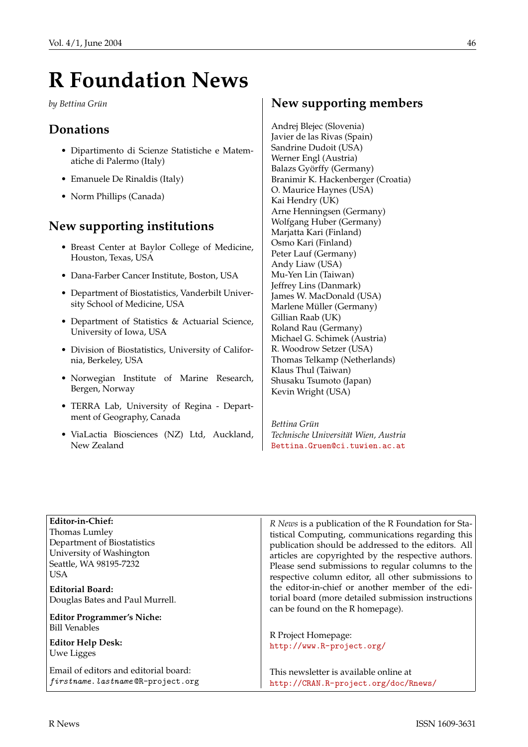# R Foundation News

*by Bettina Grün*

## Donations

- Dipartimento di Scienze Statistiche e Matematiche di Palermo (Italy)
- Emanuele De Rinaldis (Italy)
- Norm Phillips (Canada)

## New supporting institutions

- Breast Center at Baylor College of Medicine, Houston, Texas, USA
- Dana-Farber Cancer Institute, Boston, USA
- Department of Biostatistics, Vanderbilt University School of Medicine, USA
- Department of Statistics & Actuarial Science, University of Iowa, USA
- Division of Biostatistics, University of California, Berkeley, USA
- Norwegian Institute of Marine Research, Bergen, Norway
- TERRA Lab, University of Regina - Department of Geography, Canada
- ViaLactia Biosciences (NZ) Ltd, Auckland, New Zealand

## New supporting members

Andrej Blejec (Slovenia)
Javier de las Rivas (Spain)
Sandrine Dudoit (USA)
Werner Engl (Austria)
Balazs Györffy (Germany)
Branimir K. Hackenberger (Croatia)
O. Maurice Haynes (USA)
Kai Hendry (UK)
Arne Henningsen (Germany)
Wolfgang Huber (Germany)
Marjatta Kari (Finland)
Osmo Kari (Finland)
Peter Lauf (Germany)
Andy Liaw (USA)
Mu-Yen Lin (Taiwan)
Jeffrey Lins (Danmark)
James W. MacDonald (USA)
Marlene Müller (Germany)
Gillian Raab (UK)
Roland Rau (Germany)
Michael G. Schimek (Austria)
R. Woodrow Setzer (USA)
Thomas Telkamp (Netherlands)
Klaus Thul (Taiwan)
Shusaku Tsumoto (Japan)
Kevin Wright (USA)

*Bettina Grün*
*Technische Universität Wien, Austria*
Bettina.Gruen@ci.tuwien.ac.at

---

**Editor-in-Chief:**
Thomas Lumley
Department of Biostatistics
University of Washington
Seattle, WA 98195-7232
USA

**Editorial Board:**
Douglas Bates and Paul Murrell.

**Editor Programmer's Niche:**
Bill Venables

**Editor Help Desk:**
Uwe Ligges

Email of editors and editorial board:
*firstname.lastname*@R-project.org

*R News* is a publication of the R Foundation for Statistical Computing, communications regarding this publication should be addressed to the editors. All articles are copyrighted by the respective authors. Please send submissions to regular columns to the respective column editor, all other submissions to the editor-in-chief or another member of the editorial board (more detailed submission instructions can be found on the R homepage).

R Project Homepage:
http://www.R-project.org/

This newsletter is available online at
http://CRAN.R-project.org/doc/Rnews/